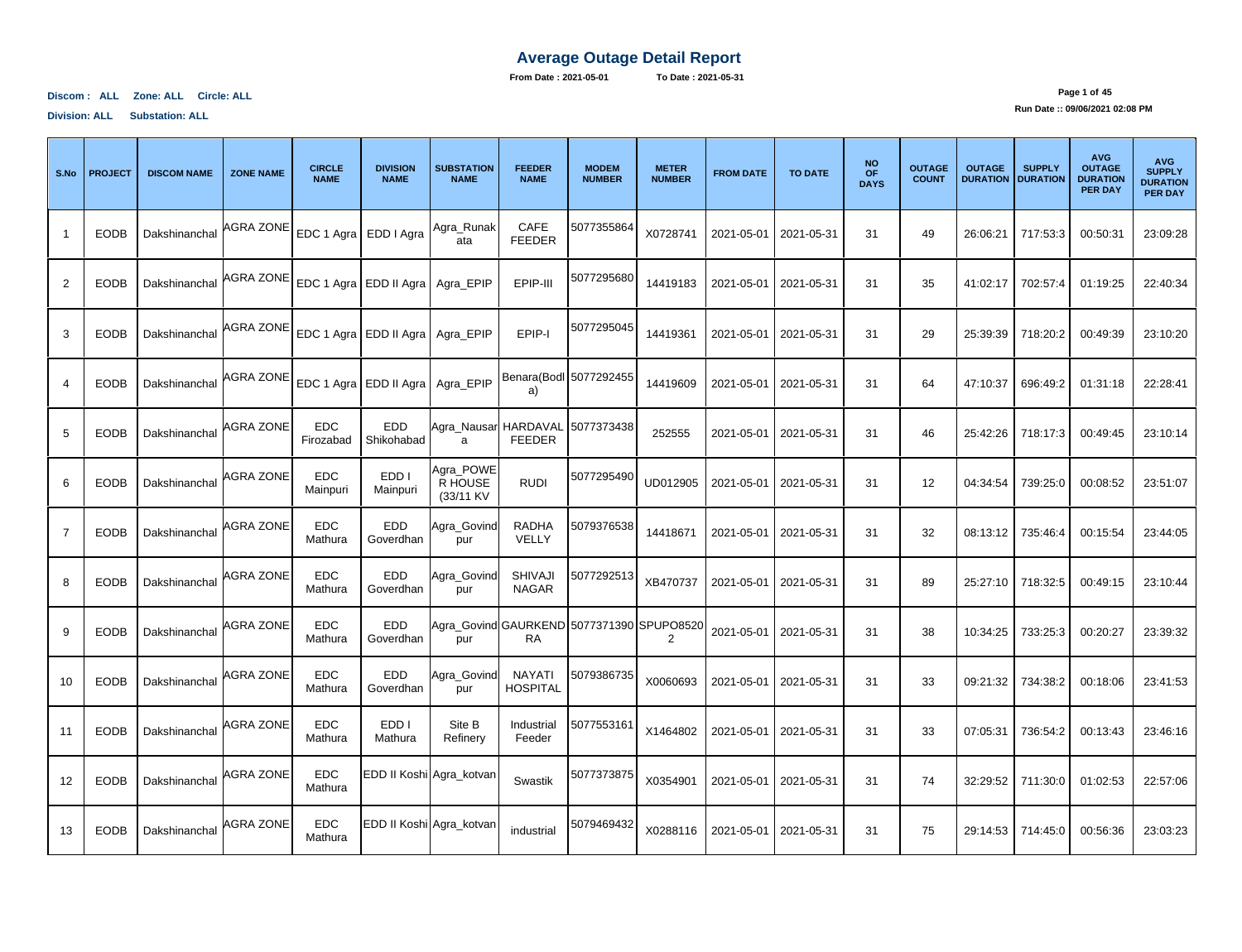# Average Outage Detail Report

**From Date : 2021-05-01 To Date : 2021-05-31**

**Discom : ALL Zone: ALL Circle: ALL**

**Division: ALL Substation: ALL**

**Run Date :: 09/06/2021 02:08 PM**

| S.No | PROJECT | DISCOM NAME | ZONE NAME | CIRCLE NAME | DIVISION NAME | SUBSTATION NAME | FEEDER NAME | MODEM NUMBER | METER NUMBER | FROM DATE | TO DATE | NO OF DAYS | OUTAGE COUNT | OUTAGE DURATION | SUPPLY DURATION | AVG OUTAGE DURATION PER DAY | AVG SUPPLY DURATION PER DAY |
|---|---|---|---|---|---|---|---|---|---|---|---|---|---|---|---|---|---|
| 1 | EODB | Dakshinanchal | AGRA ZONE | EDC 1 Agra | EDD I Agra | Agra_Runakata | CAFE FEEDER | 5077355864 | X0728741 | 2021-05-01 | 2021-05-31 | 31 | 49 | 26:06:21 | 717:53:3 | 00:50:31 | 23:09:28 |
| 2 | EODB | Dakshinanchal | AGRA ZONE | EDC 1 Agra | EDD II Agra | Agra_EPIP | EPIP-III | 5077295680 | 14419183 | 2021-05-01 | 2021-05-31 | 31 | 35 | 41:02:17 | 702:57:4 | 01:19:25 | 22:40:34 |
| 3 | EODB | Dakshinanchal | AGRA ZONE | EDC 1 Agra | EDD II Agra | Agra_EPIP | EPIP-I | 5077295045 | 14419361 | 2021-05-01 | 2021-05-31 | 31 | 29 | 25:39:39 | 718:20:2 | 00:49:39 | 23:10:20 |
| 4 | EODB | Dakshinanchal | AGRA ZONE | EDC 1 Agra | EDD II Agra | Agra_EPIP | Benara(Bodla) | 5077292455 | 14419609 | 2021-05-01 | 2021-05-31 | 31 | 64 | 47:10:37 | 696:49:2 | 01:31:18 | 22:28:41 |
| 5 | EODB | Dakshinanchal | AGRA ZONE | EDC Firozabad | EDD Shikohabad | Agra_Nausara | HARDAVAL FEEDER | 5077373438 | 252555 | 2021-05-01 | 2021-05-31 | 31 | 46 | 25:42:26 | 718:17:3 | 00:49:45 | 23:10:14 |
| 6 | EODB | Dakshinanchal | AGRA ZONE | EDC Mainpuri | EDD I Mainpuri | Agra_POWER HOUSE (33/11 KV | RUDI | 5077295490 | UD012905 | 2021-05-01 | 2021-05-31 | 31 | 12 | 04:34:54 | 739:25:0 | 00:08:52 | 23:51:07 |
| 7 | EODB | Dakshinanchal | AGRA ZONE | EDC Mathura | EDD Goverdhan | Agra_Govindpur | RADHA VELLY | 5079376538 | 14418671 | 2021-05-01 | 2021-05-31 | 31 | 32 | 08:13:12 | 735:46:4 | 00:15:54 | 23:44:05 |
| 8 | EODB | Dakshinanchal | AGRA ZONE | EDC Mathura | EDD Goverdhan | Agra_Govindpur | SHIVAJI NAGAR | 5077292513 | XB470737 | 2021-05-01 | 2021-05-31 | 31 | 89 | 25:27:10 | 718:32:5 | 00:49:15 | 23:10:44 |
| 9 | EODB | Dakshinanchal | AGRA ZONE | EDC Mathura | EDD Goverdhan | Agra_Govindpur | GAURKENDRA | 5077371390 | SPUPO85202 | 2021-05-01 | 2021-05-31 | 31 | 38 | 10:34:25 | 733:25:3 | 00:20:27 | 23:39:32 |
| 10 | EODB | Dakshinanchal | AGRA ZONE | EDC Mathura | EDD Goverdhan | Agra_Govindpur | NAYATI HOSPITAL | 5079386735 | X0060693 | 2021-05-01 | 2021-05-31 | 31 | 33 | 09:21:32 | 734:38:2 | 00:18:06 | 23:41:53 |
| 11 | EODB | Dakshinanchal | AGRA ZONE | EDC Mathura | EDD I Mathura | Site B Refinery | Industrial Feeder | 5077553161 | X1464802 | 2021-05-01 | 2021-05-31 | 31 | 33 | 07:05:31 | 736:54:2 | 00:13:43 | 23:46:16 |
| 12 | EODB | Dakshinanchal | AGRA ZONE | EDC Mathura | EDD II Koshi | Agra_kotvan | Swastik | 5077373875 | X0354901 | 2021-05-01 | 2021-05-31 | 31 | 74 | 32:29:52 | 711:30:0 | 01:02:53 | 22:57:06 |
| 13 | EODB | Dakshinanchal | AGRA ZONE | EDC Mathura | EDD II Koshi | Agra_kotvan | industrial | 5079469432 | X0288116 | 2021-05-01 | 2021-05-31 | 31 | 75 | 29:14:53 | 714:45:0 | 00:56:36 | 23:03:23 |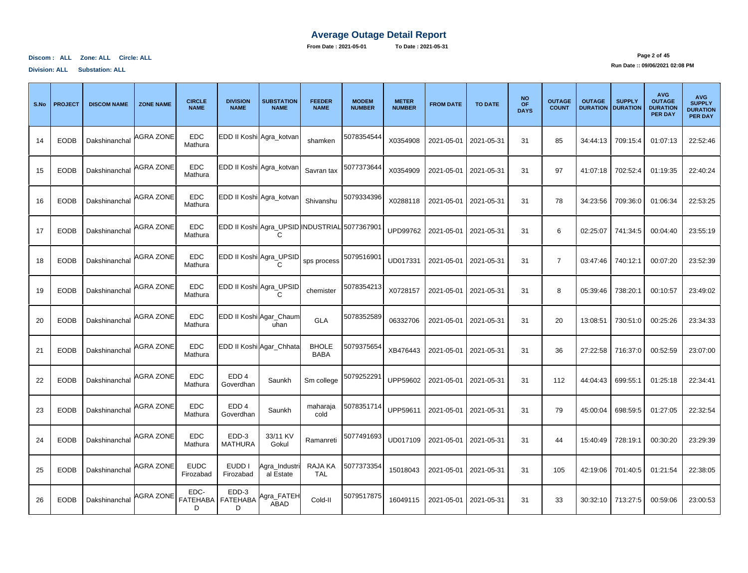# Average Outage Detail Report

**From Date : 2021-05-01** **To Date : 2021-05-31**

**Discom : ALL Zone: ALL Circle: ALL**

**Division: ALL Substation: ALL**

**Run Date :: 09/06/2021 02:08 PM**

| S.No | PROJECT | DISCOM NAME | ZONE NAME | CIRCLE NAME | DIVISION NAME | SUBSTATION NAME | FEEDER NAME | MODEM NUMBER | METER NUMBER | FROM DATE | TO DATE | NO OF DAYS | OUTAGE COUNT | OUTAGE DURATION | SUPPLY DURATION | AVG OUTAGE DURATION PER DAY | AVG SUPPLY DURATION PER DAY |
|---|---|---|---|---|---|---|---|---|---|---|---|---|---|---|---|---|---|
| 14 | EODB | Dakshinanchal | AGRA ZONE | EDC Mathura | EDD II Koshi | Agra_kotvan | shamken | 5078354544 | X0354908 | 2021-05-01 | 2021-05-31 | 31 | 85 | 34:44:13 | 709:15:4 | 01:07:13 | 22:52:46 |
| 15 | EODB | Dakshinanchal | AGRA ZONE | EDC Mathura | EDD II Koshi | Agra_kotvan | Savran tax | 5077373644 | X0354909 | 2021-05-01 | 2021-05-31 | 31 | 97 | 41:07:18 | 702:52:4 | 01:19:35 | 22:40:24 |
| 16 | EODB | Dakshinanchal | AGRA ZONE | EDC Mathura | EDD II Koshi | Agra_kotvan | Shivanshu | 5079334396 | X0288118 | 2021-05-01 | 2021-05-31 | 31 | 78 | 34:23:56 | 709:36:0 | 01:06:34 | 22:53:25 |
| 17 | EODB | Dakshinanchal | AGRA ZONE | EDC Mathura | EDD II Koshi | Agra_UPSIDC | INDUSTRIAL | 5077367901 | UPD99762 | 2021-05-01 | 2021-05-31 | 31 | 6 | 02:25:07 | 741:34:5 | 00:04:40 | 23:55:19 |
| 18 | EODB | Dakshinanchal | AGRA ZONE | EDC Mathura | EDD II Koshi | Agra_UPSIDC | sps process | 5079516901 | UD017331 | 2021-05-01 | 2021-05-31 | 31 | 7 | 03:47:46 | 740:12:1 | 00:07:20 | 23:52:39 |
| 19 | EODB | Dakshinanchal | AGRA ZONE | EDC Mathura | EDD II Koshi | Agra_UPSIDC | chemister | 5078354213 | X0728157 | 2021-05-01 | 2021-05-31 | 31 | 8 | 05:39:46 | 738:20:1 | 00:10:57 | 23:49:02 |
| 20 | EODB | Dakshinanchal | AGRA ZONE | EDC Mathura | EDD II Koshi | Agar_Chaumuhan | GLA | 5078352589 | 06332706 | 2021-05-01 | 2021-05-31 | 31 | 20 | 13:08:51 | 730:51:0 | 00:25:26 | 23:34:33 |
| 21 | EODB | Dakshinanchal | AGRA ZONE | EDC Mathura | EDD II Koshi | Agar_Chhata | BHOLE BABA | 5079375654 | XB476443 | 2021-05-01 | 2021-05-31 | 31 | 36 | 27:22:58 | 716:37:0 | 00:52:59 | 23:07:00 |
| 22 | EODB | Dakshinanchal | AGRA ZONE | EDC Mathura | EDD 4 Goverdhan | Saunkh | Sm college | 5079252291 | UPP59602 | 2021-05-01 | 2021-05-31 | 31 | 112 | 44:04:43 | 699:55:1 | 01:25:18 | 22:34:41 |
| 23 | EODB | Dakshinanchal | AGRA ZONE | EDC Mathura | EDD 4 Goverdhan | Saunkh | maharaja cold | 5078351714 | UPP59611 | 2021-05-01 | 2021-05-31 | 31 | 79 | 45:00:04 | 698:59:5 | 01:27:05 | 22:32:54 |
| 24 | EODB | Dakshinanchal | AGRA ZONE | EDC Mathura | EDD-3 MATHURA | 33/11 KV Gokul | Ramanreti | 5077491693 | UD017109 | 2021-05-01 | 2021-05-31 | 31 | 44 | 15:40:49 | 728:19:1 | 00:30:20 | 23:29:39 |
| 25 | EODB | Dakshinanchal | AGRA ZONE | EUDC Firozabad | EUDD I Firozabad | Agra_Industrial Estate | RAJA KA TAL | 5077373354 | 15018043 | 2021-05-01 | 2021-05-31 | 31 | 105 | 42:19:06 | 701:40:5 | 01:21:54 | 22:38:05 |
| 26 | EODB | Dakshinanchal | AGRA ZONE | EDC-FATEHABAD | EDD-3 FATEHABAD | Agra_FATEHABAD | Cold-II | 5079517875 | 16049115 | 2021-05-01 | 2021-05-31 | 31 | 33 | 30:32:10 | 713:27:5 | 00:59:06 | 23:00:53 |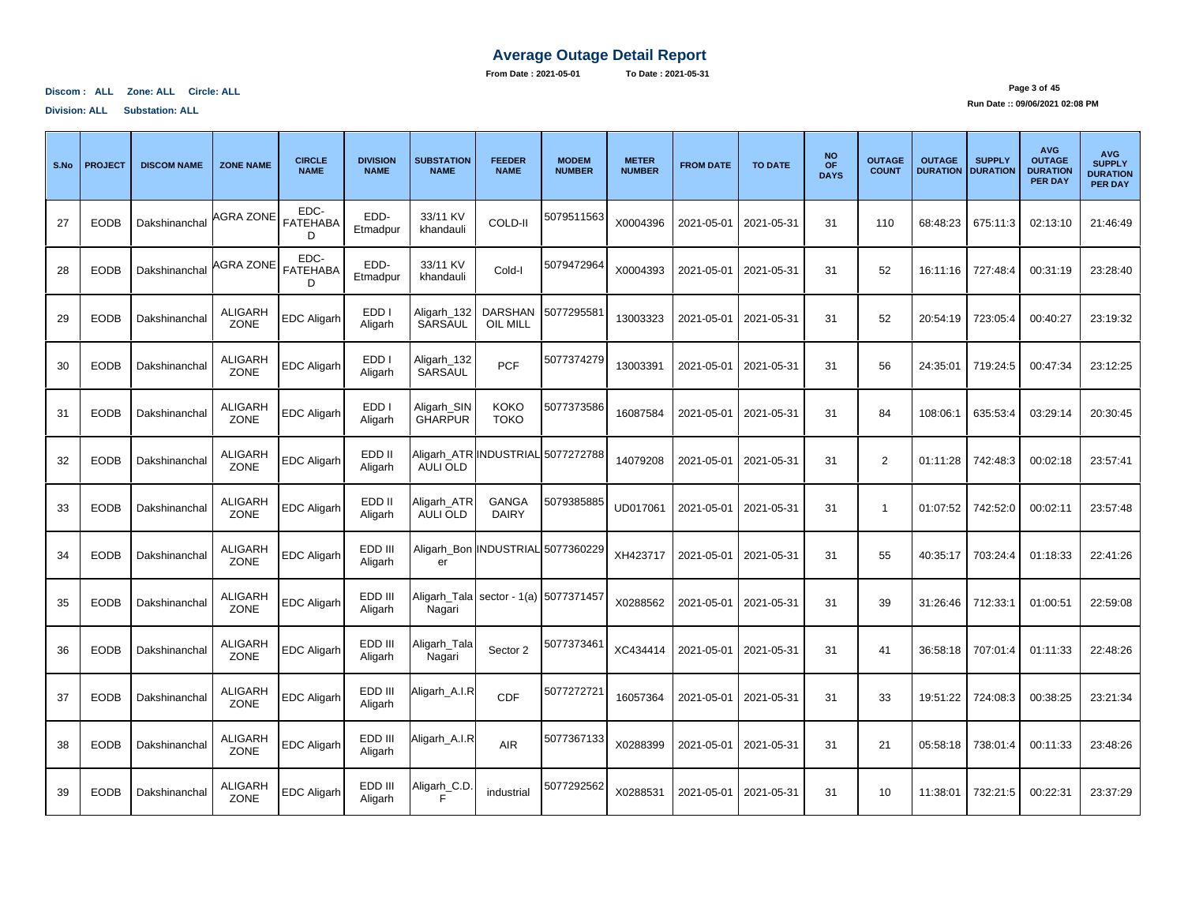# Average Outage Detail Report

**From Date : 2021-05-01 To Date : 2021-05-31**

**Discom : ALL Zone: ALL Circle: ALL**

**Division: ALL Substation: ALL**

**Run Date :: 09/06/2021 02:08 PM**

| S.No | PROJECT | DISCOM NAME | ZONE NAME | CIRCLE NAME | DIVISION NAME | SUBSTATION NAME | FEEDER NAME | MODEM NUMBER | METER NUMBER | FROM DATE | TO DATE | NO OF DAYS | OUTAGE COUNT | OUTAGE DURATION | SUPPLY DURATION | AVG OUTAGE DURATION PER DAY | AVG SUPPLY DURATION PER DAY |
|---|---|---|---|---|---|---|---|---|---|---|---|---|---|---|---|---|---|
| 27 | EODB | Dakshinanchal | AGRA ZONE | EDC-FATEHABAD | EDD-Etmadpur | 33/11 KV khandauli | COLD-II | 5079511563 | X0004396 | 2021-05-01 | 2021-05-31 | 31 | 110 | 68:48:23 | 675:11:3 | 02:13:10 | 21:46:49 |
| 28 | EODB | Dakshinanchal | AGRA ZONE | EDC-FATEHABAD | EDD-Etmadpur | 33/11 KV khandauli | Cold-I | 5079472964 | X0004393 | 2021-05-01 | 2021-05-31 | 31 | 52 | 16:11:16 | 727:48:4 | 00:31:19 | 23:28:40 |
| 29 | EODB | Dakshinanchal | ALIGARH ZONE | EDC Aligarh | EDD I Aligarh | Aligarh_132 SARSAUL | DARSHAN OIL MILL | 5077295581 | 13003323 | 2021-05-01 | 2021-05-31 | 31 | 52 | 20:54:19 | 723:05:4 | 00:40:27 | 23:19:32 |
| 30 | EODB | Dakshinanchal | ALIGARH ZONE | EDC Aligarh | EDD I Aligarh | Aligarh_132 SARSAUL | PCF | 5077374279 | 13003391 | 2021-05-01 | 2021-05-31 | 31 | 56 | 24:35:01 | 719:24:5 | 00:47:34 | 23:12:25 |
| 31 | EODB | Dakshinanchal | ALIGARH ZONE | EDC Aligarh | EDD I Aligarh | Aligarh_SINGHARPUR | KOKO TOKO | 5077373586 | 16087584 | 2021-05-01 | 2021-05-31 | 31 | 84 | 108:06:1 | 635:53:4 | 03:29:14 | 20:30:45 |
| 32 | EODB | Dakshinanchal | ALIGARH ZONE | EDC Aligarh | EDD II Aligarh | Aligarh_ATRAULI OLD | INDUSTRIAL | 5077272788 | 14079208 | 2021-05-01 | 2021-05-31 | 31 | 2 | 01:11:28 | 742:48:3 | 00:02:18 | 23:57:41 |
| 33 | EODB | Dakshinanchal | ALIGARH ZONE | EDC Aligarh | EDD II Aligarh | Aligarh_ATRAULI OLD | GANGA DAIRY | 5079385885 | UD017061 | 2021-05-01 | 2021-05-31 | 31 | 1 | 01:07:52 | 742:52:0 | 00:02:11 | 23:57:48 |
| 34 | EODB | Dakshinanchal | ALIGARH ZONE | EDC Aligarh | EDD III Aligarh | Aligarh_Boner | INDUSTRIAL | 5077360229 | XH423717 | 2021-05-01 | 2021-05-31 | 31 | 55 | 40:35:17 | 703:24:4 | 01:18:33 | 22:41:26 |
| 35 | EODB | Dakshinanchal | ALIGARH ZONE | EDC Aligarh | EDD III Aligarh | Aligarh_Tala Nagari | sector - 1(a) | 5077371457 | X0288562 | 2021-05-01 | 2021-05-31 | 31 | 39 | 31:26:46 | 712:33:1 | 01:00:51 | 22:59:08 |
| 36 | EODB | Dakshinanchal | ALIGARH ZONE | EDC Aligarh | EDD III Aligarh | Aligarh_Tala Nagari | Sector 2 | 5077373461 | XC434414 | 2021-05-01 | 2021-05-31 | 31 | 41 | 36:58:18 | 707:01:4 | 01:11:33 | 22:48:26 |
| 37 | EODB | Dakshinanchal | ALIGARH ZONE | EDC Aligarh | EDD III Aligarh | Aligarh_A.I.R | CDF | 5077272721 | 16057364 | 2021-05-01 | 2021-05-31 | 31 | 33 | 19:51:22 | 724:08:3 | 00:38:25 | 23:21:34 |
| 38 | EODB | Dakshinanchal | ALIGARH ZONE | EDC Aligarh | EDD III Aligarh | Aligarh_A.I.R | AIR | 5077367133 | X0288399 | 2021-05-01 | 2021-05-31 | 31 | 21 | 05:58:18 | 738:01:4 | 00:11:33 | 23:48:26 |
| 39 | EODB | Dakshinanchal | ALIGARH ZONE | EDC Aligarh | EDD III Aligarh | Aligarh_C.D.F | industrial | 5077292562 | X0288531 | 2021-05-01 | 2021-05-31 | 31 | 10 | 11:38:01 | 732:21:5 | 00:22:31 | 23:37:29 |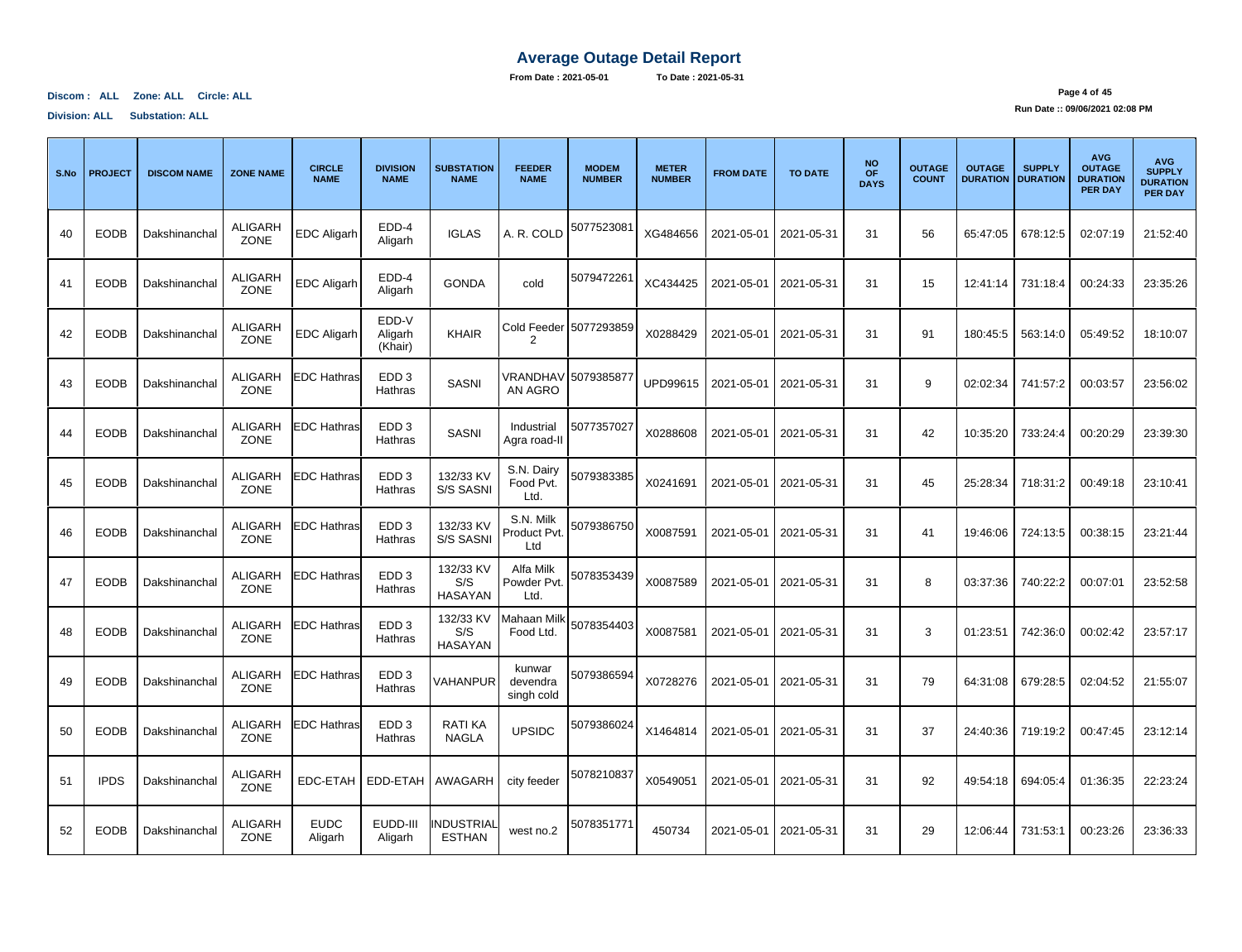# Average Outage Detail Report

**From Date : 2021-05-01** **To Date : 2021-05-31**

**Discom : ALL Zone: ALL Circle: ALL**

**Division: ALL Substation: ALL**

**Run Date :: 09/06/2021 02:08 PM**

| S.No | PROJECT | DISCOM NAME | ZONE NAME | CIRCLE NAME | DIVISION NAME | SUBSTATION NAME | FEEDER NAME | MODEM NUMBER | METER NUMBER | FROM DATE | TO DATE | NO OF DAYS | OUTAGE COUNT | OUTAGE DURATION | SUPPLY DURATION | AVG OUTAGE DURATION PER DAY | AVG SUPPLY DURATION PER DAY |
|---|---|---|---|---|---|---|---|---|---|---|---|---|---|---|---|---|---|
| 40 | EODB | Dakshinanchal | ALIGARH ZONE | EDC Aligarh | EDD-4 Aligarh | IGLAS | A. R. COLD | 5077523081 | XG484656 | 2021-05-01 | 2021-05-31 | 31 | 56 | 65:47:05 | 678:12:5 | 02:07:19 | 21:52:40 |
| 41 | EODB | Dakshinanchal | ALIGARH ZONE | EDC Aligarh | EDD-4 Aligarh | GONDA | cold | 5079472261 | XC434425 | 2021-05-01 | 2021-05-31 | 31 | 15 | 12:41:14 | 731:18:4 | 00:24:33 | 23:35:26 |
| 42 | EODB | Dakshinanchal | ALIGARH ZONE | EDC Aligarh | EDD-V Aligarh (Khair) | KHAIR | Cold Feeder 2 | 5077293859 | X0288429 | 2021-05-01 | 2021-05-31 | 31 | 91 | 180:45:5 | 563:14:0 | 05:49:52 | 18:10:07 |
| 43 | EODB | Dakshinanchal | ALIGARH ZONE | EDC Hathras | EDD 3 Hathras | SASNI | VRANDHAVAN AGRO | 5079385877 | UPD99615 | 2021-05-01 | 2021-05-31 | 31 | 9 | 02:02:34 | 741:57:2 | 00:03:57 | 23:56:02 |
| 44 | EODB | Dakshinanchal | ALIGARH ZONE | EDC Hathras | EDD 3 Hathras | SASNI | Industrial Agra road-II | 5077357027 | X0288608 | 2021-05-01 | 2021-05-31 | 31 | 42 | 10:35:20 | 733:24:4 | 00:20:29 | 23:39:30 |
| 45 | EODB | Dakshinanchal | ALIGARH ZONE | EDC Hathras | EDD 3 Hathras | 132/33 KV S/S SASNI | S.N. Dairy Food Pvt. Ltd. | 5079383385 | X0241691 | 2021-05-01 | 2021-05-31 | 31 | 45 | 25:28:34 | 718:31:2 | 00:49:18 | 23:10:41 |
| 46 | EODB | Dakshinanchal | ALIGARH ZONE | EDC Hathras | EDD 3 Hathras | 132/33 KV S/S SASNI | S.N. Milk Product Pvt. Ltd | 5079386750 | X0087591 | 2021-05-01 | 2021-05-31 | 31 | 41 | 19:46:06 | 724:13:5 | 00:38:15 | 23:21:44 |
| 47 | EODB | Dakshinanchal | ALIGARH ZONE | EDC Hathras | EDD 3 Hathras | 132/33 KV S/S HASAYAN | Alfa Milk Powder Pvt. Ltd. | 5078353439 | X0087589 | 2021-05-01 | 2021-05-31 | 31 | 8 | 03:37:36 | 740:22:2 | 00:07:01 | 23:52:58 |
| 48 | EODB | Dakshinanchal | ALIGARH ZONE | EDC Hathras | EDD 3 Hathras | 132/33 KV S/S HASAYAN | Mahaan Milk Food Ltd. | 5078354403 | X0087581 | 2021-05-01 | 2021-05-31 | 31 | 3 | 01:23:51 | 742:36:0 | 00:02:42 | 23:57:17 |
| 49 | EODB | Dakshinanchal | ALIGARH ZONE | EDC Hathras | EDD 3 Hathras | VAHANPUR | kunwar devendra singh cold | 5079386594 | X0728276 | 2021-05-01 | 2021-05-31 | 31 | 79 | 64:31:08 | 679:28:5 | 02:04:52 | 21:55:07 |
| 50 | EODB | Dakshinanchal | ALIGARH ZONE | EDC Hathras | EDD 3 Hathras | RATI KA NAGLA | UPSIDC | 5079386024 | X1464814 | 2021-05-01 | 2021-05-31 | 31 | 37 | 24:40:36 | 719:19:2 | 00:47:45 | 23:12:14 |
| 51 | IPDS | Dakshinanchal | ALIGARH ZONE | EDC-ETAH | EDD-ETAH | AWAGARH | city feeder | 5078210837 | X0549051 | 2021-05-01 | 2021-05-31 | 31 | 92 | 49:54:18 | 694:05:4 | 01:36:35 | 22:23:24 |
| 52 | EODB | Dakshinanchal | ALIGARH ZONE | EUDC Aligarh | EUDD-III Aligarh | INDUSTRIAL ESTHAN | west no.2 | 5078351771 | 450734 | 2021-05-01 | 2021-05-31 | 31 | 29 | 12:06:44 | 731:53:1 | 00:23:26 | 23:36:33 |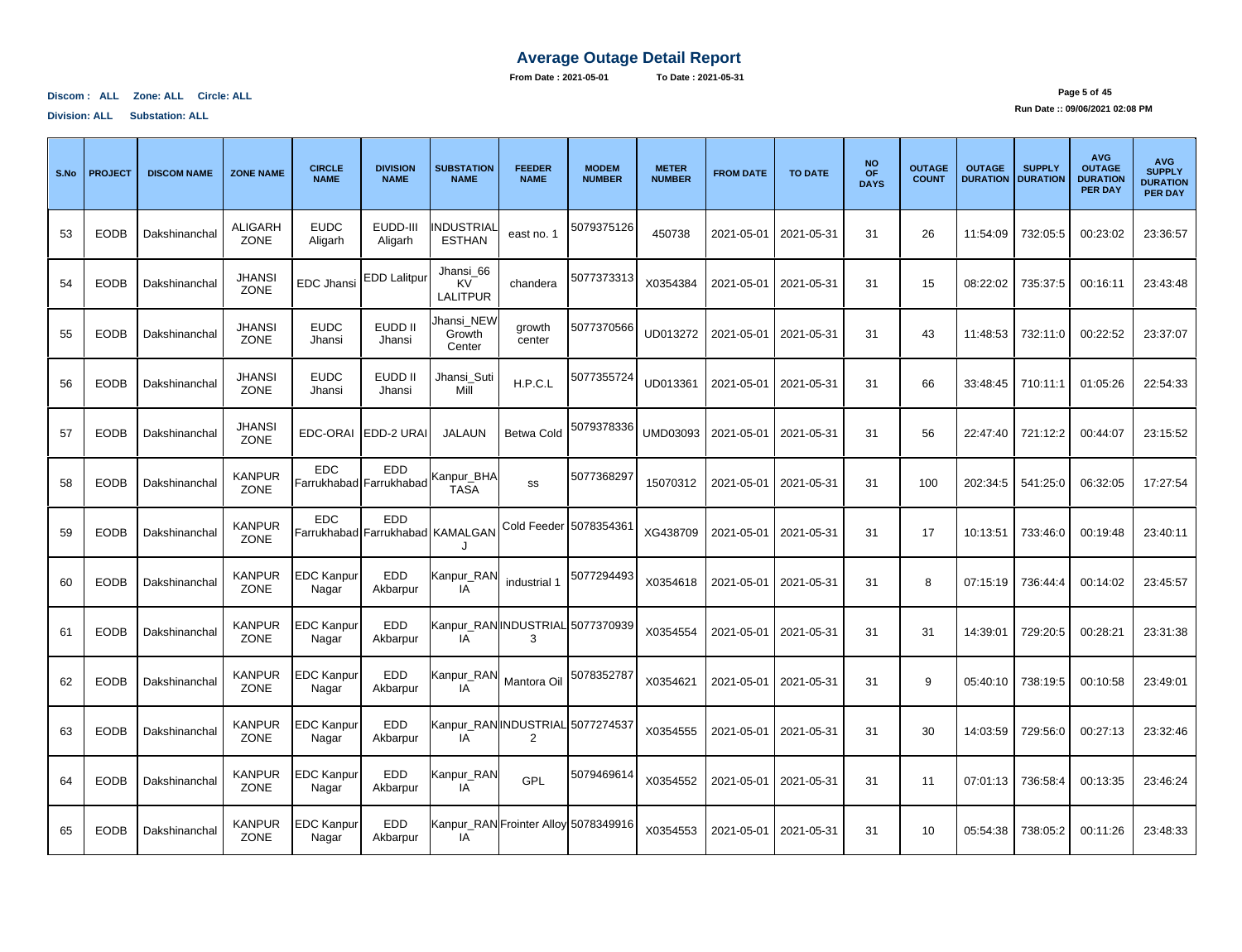# Average Outage Detail Report

**From Date : 2021-05-01** **To Date : 2021-05-31**

**Discom : ALL Zone: ALL Circle: ALL**

**Division: ALL Substation: ALL**

**Run Date :: 09/06/2021 02:08 PM**

| S.No | PROJECT | DISCOM NAME | ZONE NAME | CIRCLE NAME | DIVISION NAME | SUBSTATION NAME | FEEDER NAME | MODEM NUMBER | METER NUMBER | FROM DATE | TO DATE | NO OF DAYS | OUTAGE COUNT | OUTAGE DURATION | SUPPLY DURATION | AVG OUTAGE DURATION PER DAY | AVG SUPPLY DURATION PER DAY |
|---|---|---|---|---|---|---|---|---|---|---|---|---|---|---|---|---|---|
| 53 | EODB | Dakshinanchal | ALIGARH ZONE | EUDC Aligarh | EUDD-III Aligarh | INDUSTRIAL ESTHAN | east no. 1 | 5079375126 | 450738 | 2021-05-01 | 2021-05-31 | 31 | 26 | 11:54:09 | 732:05:5 | 00:23:02 | 23:36:57 |
| 54 | EODB | Dakshinanchal | JHANSI ZONE | EDC Jhansi | EDD Lalitpur | Jhansi_66 KV LALITPUR | chandera | 5077373313 | X0354384 | 2021-05-01 | 2021-05-31 | 31 | 15 | 08:22:02 | 735:37:5 | 00:16:11 | 23:43:48 |
| 55 | EODB | Dakshinanchal | JHANSI ZONE | EUDC Jhansi | EUDD II Jhansi | Jhansi_NEW Growth Center | growth center | 5077370566 | UD013272 | 2021-05-01 | 2021-05-31 | 31 | 43 | 11:48:53 | 732:11:0 | 00:22:52 | 23:37:07 |
| 56 | EODB | Dakshinanchal | JHANSI ZONE | EUDC Jhansi | EUDD II Jhansi | Jhansi_Suti Mill | H.P.C.L | 5077355724 | UD013361 | 2021-05-01 | 2021-05-31 | 31 | 66 | 33:48:45 | 710:11:1 | 01:05:26 | 22:54:33 |
| 57 | EODB | Dakshinanchal | JHANSI ZONE | EDC-ORAI | EDD-2 URAI | JALAUN | Betwa Cold | 5079378336 | UMD03093 | 2021-05-01 | 2021-05-31 | 31 | 56 | 22:47:40 | 721:12:2 | 00:44:07 | 23:15:52 |
| 58 | EODB | Dakshinanchal | KANPUR ZONE | EDC Farrukhabad | EDD Farrukhabad | Kanpur_BHATASA | ss | 5077368297 | 15070312 | 2021-05-01 | 2021-05-31 | 31 | 100 | 202:34:5 | 541:25:0 | 06:32:05 | 17:27:54 |
| 59 | EODB | Dakshinanchal | KANPUR ZONE | EDC Farrukhabad | EDD Farrukhabad | KAMALGANJ | Cold Feeder | 5078354361 | XG438709 | 2021-05-01 | 2021-05-31 | 31 | 17 | 10:13:51 | 733:46:0 | 00:19:48 | 23:40:11 |
| 60 | EODB | Dakshinanchal | KANPUR ZONE | EDC Kanpur Nagar | EDD Akbarpur | Kanpur_RANIA | industrial 1 | 5077294493 | X0354618 | 2021-05-01 | 2021-05-31 | 31 | 8 | 07:15:19 | 736:44:4 | 00:14:02 | 23:45:57 |
| 61 | EODB | Dakshinanchal | KANPUR ZONE | EDC Kanpur Nagar | EDD Akbarpur | Kanpur_RANIA | INDUSTRIAL 3 | 5077370939 | X0354554 | 2021-05-01 | 2021-05-31 | 31 | 31 | 14:39:01 | 729:20:5 | 00:28:21 | 23:31:38 |
| 62 | EODB | Dakshinanchal | KANPUR ZONE | EDC Kanpur Nagar | EDD Akbarpur | Kanpur_RANIA | Mantora Oil | 5078352787 | X0354621 | 2021-05-01 | 2021-05-31 | 31 | 9 | 05:40:10 | 738:19:5 | 00:10:58 | 23:49:01 |
| 63 | EODB | Dakshinanchal | KANPUR ZONE | EDC Kanpur Nagar | EDD Akbarpur | Kanpur_RANIA | INDUSTRIAL 2 | 5077274537 | X0354555 | 2021-05-01 | 2021-05-31 | 31 | 30 | 14:03:59 | 729:56:0 | 00:27:13 | 23:32:46 |
| 64 | EODB | Dakshinanchal | KANPUR ZONE | EDC Kanpur Nagar | EDD Akbarpur | Kanpur_RANIA | GPL | 5079469614 | X0354552 | 2021-05-01 | 2021-05-31 | 31 | 11 | 07:01:13 | 736:58:4 | 00:13:35 | 23:46:24 |
| 65 | EODB | Dakshinanchal | KANPUR ZONE | EDC Kanpur Nagar | EDD Akbarpur | Kanpur_RANIA | Frointer Alloy | 5078349916 | X0354553 | 2021-05-01 | 2021-05-31 | 31 | 10 | 05:54:38 | 738:05:2 | 00:11:26 | 23:48:33 |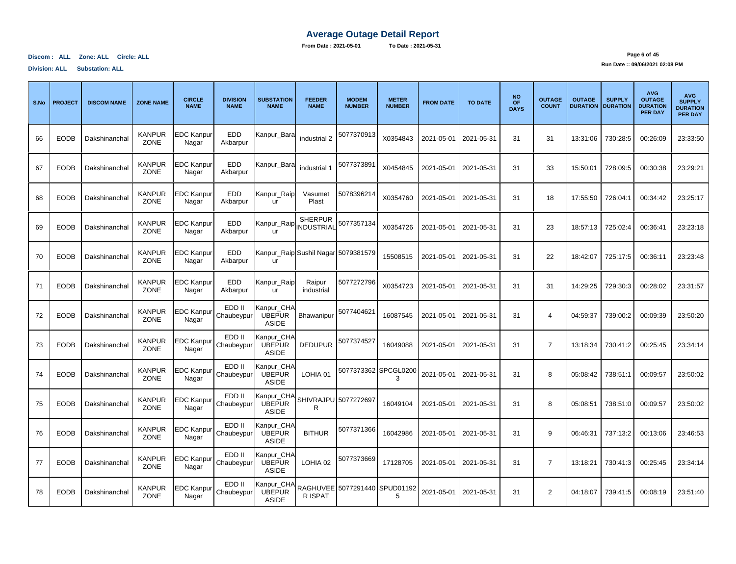# Average Outage Detail Report

**From Date : 2021-05-01 To Date : 2021-05-31**

**Discom : ALL Zone: ALL Circle: ALL**

**Division: ALL Substation: ALL**

**Run Date :: 09/06/2021 02:08 PM**

| S.No | PROJECT | DISCOM NAME | ZONE NAME | CIRCLE NAME | DIVISION NAME | SUBSTATION NAME | FEEDER NAME | MODEM NUMBER | METER NUMBER | FROM DATE | TO DATE | NO OF DAYS | OUTAGE COUNT | OUTAGE DURATION | SUPPLY DURATION | AVG OUTAGE DURATION PER DAY | AVG SUPPLY DURATION PER DAY |
|---|---|---|---|---|---|---|---|---|---|---|---|---|---|---|---|---|---|
| 66 | EODB | Dakshinanchal | KANPUR ZONE | EDC Kanpur Nagar | EDD Akbarpur | Kanpur_Bara | industrial 2 | 5077370913 | X0354843 | 2021-05-01 | 2021-05-31 | 31 | 31 | 13:31:06 | 730:28:5 | 00:26:09 | 23:33:50 |
| 67 | EODB | Dakshinanchal | KANPUR ZONE | EDC Kanpur Nagar | EDD Akbarpur | Kanpur_Bara | industrial 1 | 5077373891 | X0454845 | 2021-05-01 | 2021-05-31 | 31 | 33 | 15:50:01 | 728:09:5 | 00:30:38 | 23:29:21 |
| 68 | EODB | Dakshinanchal | KANPUR ZONE | EDC Kanpur Nagar | EDD Akbarpur | Kanpur_Raipur | Vasumet Plast | 5078396214 | X0354760 | 2021-05-01 | 2021-05-31 | 31 | 18 | 17:55:50 | 726:04:1 | 00:34:42 | 23:25:17 |
| 69 | EODB | Dakshinanchal | KANPUR ZONE | EDC Kanpur Nagar | EDD Akbarpur | Kanpur_Raipur | SHERPUR INDUSTRIAL | 5077357134 | X0354726 | 2021-05-01 | 2021-05-31 | 31 | 23 | 18:57:13 | 725:02:4 | 00:36:41 | 23:23:18 |
| 70 | EODB | Dakshinanchal | KANPUR ZONE | EDC Kanpur Nagar | EDD Akbarpur | Kanpur_Raipur | Sushil Nagar | 5079381579 | 15508515 | 2021-05-01 | 2021-05-31 | 31 | 22 | 18:42:07 | 725:17:5 | 00:36:11 | 23:23:48 |
| 71 | EODB | Dakshinanchal | KANPUR ZONE | EDC Kanpur Nagar | EDD Akbarpur | Kanpur_Raipur | Raipur industrial | 5077272796 | X0354723 | 2021-05-01 | 2021-05-31 | 31 | 31 | 14:29:25 | 729:30:3 | 00:28:02 | 23:31:57 |
| 72 | EODB | Dakshinanchal | KANPUR ZONE | EDC Kanpur Nagar | EDD II Chaubeypur | Kanpur_CHAUBEPUR ASIDE | Bhawanipur | 5077404621 | 16087545 | 2021-05-01 | 2021-05-31 | 31 | 4 | 04:59:37 | 739:00:2 | 00:09:39 | 23:50:20 |
| 73 | EODB | Dakshinanchal | KANPUR ZONE | EDC Kanpur Nagar | EDD II Chaubeypur | Kanpur_CHAUBEPUR ASIDE | DEDUPUR | 5077374527 | 16049088 | 2021-05-01 | 2021-05-31 | 31 | 7 | 13:18:34 | 730:41:2 | 00:25:45 | 23:34:14 |
| 74 | EODB | Dakshinanchal | KANPUR ZONE | EDC Kanpur Nagar | EDD II Chaubeypur | Kanpur_CHAUBEPUR ASIDE | LOHIA 01 | 5077373362 | SPCGL02003 | 2021-05-01 | 2021-05-31 | 31 | 8 | 05:08:42 | 738:51:1 | 00:09:57 | 23:50:02 |
| 75 | EODB | Dakshinanchal | KANPUR ZONE | EDC Kanpur Nagar | EDD II Chaubeypur | Kanpur_CHAUBEPUR ASIDE | SHIVRAJPUR | 5077272697 | 16049104 | 2021-05-01 | 2021-05-31 | 31 | 8 | 05:08:51 | 738:51:0 | 00:09:57 | 23:50:02 |
| 76 | EODB | Dakshinanchal | KANPUR ZONE | EDC Kanpur Nagar | EDD II Chaubeypur | Kanpur_CHAUBEPUR ASIDE | BITHUR | 5077371366 | 16042986 | 2021-05-01 | 2021-05-31 | 31 | 9 | 06:46:31 | 737:13:2 | 00:13:06 | 23:46:53 |
| 77 | EODB | Dakshinanchal | KANPUR ZONE | EDC Kanpur Nagar | EDD II Chaubeypur | Kanpur_CHAUBEPUR ASIDE | LOHIA 02 | 5077373669 | 17128705 | 2021-05-01 | 2021-05-31 | 31 | 7 | 13:18:21 | 730:41:3 | 00:25:45 | 23:34:14 |
| 78 | EODB | Dakshinanchal | KANPUR ZONE | EDC Kanpur Nagar | EDD II Chaubeypur | Kanpur_CHAUBEPUR ASIDE | RAGHUVEER ISPAT | 5077291440 | SPUD011925 | 2021-05-01 | 2021-05-31 | 31 | 2 | 04:18:07 | 739:41:5 | 00:08:19 | 23:51:40 |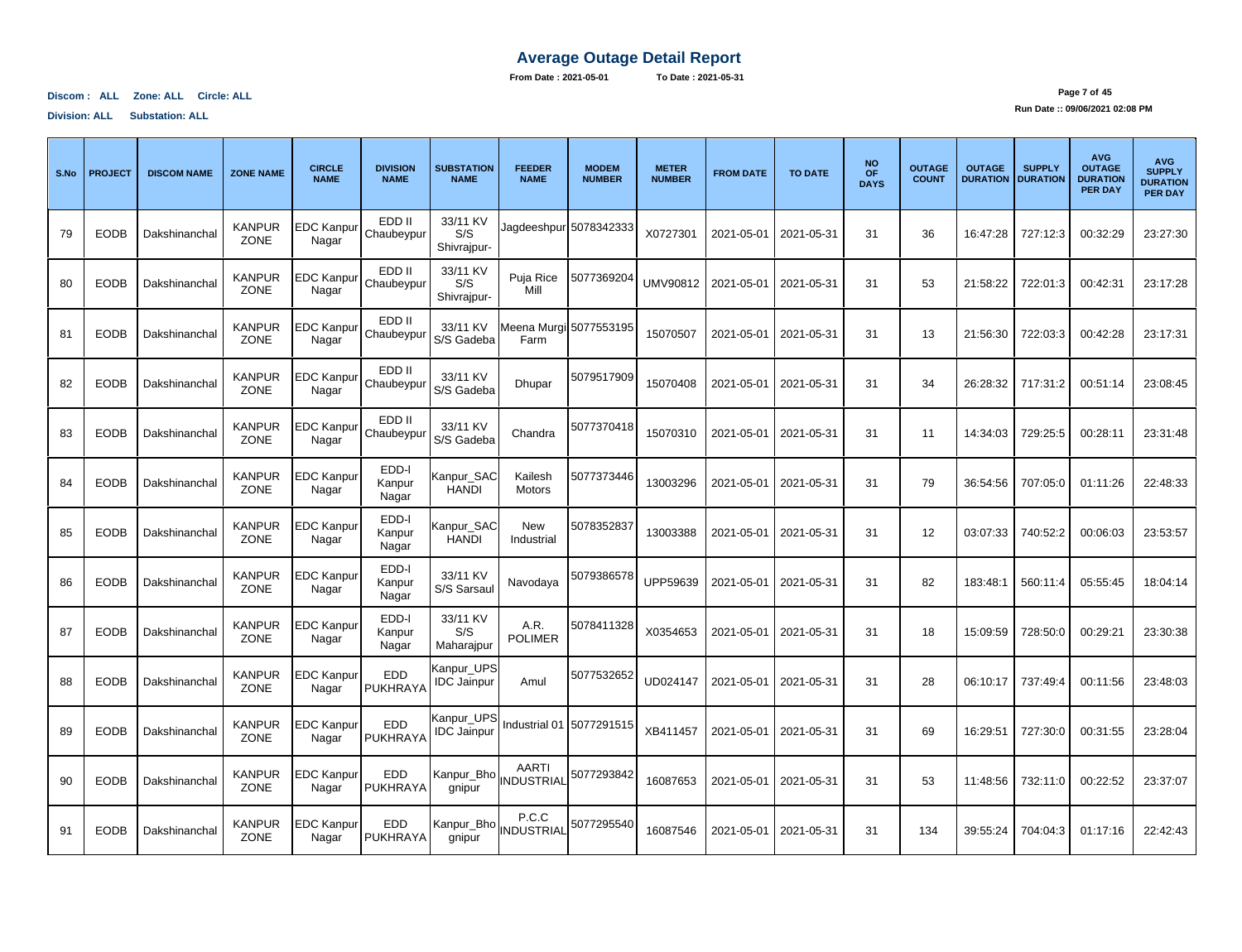# Average Outage Detail Report

**From Date : 2021-05-01 To Date : 2021-05-31**

**Discom : ALL Zone: ALL Circle: ALL**

**Division: ALL Substation: ALL**

**Run Date :: 09/06/2021 02:08 PM**

| S.No | PROJECT | DISCOM NAME | ZONE NAME | CIRCLE NAME | DIVISION NAME | SUBSTATION NAME | FEEDER NAME | MODEM NUMBER | METER NUMBER | FROM DATE | TO DATE | NO OF DAYS | OUTAGE COUNT | OUTAGE DURATION | SUPPLY DURATION | AVG OUTAGE DURATION PER DAY | AVG SUPPLY DURATION PER DAY |
|---|---|---|---|---|---|---|---|---|---|---|---|---|---|---|---|---|---|
| 79 | EODB | Dakshinanchal | KANPUR ZONE | EDC Kanpur Nagar | EDD II Chaubeypur | 33/11 KV S/S Shivrajpur- | Jagdeeshpur | 5078342333 | X0727301 | 2021-05-01 | 2021-05-31 | 31 | 36 | 16:47:28 | 727:12:3 | 00:32:29 | 23:27:30 |
| 80 | EODB | Dakshinanchal | KANPUR ZONE | EDC Kanpur Nagar | EDD II Chaubeypur | 33/11 KV S/S Shivrajpur- | Puja Rice Mill | 5077369204 | UMV90812 | 2021-05-01 | 2021-05-31 | 31 | 53 | 21:58:22 | 722:01:3 | 00:42:31 | 23:17:28 |
| 81 | EODB | Dakshinanchal | KANPUR ZONE | EDC Kanpur Nagar | EDD II Chaubeypur | 33/11 KV S/S Gadeba | Meena Murgi Farm | 5077553195 | 15070507 | 2021-05-01 | 2021-05-31 | 31 | 13 | 21:56:30 | 722:03:3 | 00:42:28 | 23:17:31 |
| 82 | EODB | Dakshinanchal | KANPUR ZONE | EDC Kanpur Nagar | EDD II Chaubeypur | 33/11 KV S/S Gadeba | Dhupar | 5079517909 | 15070408 | 2021-05-01 | 2021-05-31 | 31 | 34 | 26:28:32 | 717:31:2 | 00:51:14 | 23:08:45 |
| 83 | EODB | Dakshinanchal | KANPUR ZONE | EDC Kanpur Nagar | EDD II Chaubeypur | 33/11 KV S/S Gadeba | Chandra | 5077370418 | 15070310 | 2021-05-01 | 2021-05-31 | 31 | 11 | 14:34:03 | 729:25:5 | 00:28:11 | 23:31:48 |
| 84 | EODB | Dakshinanchal | KANPUR ZONE | EDC Kanpur Nagar | EDD-I Kanpur Nagar | Kanpur_SACHANDI | Kailesh Motors | 5077373446 | 13003296 | 2021-05-01 | 2021-05-31 | 31 | 79 | 36:54:56 | 707:05:0 | 01:11:26 | 22:48:33 |
| 85 | EODB | Dakshinanchal | KANPUR ZONE | EDC Kanpur Nagar | EDD-I Kanpur Nagar | Kanpur_SACHANDI | New Industrial | 5078352837 | 13003388 | 2021-05-01 | 2021-05-31 | 31 | 12 | 03:07:33 | 740:52:2 | 00:06:03 | 23:53:57 |
| 86 | EODB | Dakshinanchal | KANPUR ZONE | EDC Kanpur Nagar | EDD-I Kanpur Nagar | 33/11 KV S/S Sarsaul | Navodaya | 5079386578 | UPP59639 | 2021-05-01 | 2021-05-31 | 31 | 82 | 183:48:1 | 560:11:4 | 05:55:45 | 18:04:14 |
| 87 | EODB | Dakshinanchal | KANPUR ZONE | EDC Kanpur Nagar | EDD-I Kanpur Nagar | 33/11 KV S/S Maharajpur | A.R. POLIMER | 5078411328 | X0354653 | 2021-05-01 | 2021-05-31 | 31 | 18 | 15:09:59 | 728:50:0 | 00:29:21 | 23:30:38 |
| 88 | EODB | Dakshinanchal | KANPUR ZONE | EDC Kanpur Nagar | EDD PUKHRAYA | Kanpur_UPSIDC Jainpur | Amul | 5077532652 | UD024147 | 2021-05-01 | 2021-05-31 | 31 | 28 | 06:10:17 | 737:49:4 | 00:11:56 | 23:48:03 |
| 89 | EODB | Dakshinanchal | KANPUR ZONE | EDC Kanpur Nagar | EDD PUKHRAYA | Kanpur_UPSIDC Jainpur | Industrial 01 | 5077291515 | XB411457 | 2021-05-01 | 2021-05-31 | 31 | 69 | 16:29:51 | 727:30:0 | 00:31:55 | 23:28:04 |
| 90 | EODB | Dakshinanchal | KANPUR ZONE | EDC Kanpur Nagar | EDD PUKHRAYA | Kanpur_Bhognipur | AARTI INDUSTRIAL | 5077293842 | 16087653 | 2021-05-01 | 2021-05-31 | 31 | 53 | 11:48:56 | 732:11:0 | 00:22:52 | 23:37:07 |
| 91 | EODB | Dakshinanchal | KANPUR ZONE | EDC Kanpur Nagar | EDD PUKHRAYA | Kanpur_Bhognipur | P.C.C INDUSTRIAL | 5077295540 | 16087546 | 2021-05-01 | 2021-05-31 | 31 | 134 | 39:55:24 | 704:04:3 | 01:17:16 | 22:42:43 |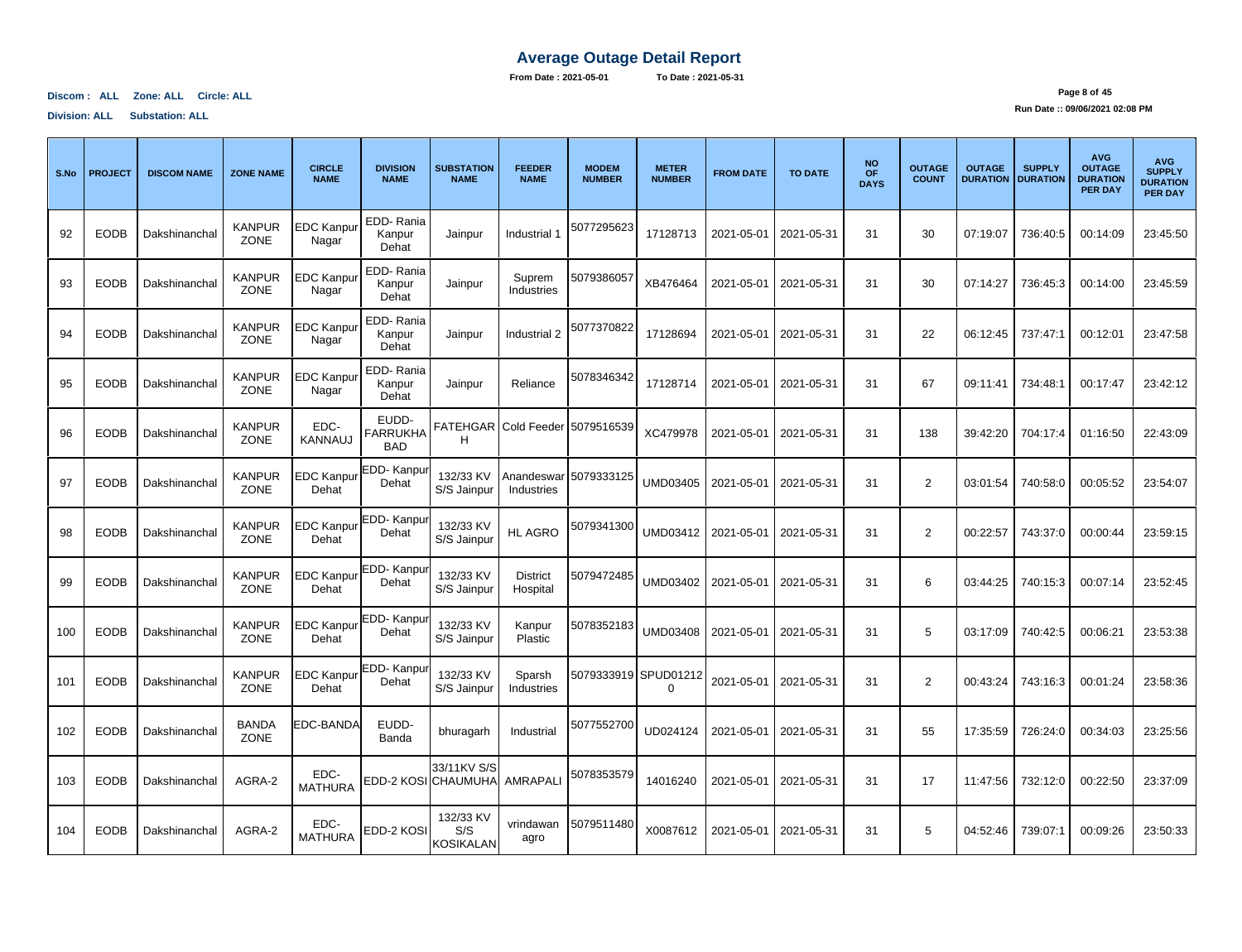# Average Outage Detail Report

**From Date : 2021-05-01** **To Date : 2021-05-31**

**Discom : ALL Zone: ALL Circle: ALL**

**Division: ALL Substation: ALL**

**Run Date :: 09/06/2021 02:08 PM**

| S.No | PROJECT | DISCOM NAME | ZONE NAME | CIRCLE NAME | DIVISION NAME | SUBSTATION NAME | FEEDER NAME | MODEM NUMBER | METER NUMBER | FROM DATE | TO DATE | NO OF DAYS | OUTAGE COUNT | OUTAGE DURATION | SUPPLY DURATION | AVG OUTAGE DURATION PER DAY | AVG SUPPLY DURATION PER DAY |
|---|---|---|---|---|---|---|---|---|---|---|---|---|---|---|---|---|---|
| 92 | EODB | Dakshinanchal | KANPUR ZONE | EDC Kanpur Nagar | EDD- Rania Kanpur Dehat | Jainpur | Industrial 1 | 5077295623 | 17128713 | 2021-05-01 | 2021-05-31 | 31 | 30 | 07:19:07 | 736:40:5 | 00:14:09 | 23:45:50 |
| 93 | EODB | Dakshinanchal | KANPUR ZONE | EDC Kanpur Nagar | EDD- Rania Kanpur Dehat | Jainpur | Suprem Industries | 5079386057 | XB476464 | 2021-05-01 | 2021-05-31 | 31 | 30 | 07:14:27 | 736:45:3 | 00:14:00 | 23:45:59 |
| 94 | EODB | Dakshinanchal | KANPUR ZONE | EDC Kanpur Nagar | EDD- Rania Kanpur Dehat | Jainpur | Industrial 2 | 5077370822 | 17128694 | 2021-05-01 | 2021-05-31 | 31 | 22 | 06:12:45 | 737:47:1 | 00:12:01 | 23:47:58 |
| 95 | EODB | Dakshinanchal | KANPUR ZONE | EDC Kanpur Nagar | EDD- Rania Kanpur Dehat | Jainpur | Reliance | 5078346342 | 17128714 | 2021-05-01 | 2021-05-31 | 31 | 67 | 09:11:41 | 734:48:1 | 00:17:47 | 23:42:12 |
| 96 | EODB | Dakshinanchal | KANPUR ZONE | EDC-KANNAUJ | EUDD-FARRUKHABAD | FATEHGARH | Cold Feeder | 5079516539 | XC479978 | 2021-05-01 | 2021-05-31 | 31 | 138 | 39:42:20 | 704:17:4 | 01:16:50 | 22:43:09 |
| 97 | EODB | Dakshinanchal | KANPUR ZONE | EDC Kanpur Dehat | EDD- Kanpur Dehat | 132/33 KV S/S Jainpur | Anandeswar Industries | 5079333125 | UMD03405 | 2021-05-01 | 2021-05-31 | 31 | 2 | 03:01:54 | 740:58:0 | 00:05:52 | 23:54:07 |
| 98 | EODB | Dakshinanchal | KANPUR ZONE | EDC Kanpur Dehat | EDD- Kanpur Dehat | 132/33 KV S/S Jainpur | HL AGRO | 5079341300 | UMD03412 | 2021-05-01 | 2021-05-31 | 31 | 2 | 00:22:57 | 743:37:0 | 00:00:44 | 23:59:15 |
| 99 | EODB | Dakshinanchal | KANPUR ZONE | EDC Kanpur Dehat | EDD- Kanpur Dehat | 132/33 KV S/S Jainpur | District Hospital | 5079472485 | UMD03402 | 2021-05-01 | 2021-05-31 | 31 | 6 | 03:44:25 | 740:15:3 | 00:07:14 | 23:52:45 |
| 100 | EODB | Dakshinanchal | KANPUR ZONE | EDC Kanpur Dehat | EDD- Kanpur Dehat | 132/33 KV S/S Jainpur | Kanpur Plastic | 5078352183 | UMD03408 | 2021-05-01 | 2021-05-31 | 31 | 5 | 03:17:09 | 740:42:5 | 00:06:21 | 23:53:38 |
| 101 | EODB | Dakshinanchal | KANPUR ZONE | EDC Kanpur Dehat | EDD- Kanpur Dehat | 132/33 KV S/S Jainpur | Sparsh Industries | 5079333919 | SPUD012120 | 2021-05-01 | 2021-05-31 | 31 | 2 | 00:43:24 | 743:16:3 | 00:01:24 | 23:58:36 |
| 102 | EODB | Dakshinanchal | BANDA ZONE | EDC-BANDA | EUDD-Banda | bhuragarh | Industrial | 5077552700 | UD024124 | 2021-05-01 | 2021-05-31 | 31 | 55 | 17:35:59 | 726:24:0 | 00:34:03 | 23:25:56 |
| 103 | EODB | Dakshinanchal | AGRA-2 | EDC-MATHURA | EDD-2 KOSI | 33/11KV S/S CHAUMUHA | AMRAPALI | 5078353579 | 14016240 | 2021-05-01 | 2021-05-31 | 31 | 17 | 11:47:56 | 732:12:0 | 00:22:50 | 23:37:09 |
| 104 | EODB | Dakshinanchal | AGRA-2 | EDC-MATHURA | EDD-2 KOSI | 132/33 KV S/S KOSIKALAN | vrindawan agro | 5079511480 | X0087612 | 2021-05-01 | 2021-05-31 | 31 | 5 | 04:52:46 | 739:07:1 | 00:09:26 | 23:50:33 |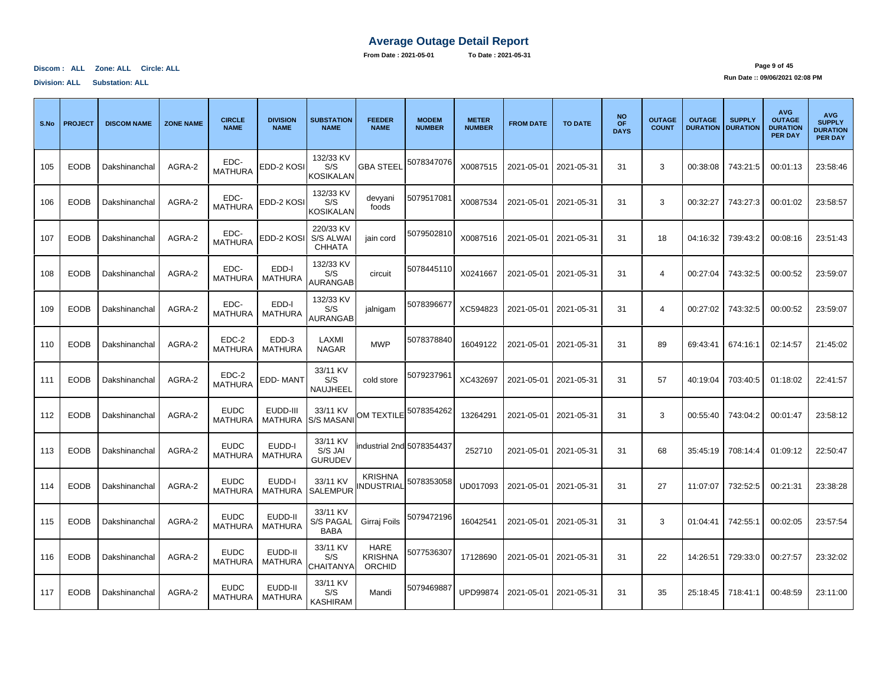# Average Outage Detail Report

**From Date : 2021-05-01** **To Date : 2021-05-31**

**Discom : ALL Zone: ALL Circle: ALL**

**Division: ALL Substation: ALL**

**Run Date :: 09/06/2021 02:08 PM**

| S.No | PROJECT | DISCOM NAME | ZONE NAME | CIRCLE NAME | DIVISION NAME | SUBSTATION NAME | FEEDER NAME | MODEM NUMBER | METER NUMBER | FROM DATE | TO DATE | NO OF DAYS | OUTAGE COUNT | OUTAGE DURATION | SUPPLY DURATION | AVG OUTAGE DURATION PER DAY | AVG SUPPLY DURATION PER DAY |
|---|---|---|---|---|---|---|---|---|---|---|---|---|---|---|---|---|---|
| 105 | EODB | Dakshinanchal | AGRA-2 | EDC-MATHURA | EDD-2 KOSI | 132/33 KV S/S KOSIKALAN | GBA STEEL | 5078347076 | X0087515 | 2021-05-01 | 2021-05-31 | 31 | 3 | 00:38:08 | 743:21:5 | 00:01:13 | 23:58:46 |
| 106 | EODB | Dakshinanchal | AGRA-2 | EDC-MATHURA | EDD-2 KOSI | 132/33 KV S/S KOSIKALAN | devyani foods | 5079517081 | X0087534 | 2021-05-01 | 2021-05-31 | 31 | 3 | 00:32:27 | 743:27:3 | 00:01:02 | 23:58:57 |
| 107 | EODB | Dakshinanchal | AGRA-2 | EDC-MATHURA | EDD-2 KOSI | 220/33 KV S/S ALWAI CHHATA | jain cord | 5079502810 | X0087516 | 2021-05-01 | 2021-05-31 | 31 | 18 | 04:16:32 | 739:43:2 | 00:08:16 | 23:51:43 |
| 108 | EODB | Dakshinanchal | AGRA-2 | EDC-MATHURA | EDD-I MATHURA | 132/33 KV S/S AURANGAB | circuit | 5078445110 | X0241667 | 2021-05-01 | 2021-05-31 | 31 | 4 | 00:27:04 | 743:32:5 | 00:00:52 | 23:59:07 |
| 109 | EODB | Dakshinanchal | AGRA-2 | EDC-MATHURA | EDD-I MATHURA | 132/33 KV S/S AURANGAB | jalnigam | 5078396677 | XC594823 | 2021-05-01 | 2021-05-31 | 31 | 4 | 00:27:02 | 743:32:5 | 00:00:52 | 23:59:07 |
| 110 | EODB | Dakshinanchal | AGRA-2 | EDC-2 MATHURA | EDD-3 MATHURA | LAXMI NAGAR | MWP | 5078378840 | 16049122 | 2021-05-01 | 2021-05-31 | 31 | 89 | 69:43:41 | 674:16:1 | 02:14:57 | 21:45:02 |
| 111 | EODB | Dakshinanchal | AGRA-2 | EDC-2 MATHURA | EDD- MANT | 33/11 KV S/S NAUJHEEL | cold store | 5079237961 | XC432697 | 2021-05-01 | 2021-05-31 | 31 | 57 | 40:19:04 | 703:40:5 | 01:18:02 | 22:41:57 |
| 112 | EODB | Dakshinanchal | AGRA-2 | EUDC MATHURA | EUDD-III MATHURA | 33/11 KV S/S MASANI | OM TEXTILE | 5078354262 | 13264291 | 2021-05-01 | 2021-05-31 | 31 | 3 | 00:55:40 | 743:04:2 | 00:01:47 | 23:58:12 |
| 113 | EODB | Dakshinanchal | AGRA-2 | EUDC MATHURA | EUDD-I MATHURA | 33/11 KV S/S JAI GURUDEV | industrial 2nd | 5078354437 | 252710 | 2021-05-01 | 2021-05-31 | 31 | 68 | 35:45:19 | 708:14:4 | 01:09:12 | 22:50:47 |
| 114 | EODB | Dakshinanchal | AGRA-2 | EUDC MATHURA | EUDD-I MATHURA | 33/11 KV SALEMPUR | KRISHNA INDUSTRIAL | 5078353058 | UD017093 | 2021-05-01 | 2021-05-31 | 31 | 27 | 11:07:07 | 732:52:5 | 00:21:31 | 23:38:28 |
| 115 | EODB | Dakshinanchal | AGRA-2 | EUDC MATHURA | EUDD-II MATHURA | 33/11 KV S/S PAGAL BABA | Girraj Foils | 5079472196 | 16042541 | 2021-05-01 | 2021-05-31 | 31 | 3 | 01:04:41 | 742:55:1 | 00:02:05 | 23:57:54 |
| 116 | EODB | Dakshinanchal | AGRA-2 | EUDC MATHURA | EUDD-II MATHURA | 33/11 KV S/S CHAITANYA | HARE KRISHNA ORCHID | 5077536307 | 17128690 | 2021-05-01 | 2021-05-31 | 31 | 22 | 14:26:51 | 729:33:0 | 00:27:57 | 23:32:02 |
| 117 | EODB | Dakshinanchal | AGRA-2 | EUDC MATHURA | EUDD-II MATHURA | 33/11 KV S/S KASHIRAM | Mandi | 5079469887 | UPD99874 | 2021-05-01 | 2021-05-31 | 31 | 35 | 25:18:45 | 718:41:1 | 00:48:59 | 23:11:00 |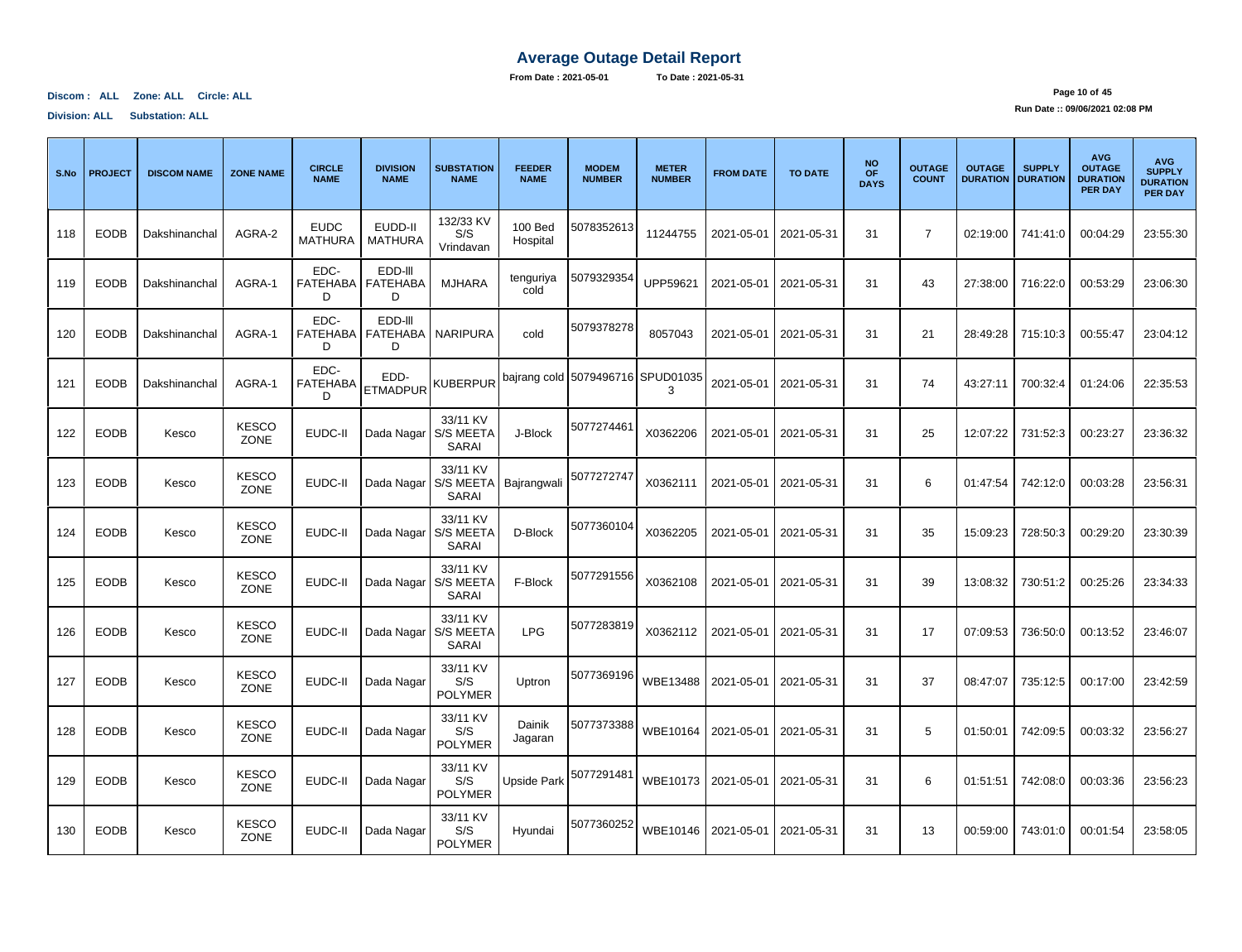# Average Outage Detail Report

**From Date : 2021-05-01** **To Date : 2021-05-31**

**Discom : ALL Zone: ALL Circle: ALL**

**Division: ALL Substation: ALL**

**Run Date :: 09/06/2021 02:08 PM**

| S.No | PROJECT | DISCOM NAME | ZONE NAME | CIRCLE NAME | DIVISION NAME | SUBSTATION NAME | FEEDER NAME | MODEM NUMBER | METER NUMBER | FROM DATE | TO DATE | NO OF DAYS | OUTAGE COUNT | OUTAGE DURATION | SUPPLY DURATION | AVG OUTAGE DURATION PER DAY | AVG SUPPLY DURATION PER DAY |
|---|---|---|---|---|---|---|---|---|---|---|---|---|---|---|---|---|---|
| 118 | EODB | Dakshinanchal | AGRA-2 | EUDC MATHURA | EUDD-II MATHURA | 132/33 KV S/S Vrindavan | 100 Bed Hospital | 5078352613 | 11244755 | 2021-05-01 | 2021-05-31 | 31 | 7 | 02:19:00 | 741:41:0 | 00:04:29 | 23:55:30 |
| 119 | EODB | Dakshinanchal | AGRA-1 | EDC-FATEHABAD | EDD-III FATEHABAD | MJHARA | tenguriya cold | 5079329354 | UPP59621 | 2021-05-01 | 2021-05-31 | 31 | 43 | 27:38:00 | 716:22:0 | 00:53:29 | 23:06:30 |
| 120 | EODB | Dakshinanchal | AGRA-1 | EDC-FATEHABAD | EDD-III FATEHABAD | NARIPURA | cold | 5079378278 | 8057043 | 2021-05-01 | 2021-05-31 | 31 | 21 | 28:49:28 | 715:10:3 | 00:55:47 | 23:04:12 |
| 121 | EODB | Dakshinanchal | AGRA-1 | EDC-FATEHABAD | EDD-ETMADPUR | KUBERPUR | bajrang cold | 5079496716 | SPUD010353 | 2021-05-01 | 2021-05-31 | 31 | 74 | 43:27:11 | 700:32:4 | 01:24:06 | 22:35:53 |
| 122 | EODB | Kesco | KESCO ZONE | EUDC-II | Dada Nagar | 33/11 KV S/S MEETA SARAI | J-Block | 5077274461 | X0362206 | 2021-05-01 | 2021-05-31 | 31 | 25 | 12:07:22 | 731:52:3 | 00:23:27 | 23:36:32 |
| 123 | EODB | Kesco | KESCO ZONE | EUDC-II | Dada Nagar | 33/11 KV S/S MEETA SARAI | Bajrangwali | 5077272747 | X0362111 | 2021-05-01 | 2021-05-31 | 31 | 6 | 01:47:54 | 742:12:0 | 00:03:28 | 23:56:31 |
| 124 | EODB | Kesco | KESCO ZONE | EUDC-II | Dada Nagar | 33/11 KV S/S MEETA SARAI | D-Block | 5077360104 | X0362205 | 2021-05-01 | 2021-05-31 | 31 | 35 | 15:09:23 | 728:50:3 | 00:29:20 | 23:30:39 |
| 125 | EODB | Kesco | KESCO ZONE | EUDC-II | Dada Nagar | 33/11 KV S/S MEETA SARAI | F-Block | 5077291556 | X0362108 | 2021-05-01 | 2021-05-31 | 31 | 39 | 13:08:32 | 730:51:2 | 00:25:26 | 23:34:33 |
| 126 | EODB | Kesco | KESCO ZONE | EUDC-II | Dada Nagar | 33/11 KV S/S MEETA SARAI | LPG | 5077283819 | X0362112 | 2021-05-01 | 2021-05-31 | 31 | 17 | 07:09:53 | 736:50:0 | 00:13:52 | 23:46:07 |
| 127 | EODB | Kesco | KESCO ZONE | EUDC-II | Dada Nagar | 33/11 KV S/S POLYMER | Uptron | 5077369196 | WBE13488 | 2021-05-01 | 2021-05-31 | 31 | 37 | 08:47:07 | 735:12:5 | 00:17:00 | 23:42:59 |
| 128 | EODB | Kesco | KESCO ZONE | EUDC-II | Dada Nagar | 33/11 KV S/S POLYMER | Dainik Jagaran | 5077373388 | WBE10164 | 2021-05-01 | 2021-05-31 | 31 | 5 | 01:50:01 | 742:09:5 | 00:03:32 | 23:56:27 |
| 129 | EODB | Kesco | KESCO ZONE | EUDC-II | Dada Nagar | 33/11 KV S/S POLYMER | Upside Park | 5077291481 | WBE10173 | 2021-05-01 | 2021-05-31 | 31 | 6 | 01:51:51 | 742:08:0 | 00:03:36 | 23:56:23 |
| 130 | EODB | Kesco | KESCO ZONE | EUDC-II | Dada Nagar | 33/11 KV S/S POLYMER | Hyundai | 5077360252 | WBE10146 | 2021-05-01 | 2021-05-31 | 31 | 13 | 00:59:00 | 743:01:0 | 00:01:54 | 23:58:05 |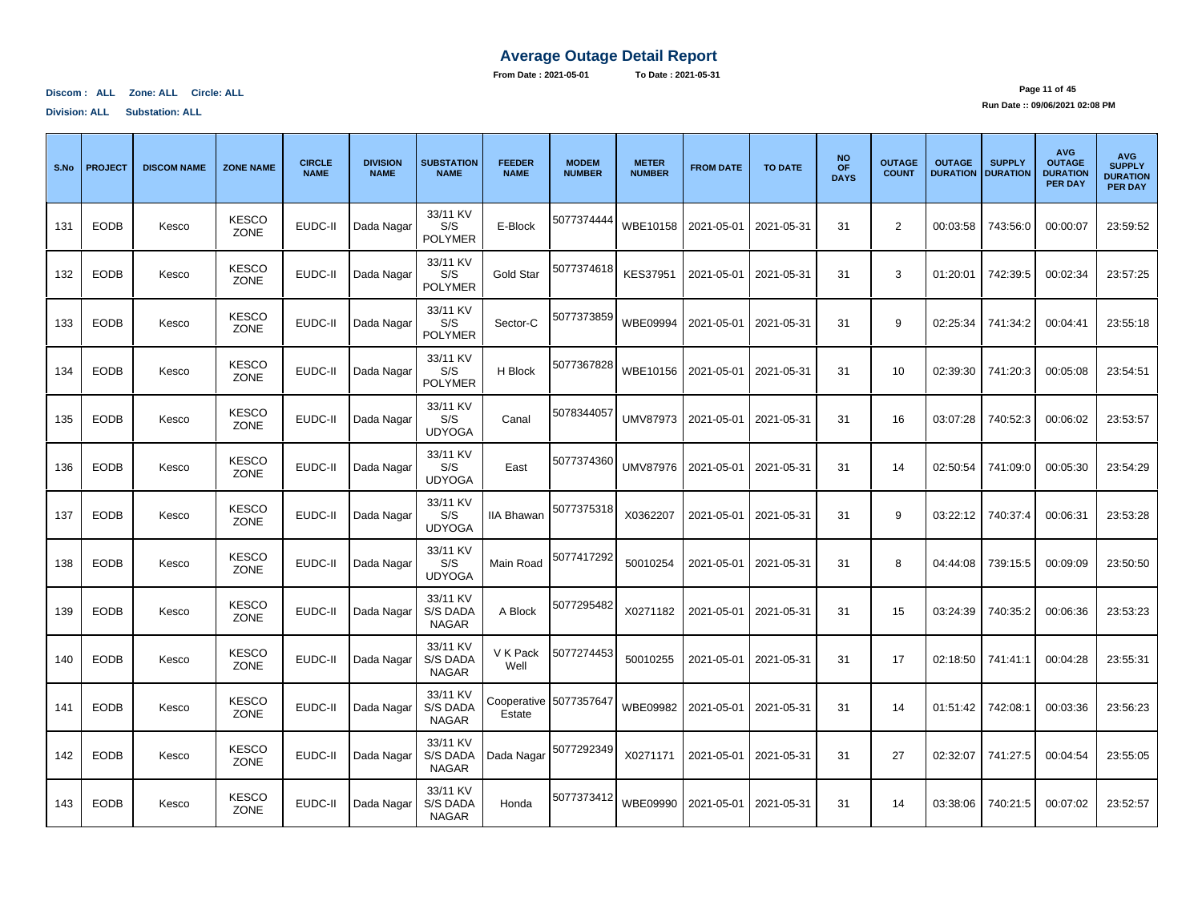# Average Outage Detail Report

**From Date : 2021-05-01 To Date : 2021-05-31**

**Discom : ALL Zone: ALL Circle: ALL**

**Division: ALL Substation: ALL**

**Run Date :: 09/06/2021 02:08 PM**

| S.No | PROJECT | DISCOM NAME | ZONE NAME | CIRCLE NAME | DIVISION NAME | SUBSTATION NAME | FEEDER NAME | MODEM NUMBER | METER NUMBER | FROM DATE | TO DATE | NO OF DAYS | OUTAGE COUNT | OUTAGE DURATION | SUPPLY DURATION | AVG OUTAGE DURATION PER DAY | AVG SUPPLY DURATION PER DAY |
|---|---|---|---|---|---|---|---|---|---|---|---|---|---|---|---|---|---|
| 131 | EODB | Kesco | KESCO ZONE | EUDC-II | Dada Nagar | 33/11 KV S/S POLYMER | E-Block | 5077374444 | WBE10158 | 2021-05-01 | 2021-05-31 | 31 | 2 | 00:03:58 | 743:56:0 | 00:00:07 | 23:59:52 |
| 132 | EODB | Kesco | KESCO ZONE | EUDC-II | Dada Nagar | 33/11 KV S/S POLYMER | Gold Star | 5077374618 | KES37951 | 2021-05-01 | 2021-05-31 | 31 | 3 | 01:20:01 | 742:39:5 | 00:02:34 | 23:57:25 |
| 133 | EODB | Kesco | KESCO ZONE | EUDC-II | Dada Nagar | 33/11 KV S/S POLYMER | Sector-C | 5077373859 | WBE09994 | 2021-05-01 | 2021-05-31 | 31 | 9 | 02:25:34 | 741:34:2 | 00:04:41 | 23:55:18 |
| 134 | EODB | Kesco | KESCO ZONE | EUDC-II | Dada Nagar | 33/11 KV S/S POLYMER | H Block | 5077367828 | WBE10156 | 2021-05-01 | 2021-05-31 | 31 | 10 | 02:39:30 | 741:20:3 | 00:05:08 | 23:54:51 |
| 135 | EODB | Kesco | KESCO ZONE | EUDC-II | Dada Nagar | 33/11 KV S/S UDYOGA | Canal | 5078344057 | UMV87973 | 2021-05-01 | 2021-05-31 | 31 | 16 | 03:07:28 | 740:52:3 | 00:06:02 | 23:53:57 |
| 136 | EODB | Kesco | KESCO ZONE | EUDC-II | Dada Nagar | 33/11 KV S/S UDYOGA | East | 5077374360 | UMV87976 | 2021-05-01 | 2021-05-31 | 31 | 14 | 02:50:54 | 741:09:0 | 00:05:30 | 23:54:29 |
| 137 | EODB | Kesco | KESCO ZONE | EUDC-II | Dada Nagar | 33/11 KV S/S UDYOGA | IIA Bhawan | 5077375318 | X0362207 | 2021-05-01 | 2021-05-31 | 31 | 9 | 03:22:12 | 740:37:4 | 00:06:31 | 23:53:28 |
| 138 | EODB | Kesco | KESCO ZONE | EUDC-II | Dada Nagar | 33/11 KV S/S UDYOGA | Main Road | 5077417292 | 50010254 | 2021-05-01 | 2021-05-31 | 31 | 8 | 04:44:08 | 739:15:5 | 00:09:09 | 23:50:50 |
| 139 | EODB | Kesco | KESCO ZONE | EUDC-II | Dada Nagar | 33/11 KV S/S DADA NAGAR | A Block | 5077295482 | X0271182 | 2021-05-01 | 2021-05-31 | 31 | 15 | 03:24:39 | 740:35:2 | 00:06:36 | 23:53:23 |
| 140 | EODB | Kesco | KESCO ZONE | EUDC-II | Dada Nagar | 33/11 KV S/S DADA NAGAR | V K Pack Well | 5077274453 | 50010255 | 2021-05-01 | 2021-05-31 | 31 | 17 | 02:18:50 | 741:41:1 | 00:04:28 | 23:55:31 |
| 141 | EODB | Kesco | KESCO ZONE | EUDC-II | Dada Nagar | 33/11 KV S/S DADA NAGAR | Cooperative Estate | 5077357647 | WBE09982 | 2021-05-01 | 2021-05-31 | 31 | 14 | 01:51:42 | 742:08:1 | 00:03:36 | 23:56:23 |
| 142 | EODB | Kesco | KESCO ZONE | EUDC-II | Dada Nagar | 33/11 KV S/S DADA NAGAR | Dada Nagar | 5077292349 | X0271171 | 2021-05-01 | 2021-05-31 | 31 | 27 | 02:32:07 | 741:27:5 | 00:04:54 | 23:55:05 |
| 143 | EODB | Kesco | KESCO ZONE | EUDC-II | Dada Nagar | 33/11 KV S/S DADA NAGAR | Honda | 5077373412 | WBE09990 | 2021-05-01 | 2021-05-31 | 31 | 14 | 03:38:06 | 740:21:5 | 00:07:02 | 23:52:57 |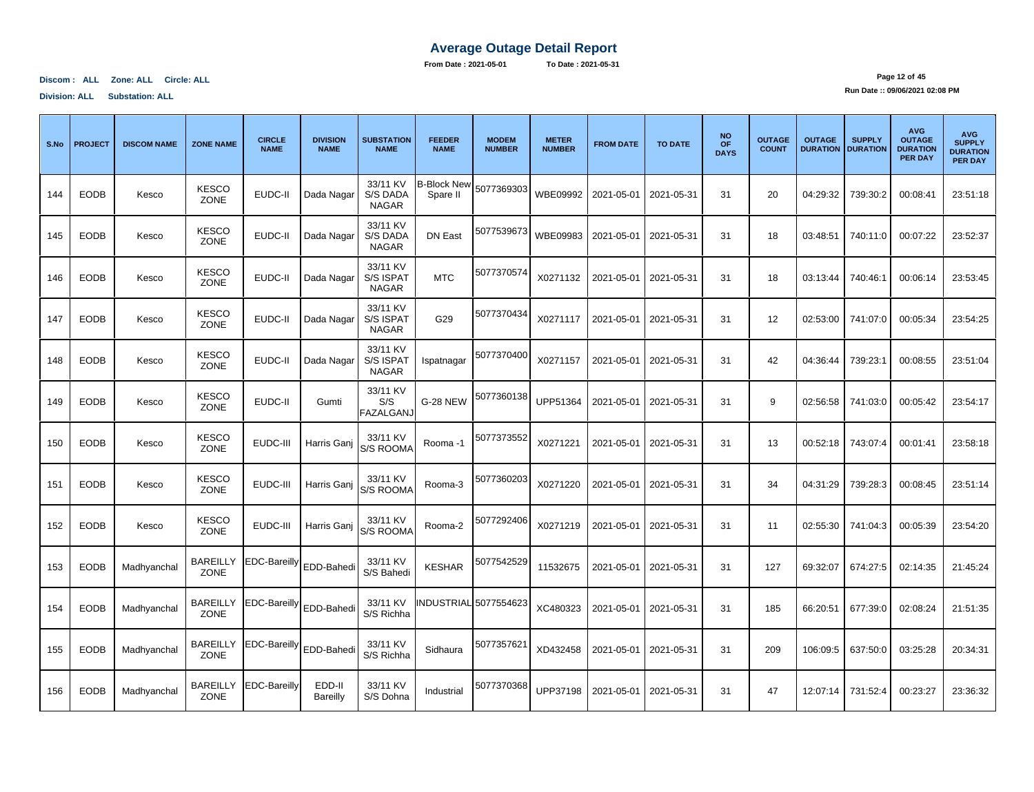# Average Outage Detail Report

**From Date : 2021-05-01** **To Date : 2021-05-31**

**Discom : ALL Zone: ALL Circle: ALL**

**Division: ALL Substation: ALL**

**Run Date :: 09/06/2021 02:08 PM**

| S.No | PROJECT | DISCOM NAME | ZONE NAME | CIRCLE NAME | DIVISION NAME | SUBSTATION NAME | FEEDER NAME | MODEM NUMBER | METER NUMBER | FROM DATE | TO DATE | NO OF DAYS | OUTAGE COUNT | OUTAGE DURATION | SUPPLY DURATION | AVG OUTAGE DURATION PER DAY | AVG SUPPLY DURATION PER DAY |
|---|---|---|---|---|---|---|---|---|---|---|---|---|---|---|---|---|---|
| 144 | EODB | Kesco | KESCO ZONE | EUDC-II | Dada Nagar | 33/11 KV S/S DADA NAGAR | B-Block New Spare II | 5077369303 | WBE09992 | 2021-05-01 | 2021-05-31 | 31 | 20 | 04:29:32 | 739:30:2 | 00:08:41 | 23:51:18 |
| 145 | EODB | Kesco | KESCO ZONE | EUDC-II | Dada Nagar | 33/11 KV S/S DADA NAGAR | DN East | 5077539673 | WBE09983 | 2021-05-01 | 2021-05-31 | 31 | 18 | 03:48:51 | 740:11:0 | 00:07:22 | 23:52:37 |
| 146 | EODB | Kesco | KESCO ZONE | EUDC-II | Dada Nagar | 33/11 KV S/S ISPAT NAGAR | MTC | 5077370574 | X0271132 | 2021-05-01 | 2021-05-31 | 31 | 18 | 03:13:44 | 740:46:1 | 00:06:14 | 23:53:45 |
| 147 | EODB | Kesco | KESCO ZONE | EUDC-II | Dada Nagar | 33/11 KV S/S ISPAT NAGAR | G29 | 5077370434 | X0271117 | 2021-05-01 | 2021-05-31 | 31 | 12 | 02:53:00 | 741:07:0 | 00:05:34 | 23:54:25 |
| 148 | EODB | Kesco | KESCO ZONE | EUDC-II | Dada Nagar | 33/11 KV S/S ISPAT NAGAR | Ispatnagar | 5077370400 | X0271157 | 2021-05-01 | 2021-05-31 | 31 | 42 | 04:36:44 | 739:23:1 | 00:08:55 | 23:51:04 |
| 149 | EODB | Kesco | KESCO ZONE | EUDC-II | Gumti | 33/11 KV S/S FAZALGANJ | G-28 NEW | 5077360138 | UPP51364 | 2021-05-01 | 2021-05-31 | 31 | 9 | 02:56:58 | 741:03:0 | 00:05:42 | 23:54:17 |
| 150 | EODB | Kesco | KESCO ZONE | EUDC-III | Harris Ganj | 33/11 KV S/S ROOMA | Rooma -1 | 5077373552 | X0271221 | 2021-05-01 | 2021-05-31 | 31 | 13 | 00:52:18 | 743:07:4 | 00:01:41 | 23:58:18 |
| 151 | EODB | Kesco | KESCO ZONE | EUDC-III | Harris Ganj | 33/11 KV S/S ROOMA | Rooma-3 | 5077360203 | X0271220 | 2021-05-01 | 2021-05-31 | 31 | 34 | 04:31:29 | 739:28:3 | 00:08:45 | 23:51:14 |
| 152 | EODB | Kesco | KESCO ZONE | EUDC-III | Harris Ganj | 33/11 KV S/S ROOMA | Rooma-2 | 5077292406 | X0271219 | 2021-05-01 | 2021-05-31 | 31 | 11 | 02:55:30 | 741:04:3 | 00:05:39 | 23:54:20 |
| 153 | EODB | Madhyanchal | BAREILLY ZONE | EDC-Bareilly | EDD-Bahedi | 33/11 KV S/S Bahedi | KESHAR | 5077542529 | 11532675 | 2021-05-01 | 2021-05-31 | 31 | 127 | 69:32:07 | 674:27:5 | 02:14:35 | 21:45:24 |
| 154 | EODB | Madhyanchal | BAREILLY ZONE | EDC-Bareilly | EDD-Bahedi | 33/11 KV S/S Richha | INDUSTRIAL | 5077554623 | XC480323 | 2021-05-01 | 2021-05-31 | 31 | 185 | 66:20:51 | 677:39:0 | 02:08:24 | 21:51:35 |
| 155 | EODB | Madhyanchal | BAREILLY ZONE | EDC-Bareilly | EDD-Bahedi | 33/11 KV S/S Richha | Sidhaura | 5077357621 | XD432458 | 2021-05-01 | 2021-05-31 | 31 | 209 | 106:09:5 | 637:50:0 | 03:25:28 | 20:34:31 |
| 156 | EODB | Madhyanchal | BAREILLY ZONE | EDC-Bareilly | EDD-II Bareilly | 33/11 KV S/S Dohna | Industrial | 5077370368 | UPP37198 | 2021-05-01 | 2021-05-31 | 31 | 47 | 12:07:14 | 731:52:4 | 00:23:27 | 23:36:32 |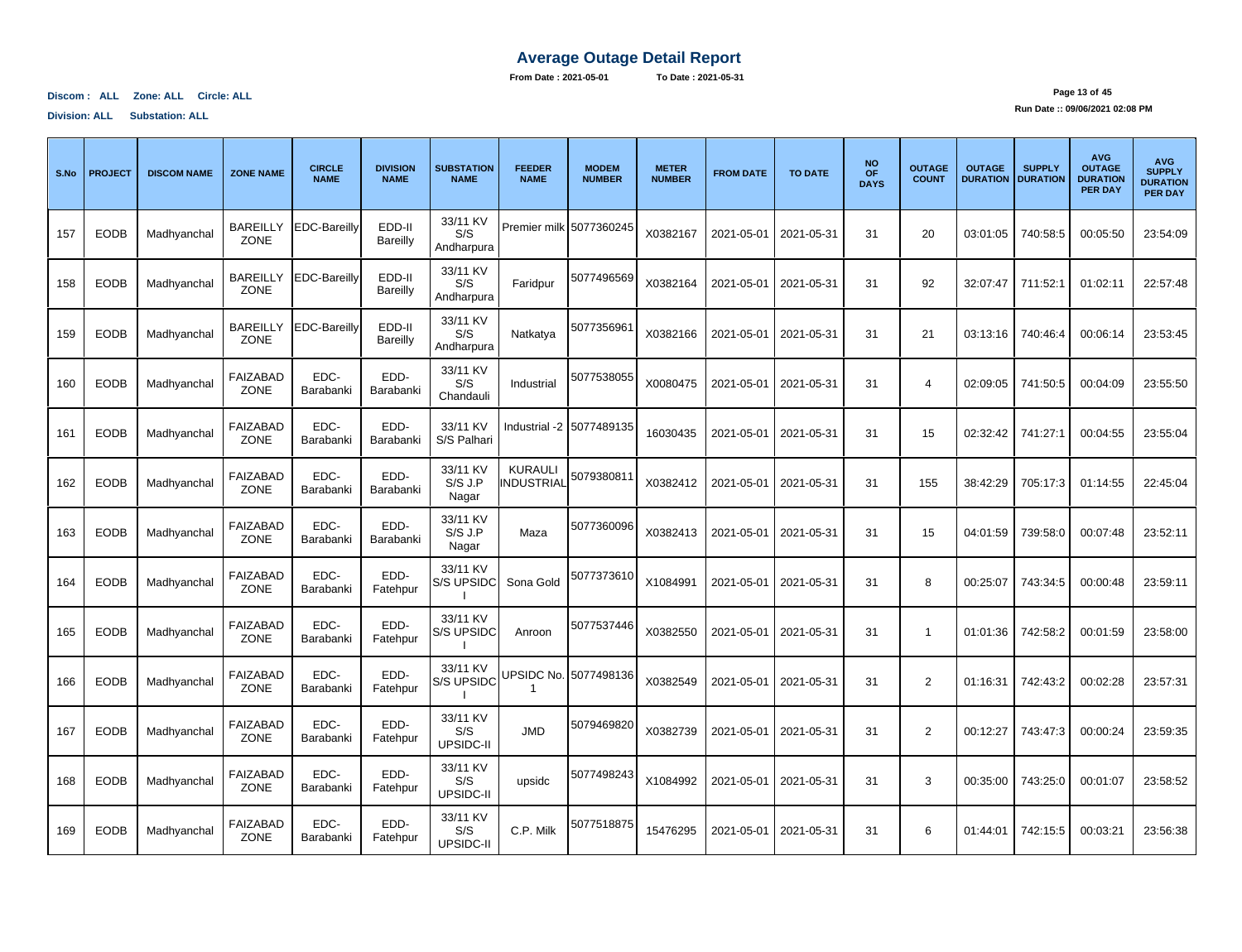# Average Outage Detail Report

**From Date : 2021-05-01 To Date : 2021-05-31**

**Discom : ALL Zone: ALL Circle: ALL**

**Division: ALL Substation: ALL**

**Run Date :: 09/06/2021 02:08 PM**

| S.No | PROJECT | DISCOM NAME | ZONE NAME | CIRCLE NAME | DIVISION NAME | SUBSTATION NAME | FEEDER NAME | MODEM NUMBER | METER NUMBER | FROM DATE | TO DATE | NO OF DAYS | OUTAGE COUNT | OUTAGE DURATION | SUPPLY DURATION | AVG OUTAGE DURATION PER DAY | AVG SUPPLY DURATION PER DAY |
|---|---|---|---|---|---|---|---|---|---|---|---|---|---|---|---|---|---|
| 157 | EODB | Madhyanchal | BAREILLY ZONE | EDC-Bareilly | EDD-II Bareilly | 33/11 KV S/S Andharpura | Premier milk | 5077360245 | X0382167 | 2021-05-01 | 2021-05-31 | 31 | 20 | 03:01:05 | 740:58:5 | 00:05:50 | 23:54:09 |
| 158 | EODB | Madhyanchal | BAREILLY ZONE | EDC-Bareilly | EDD-II Bareilly | 33/11 KV S/S Andharpura | Faridpur | 5077496569 | X0382164 | 2021-05-01 | 2021-05-31 | 31 | 92 | 32:07:47 | 711:52:1 | 01:02:11 | 22:57:48 |
| 159 | EODB | Madhyanchal | BAREILLY ZONE | EDC-Bareilly | EDD-II Bareilly | 33/11 KV S/S Andharpura | Natkatya | 5077356961 | X0382166 | 2021-05-01 | 2021-05-31 | 31 | 21 | 03:13:16 | 740:46:4 | 00:06:14 | 23:53:45 |
| 160 | EODB | Madhyanchal | FAIZABAD ZONE | EDC-Barabanki | EDD-Barabanki | 33/11 KV S/S Chandauli | Industrial | 5077538055 | X0080475 | 2021-05-01 | 2021-05-31 | 31 | 4 | 02:09:05 | 741:50:5 | 00:04:09 | 23:55:50 |
| 161 | EODB | Madhyanchal | FAIZABAD ZONE | EDC-Barabanki | EDD-Barabanki | 33/11 KV S/S Palhari | Industrial -2 | 5077489135 | 16030435 | 2021-05-01 | 2021-05-31 | 31 | 15 | 02:32:42 | 741:27:1 | 00:04:55 | 23:55:04 |
| 162 | EODB | Madhyanchal | FAIZABAD ZONE | EDC-Barabanki | EDD-Barabanki | 33/11 KV S/S J.P Nagar | KURAULI INDUSTRIAL | 5079380811 | X0382412 | 2021-05-01 | 2021-05-31 | 31 | 155 | 38:42:29 | 705:17:3 | 01:14:55 | 22:45:04 |
| 163 | EODB | Madhyanchal | FAIZABAD ZONE | EDC-Barabanki | EDD-Barabanki | 33/11 KV S/S J.P Nagar | Maza | 5077360096 | X0382413 | 2021-05-01 | 2021-05-31 | 31 | 15 | 04:01:59 | 739:58:0 | 00:07:48 | 23:52:11 |
| 164 | EODB | Madhyanchal | FAIZABAD ZONE | EDC-Barabanki | EDD-Fatehpur | 33/11 KV S/S UPSIDC I | Sona Gold | 5077373610 | X1084991 | 2021-05-01 | 2021-05-31 | 31 | 8 | 00:25:07 | 743:34:5 | 00:00:48 | 23:59:11 |
| 165 | EODB | Madhyanchal | FAIZABAD ZONE | EDC-Barabanki | EDD-Fatehpur | 33/11 KV S/S UPSIDC I | Anroon | 5077537446 | X0382550 | 2021-05-01 | 2021-05-31 | 31 | 1 | 01:01:36 | 742:58:2 | 00:01:59 | 23:58:00 |
| 166 | EODB | Madhyanchal | FAIZABAD ZONE | EDC-Barabanki | EDD-Fatehpur | 33/11 KV S/S UPSIDC I | UPSIDC No. 1 | 5077498136 | X0382549 | 2021-05-01 | 2021-05-31 | 31 | 2 | 01:16:31 | 742:43:2 | 00:02:28 | 23:57:31 |
| 167 | EODB | Madhyanchal | FAIZABAD ZONE | EDC-Barabanki | EDD-Fatehpur | 33/11 KV S/S UPSIDC-II | JMD | 5079469820 | X0382739 | 2021-05-01 | 2021-05-31 | 31 | 2 | 00:12:27 | 743:47:3 | 00:00:24 | 23:59:35 |
| 168 | EODB | Madhyanchal | FAIZABAD ZONE | EDC-Barabanki | EDD-Fatehpur | 33/11 KV S/S UPSIDC-II | upsidc | 5077498243 | X1084992 | 2021-05-01 | 2021-05-31 | 31 | 3 | 00:35:00 | 743:25:0 | 00:01:07 | 23:58:52 |
| 169 | EODB | Madhyanchal | FAIZABAD ZONE | EDC-Barabanki | EDD-Fatehpur | 33/11 KV S/S UPSIDC-II | C.P. Milk | 5077518875 | 15476295 | 2021-05-01 | 2021-05-31 | 31 | 6 | 01:44:01 | 742:15:5 | 00:03:21 | 23:56:38 |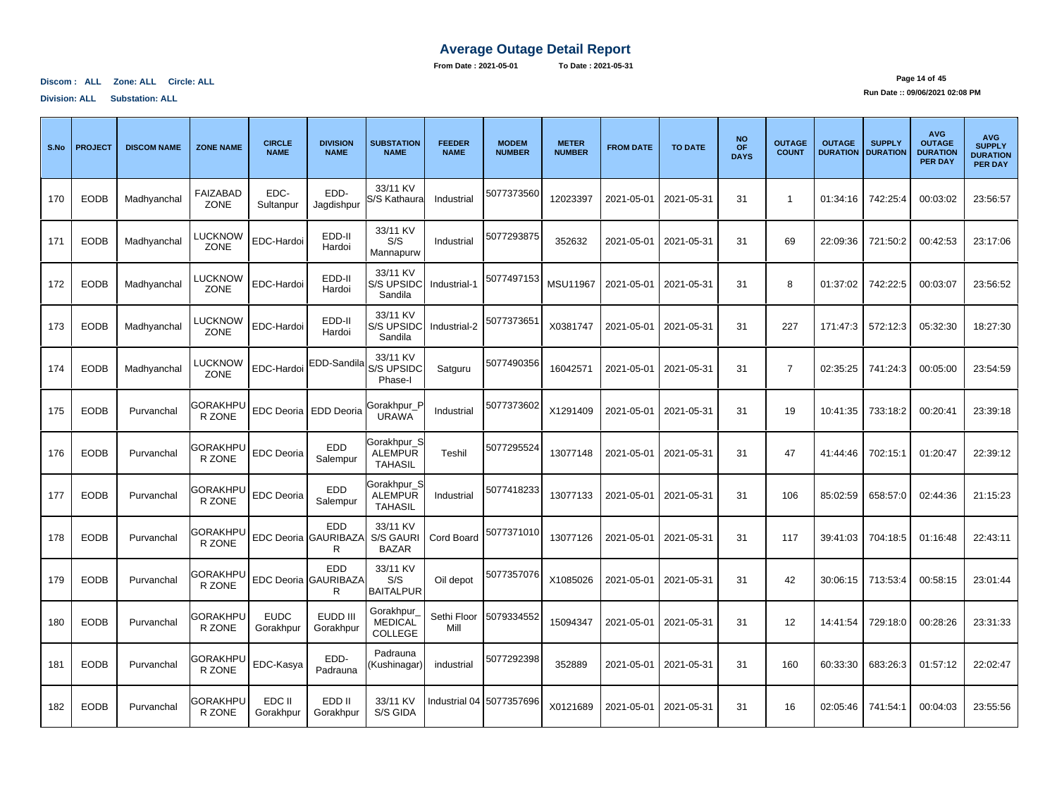# Average Outage Detail Report

**From Date : 2021-05-01** **To Date : 2021-05-31**

**Discom : ALL Zone: ALL Circle: ALL**

**Division: ALL Substation: ALL**

**Run Date :: 09/06/2021 02:08 PM**

| S.No | PROJECT | DISCOM NAME | ZONE NAME | CIRCLE NAME | DIVISION NAME | SUBSTATION NAME | FEEDER NAME | MODEM NUMBER | METER NUMBER | FROM DATE | TO DATE | NO OF DAYS | OUTAGE COUNT | OUTAGE DURATION | SUPPLY DURATION | AVG OUTAGE DURATION PER DAY | AVG SUPPLY DURATION PER DAY |
|---|---|---|---|---|---|---|---|---|---|---|---|---|---|---|---|---|---|
| 170 | EODB | Madhyanchal | FAIZABAD ZONE | EDC-Sultanpur | EDD-Jagdishpur | 33/11 KV S/S Kathaura | Industrial | 5077373560 | 12023397 | 2021-05-01 | 2021-05-31 | 31 | 1 | 01:34:16 | 742:25:4 | 00:03:02 | 23:56:57 |
| 171 | EODB | Madhyanchal | LUCKNOW ZONE | EDC-Hardoi | EDD-II Hardoi | 33/11 KV S/S Mannapurw | Industrial | 5077293875 | 352632 | 2021-05-01 | 2021-05-31 | 31 | 69 | 22:09:36 | 721:50:2 | 00:42:53 | 23:17:06 |
| 172 | EODB | Madhyanchal | LUCKNOW ZONE | EDC-Hardoi | EDD-II Hardoi | 33/11 KV S/S UPSIDC Sandila | Industrial-1 | 5077497153 | MSU11967 | 2021-05-01 | 2021-05-31 | 31 | 8 | 01:37:02 | 742:22:5 | 00:03:07 | 23:56:52 |
| 173 | EODB | Madhyanchal | LUCKNOW ZONE | EDC-Hardoi | EDD-II Hardoi | 33/11 KV S/S UPSIDC Sandila | Industrial-2 | 5077373651 | X0381747 | 2021-05-01 | 2021-05-31 | 31 | 227 | 171:47:3 | 572:12:3 | 05:32:30 | 18:27:30 |
| 174 | EODB | Madhyanchal | LUCKNOW ZONE | EDC-Hardoi | EDD-Sandila | 33/11 KV S/S UPSIDC Phase-I | Satguru | 5077490356 | 16042571 | 2021-05-01 | 2021-05-31 | 31 | 7 | 02:35:25 | 741:24:3 | 00:05:00 | 23:54:59 |
| 175 | EODB | Purvanchal | GORAKHPUR ZONE | EDC Deoria | EDD Deoria | Gorakhpur_PURAWA | Industrial | 5077373602 | X1291409 | 2021-05-01 | 2021-05-31 | 31 | 19 | 10:41:35 | 733:18:2 | 00:20:41 | 23:39:18 |
| 176 | EODB | Purvanchal | GORAKHPUR ZONE | EDC Deoria | EDD Salempur | Gorakhpur_SALEMPUR TAHASIL | Teshil | 5077295524 | 13077148 | 2021-05-01 | 2021-05-31 | 31 | 47 | 41:44:46 | 702:15:1 | 01:20:47 | 22:39:12 |
| 177 | EODB | Purvanchal | GORAKHPUR ZONE | EDC Deoria | EDD Salempur | Gorakhpur_SALEMPUR TAHASIL | Industrial | 5077418233 | 13077133 | 2021-05-01 | 2021-05-31 | 31 | 106 | 85:02:59 | 658:57:0 | 02:44:36 | 21:15:23 |
| 178 | EODB | Purvanchal | GORAKHPUR ZONE | EDC Deoria | EDD GAURIBAZAR | 33/11 KV S/S GAURI BAZAR | Cord Board | 5077371010 | 13077126 | 2021-05-01 | 2021-05-31 | 31 | 117 | 39:41:03 | 704:18:5 | 01:16:48 | 22:43:11 |
| 179 | EODB | Purvanchal | GORAKHPUR ZONE | EDC Deoria | EDD GAURIBAZAR | 33/11 KV S/S BAITALPUR | Oil depot | 5077357076 | X1085026 | 2021-05-01 | 2021-05-31 | 31 | 42 | 30:06:15 | 713:53:4 | 00:58:15 | 23:01:44 |
| 180 | EODB | Purvanchal | GORAKHPUR ZONE | EUDC Gorakhpur | EUDD III Gorakhpur | Gorakhpur_MEDICAL COLLEGE | Sethi Floor Mill | 5079334552 | 15094347 | 2021-05-01 | 2021-05-31 | 31 | 12 | 14:41:54 | 729:18:0 | 00:28:26 | 23:31:33 |
| 181 | EODB | Purvanchal | GORAKHPUR ZONE | EDC-Kasya | EDD-Padrauna | Padrauna (Kushinagar) | industrial | 5077292398 | 352889 | 2021-05-01 | 2021-05-31 | 31 | 160 | 60:33:30 | 683:26:3 | 01:57:12 | 22:02:47 |
| 182 | EODB | Purvanchal | GORAKHPUR ZONE | EDC II Gorakhpur | EDD II Gorakhpur | 33/11 KV S/S GIDA | Industrial 04 | 5077357696 | X0121689 | 2021-05-01 | 2021-05-31 | 31 | 16 | 02:05:46 | 741:54:1 | 00:04:03 | 23:55:56 |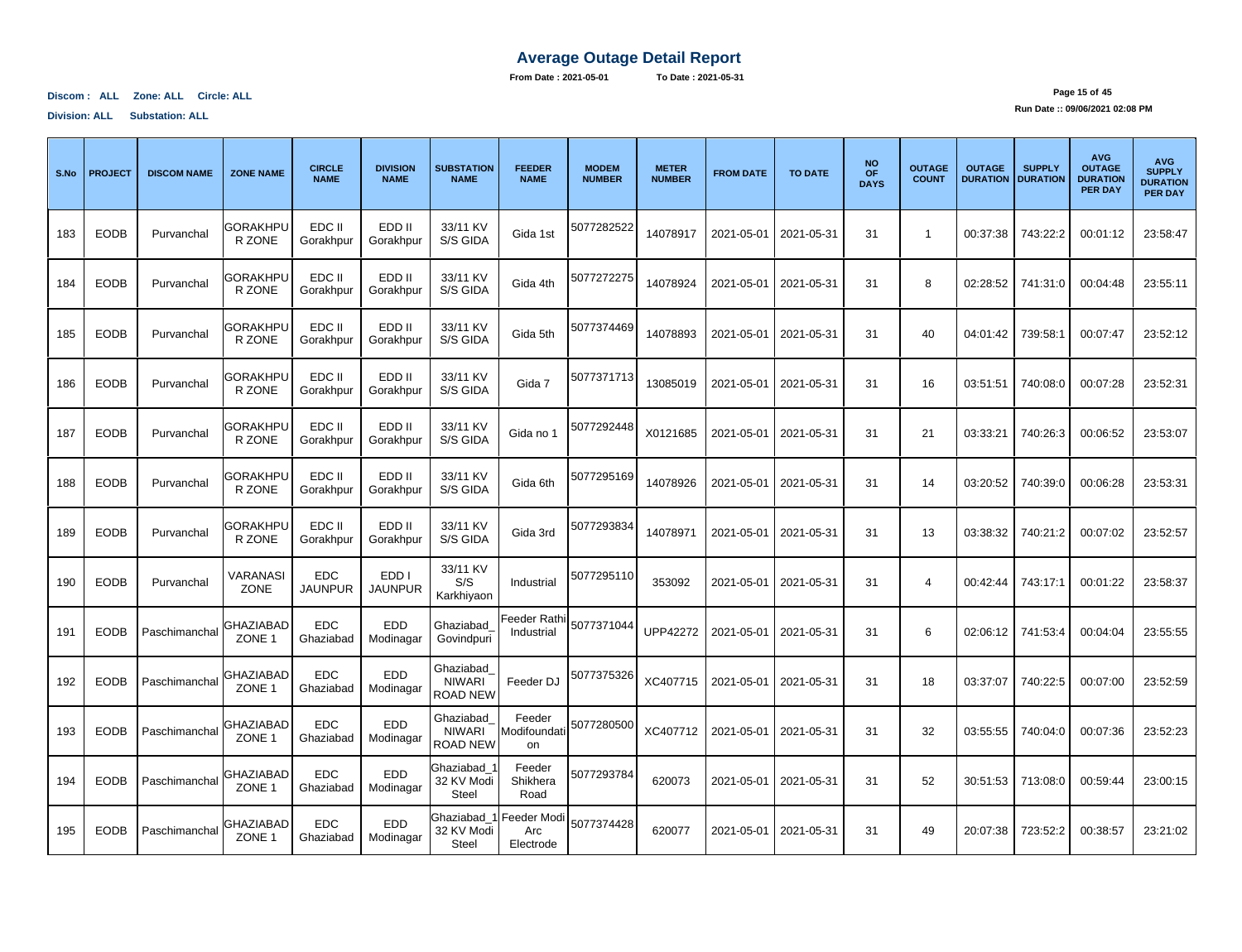# Average Outage Detail Report

**From Date : 2021-05-01** **To Date : 2021-05-31**

**Discom : ALL Zone: ALL Circle: ALL**

**Division: ALL Substation: ALL**

**Run Date :: 09/06/2021 02:08 PM**

| S.No | PROJECT | DISCOM NAME | ZONE NAME | CIRCLE NAME | DIVISION NAME | SUBSTATION NAME | FEEDER NAME | MODEM NUMBER | METER NUMBER | FROM DATE | TO DATE | NO OF DAYS | OUTAGE COUNT | OUTAGE DURATION | SUPPLY DURATION | AVG OUTAGE DURATION PER DAY | AVG SUPPLY DURATION PER DAY |
|---|---|---|---|---|---|---|---|---|---|---|---|---|---|---|---|---|---|
| 183 | EODB | Purvanchal | GORAKHPUR ZONE | EDC II Gorakhpur | EDD II Gorakhpur | 33/11 KV S/S GIDA | Gida 1st | 5077282522 | 14078917 | 2021-05-01 | 2021-05-31 | 31 | 1 | 00:37:38 | 743:22:2 | 00:01:12 | 23:58:47 |
| 184 | EODB | Purvanchal | GORAKHPUR ZONE | EDC II Gorakhpur | EDD II Gorakhpur | 33/11 KV S/S GIDA | Gida 4th | 5077272275 | 14078924 | 2021-05-01 | 2021-05-31 | 31 | 8 | 02:28:52 | 741:31:0 | 00:04:48 | 23:55:11 |
| 185 | EODB | Purvanchal | GORAKHPUR ZONE | EDC II Gorakhpur | EDD II Gorakhpur | 33/11 KV S/S GIDA | Gida 5th | 5077374469 | 14078893 | 2021-05-01 | 2021-05-31 | 31 | 40 | 04:01:42 | 739:58:1 | 00:07:47 | 23:52:12 |
| 186 | EODB | Purvanchal | GORAKHPUR ZONE | EDC II Gorakhpur | EDD II Gorakhpur | 33/11 KV S/S GIDA | Gida 7 | 5077371713 | 13085019 | 2021-05-01 | 2021-05-31 | 31 | 16 | 03:51:51 | 740:08:0 | 00:07:28 | 23:52:31 |
| 187 | EODB | Purvanchal | GORAKHPUR ZONE | EDC II Gorakhpur | EDD II Gorakhpur | 33/11 KV S/S GIDA | Gida no 1 | 5077292448 | X0121685 | 2021-05-01 | 2021-05-31 | 31 | 21 | 03:33:21 | 740:26:3 | 00:06:52 | 23:53:07 |
| 188 | EODB | Purvanchal | GORAKHPUR ZONE | EDC II Gorakhpur | EDD II Gorakhpur | 33/11 KV S/S GIDA | Gida 6th | 5077295169 | 14078926 | 2021-05-01 | 2021-05-31 | 31 | 14 | 03:20:52 | 740:39:0 | 00:06:28 | 23:53:31 |
| 189 | EODB | Purvanchal | GORAKHPUR ZONE | EDC II Gorakhpur | EDD II Gorakhpur | 33/11 KV S/S GIDA | Gida 3rd | 5077293834 | 14078971 | 2021-05-01 | 2021-05-31 | 31 | 13 | 03:38:32 | 740:21:2 | 00:07:02 | 23:52:57 |
| 190 | EODB | Purvanchal | VARANASI ZONE | EDC JAUNPUR | EDD I JAUNPUR | 33/11 KV S/S Karkhiyaon | Industrial | 5077295110 | 353092 | 2021-05-01 | 2021-05-31 | 31 | 4 | 00:42:44 | 743:17:1 | 00:01:22 | 23:58:37 |
| 191 | EODB | Paschimanchal | GHAZIABAD ZONE 1 | EDC Ghaziabad | EDD Modinagar | Ghaziabad_Govindpuri | Feeder Rathi Industrial | 5077371044 | UPP42272 | 2021-05-01 | 2021-05-31 | 31 | 6 | 02:06:12 | 741:53:4 | 00:04:04 | 23:55:55 |
| 192 | EODB | Paschimanchal | GHAZIABAD ZONE 1 | EDC Ghaziabad | EDD Modinagar | Ghaziabad_NIWARI ROAD NEW | Feeder DJ | 5077375326 | XC407715 | 2021-05-01 | 2021-05-31 | 31 | 18 | 03:37:07 | 740:22:5 | 00:07:00 | 23:52:59 |
| 193 | EODB | Paschimanchal | GHAZIABAD ZONE 1 | EDC Ghaziabad | EDD Modinagar | Ghaziabad_NIWARI ROAD NEW | Feeder Modifoundation | 5077280500 | XC407712 | 2021-05-01 | 2021-05-31 | 31 | 32 | 03:55:55 | 740:04:0 | 00:07:36 | 23:52:23 |
| 194 | EODB | Paschimanchal | GHAZIABAD ZONE 1 | EDC Ghaziabad | EDD Modinagar | Ghaziabad_1 32 KV Modi Steel | Feeder Shikhera Road | 5077293784 | 620073 | 2021-05-01 | 2021-05-31 | 31 | 52 | 30:51:53 | 713:08:0 | 00:59:44 | 23:00:15 |
| 195 | EODB | Paschimanchal | GHAZIABAD ZONE 1 | EDC Ghaziabad | EDD Modinagar | Ghaziabad_1 32 KV Modi Steel | Feeder Modi Arc Electrode | 5077374428 | 620077 | 2021-05-01 | 2021-05-31 | 31 | 49 | 20:07:38 | 723:52:2 | 00:38:57 | 23:21:02 |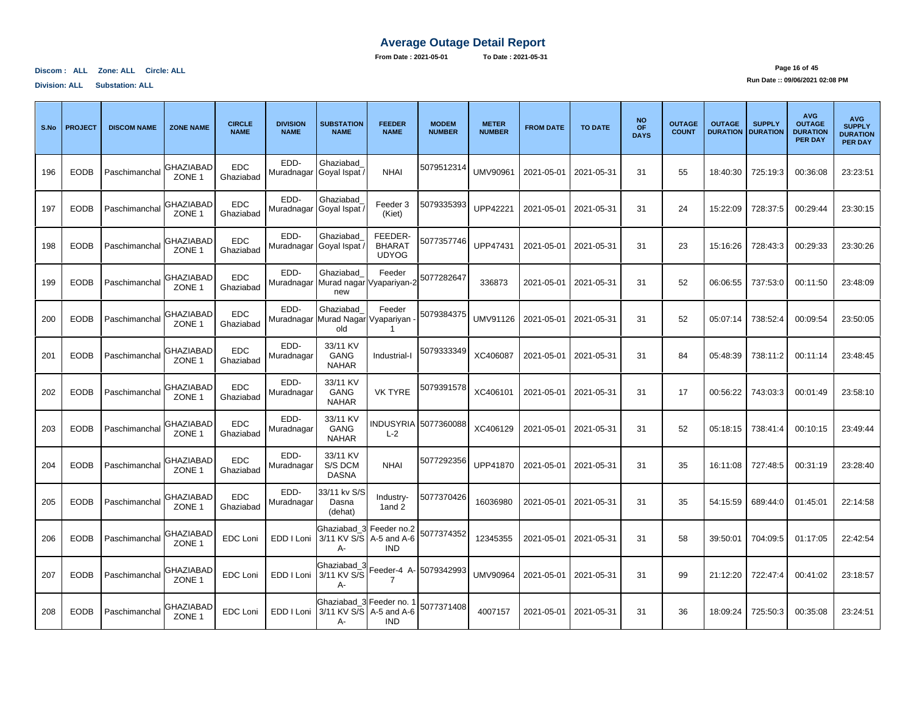# Average Outage Detail Report

**From Date : 2021-05-01 To Date : 2021-05-31**

**Discom : ALL Zone: ALL Circle: ALL**

**Division: ALL Substation: ALL**

**Run Date :: 09/06/2021 02:08 PM**

| S.No | PROJECT | DISCOM NAME | ZONE NAME | CIRCLE NAME | DIVISION NAME | SUBSTATION NAME | FEEDER NAME | MODEM NUMBER | METER NUMBER | FROM DATE | TO DATE | NO OF DAYS | OUTAGE COUNT | OUTAGE DURATION | SUPPLY DURATION | AVG OUTAGE DURATION PER DAY | AVG SUPPLY DURATION PER DAY |
|---|---|---|---|---|---|---|---|---|---|---|---|---|---|---|---|---|---|
| 196 | EODB | Paschimanchal | GHAZIABAD ZONE 1 | EDC Ghaziabad | EDD-Muradnagar | Ghaziabad_ Goyal Ispat / | NHAI | 5079512314 | UMV90961 | 2021-05-01 | 2021-05-31 | 31 | 55 | 18:40:30 | 725:19:3 | 00:36:08 | 23:23:51 |
| 197 | EODB | Paschimanchal | GHAZIABAD ZONE 1 | EDC Ghaziabad | EDD-Muradnagar | Ghaziabad_ Goyal Ispat / | Feeder 3 (Kiet) | 5079335393 | UPP42221 | 2021-05-01 | 2021-05-31 | 31 | 24 | 15:22:09 | 728:37:5 | 00:29:44 | 23:30:15 |
| 198 | EODB | Paschimanchal | GHAZIABAD ZONE 1 | EDC Ghaziabad | EDD-Muradnagar | Ghaziabad_ Goyal Ispat / | FEEDER-BHARAT UDYOG | 5077357746 | UPP47431 | 2021-05-01 | 2021-05-31 | 31 | 23 | 15:16:26 | 728:43:3 | 00:29:33 | 23:30:26 |
| 199 | EODB | Paschimanchal | GHAZIABAD ZONE 1 | EDC Ghaziabad | EDD-Muradnagar | Ghaziabad_ Murad nagar new | Feeder Vyapariyan-2 | 5077282647 | 336873 | 2021-05-01 | 2021-05-31 | 31 | 52 | 06:06:55 | 737:53:0 | 00:11:50 | 23:48:09 |
| 200 | EODB | Paschimanchal | GHAZIABAD ZONE 1 | EDC Ghaziabad | EDD-Muradnagar | Ghaziabad_ Murad Nagar old | Feeder Vyapariyan -1 | 5079384375 | UMV91126 | 2021-05-01 | 2021-05-31 | 31 | 52 | 05:07:14 | 738:52:4 | 00:09:54 | 23:50:05 |
| 201 | EODB | Paschimanchal | GHAZIABAD ZONE 1 | EDC Ghaziabad | EDD-Muradnagar | 33/11 KV GANG NAHAR | Industrial-I | 5079333349 | XC406087 | 2021-05-01 | 2021-05-31 | 31 | 84 | 05:48:39 | 738:11:2 | 00:11:14 | 23:48:45 |
| 202 | EODB | Paschimanchal | GHAZIABAD ZONE 1 | EDC Ghaziabad | EDD-Muradnagar | 33/11 KV GANG NAHAR | VK TYRE | 5079391578 | XC406101 | 2021-05-01 | 2021-05-31 | 31 | 17 | 00:56:22 | 743:03:3 | 00:01:49 | 23:58:10 |
| 203 | EODB | Paschimanchal | GHAZIABAD ZONE 1 | EDC Ghaziabad | EDD-Muradnagar | 33/11 KV GANG NAHAR | INDUSYRIA L-2 | 5077360088 | XC406129 | 2021-05-01 | 2021-05-31 | 31 | 52 | 05:18:15 | 738:41:4 | 00:10:15 | 23:49:44 |
| 204 | EODB | Paschimanchal | GHAZIABAD ZONE 1 | EDC Ghaziabad | EDD-Muradnagar | 33/11 KV S/S DCM DASNA | NHAI | 5077292356 | UPP41870 | 2021-05-01 | 2021-05-31 | 31 | 35 | 16:11:08 | 727:48:5 | 00:31:19 | 23:28:40 |
| 205 | EODB | Paschimanchal | GHAZIABAD ZONE 1 | EDC Ghaziabad | EDD-Muradnagar | 33/11 kv S/S Dasna (dehat) | Industry-1and 2 | 5077370426 | 16036980 | 2021-05-01 | 2021-05-31 | 31 | 35 | 54:15:59 | 689:44:0 | 01:45:01 | 22:14:58 |
| 206 | EODB | Paschimanchal | GHAZIABAD ZONE 1 | EDC Loni | EDD I Loni | Ghaziabad_3 3/11 KV S/S A- | Feeder no.2 A-5 and A-6 IND | 5077374352 | 12345355 | 2021-05-01 | 2021-05-31 | 31 | 58 | 39:50:01 | 704:09:5 | 01:17:05 | 22:42:54 |
| 207 | EODB | Paschimanchal | GHAZIABAD ZONE 1 | EDC Loni | EDD I Loni | Ghaziabad_3 3/11 KV S/S A- | Feeder-4 A-7 | 5079342993 | UMV90964 | 2021-05-01 | 2021-05-31 | 31 | 99 | 21:12:20 | 722:47:4 | 00:41:02 | 23:18:57 |
| 208 | EODB | Paschimanchal | GHAZIABAD ZONE 1 | EDC Loni | EDD I Loni | Ghaziabad_3 3/11 KV S/S A- | Feeder no. 1 A-5 and A-6 IND | 5077371408 | 4007157 | 2021-05-01 | 2021-05-31 | 31 | 36 | 18:09:24 | 725:50:3 | 00:35:08 | 23:24:51 |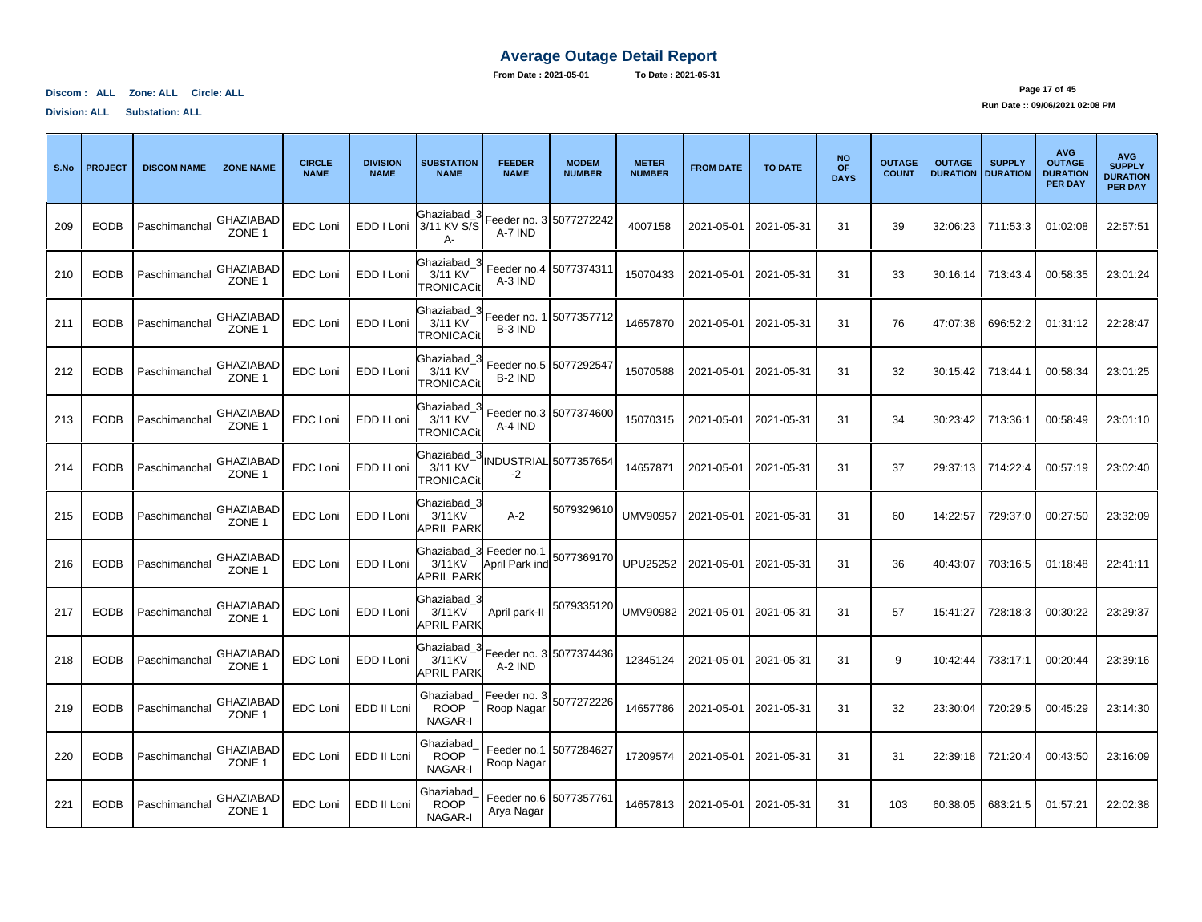# Average Outage Detail Report

**From Date : 2021-05-01 To Date : 2021-05-31**

**Discom : ALL Zone: ALL Circle: ALL**

**Division: ALL Substation: ALL**

**Run Date :: 09/06/2021 02:08 PM**

| S.No | PROJECT | DISCOM NAME | ZONE NAME | CIRCLE NAME | DIVISION NAME | SUBSTATION NAME | FEEDER NAME | MODEM NUMBER | METER NUMBER | FROM DATE | TO DATE | NO OF DAYS | OUTAGE COUNT | OUTAGE DURATION | SUPPLY DURATION | AVG OUTAGE DURATION PER DAY | AVG SUPPLY DURATION PER DAY |
|---|---|---|---|---|---|---|---|---|---|---|---|---|---|---|---|---|---|
| 209 | EODB | Paschimanchal | GHAZIABAD ZONE 1 | EDC Loni | EDD I Loni | Ghaziabad_3 3/11 KV S/S A- | Feeder no. 3 A-7 IND | 5077272242 | 4007158 | 2021-05-01 | 2021-05-31 | 31 | 39 | 32:06:23 | 711:53:3 | 01:02:08 | 22:57:51 |
| 210 | EODB | Paschimanchal | GHAZIABAD ZONE 1 | EDC Loni | EDD I Loni | Ghaziabad_3 3/11 KV TRONICAcit | Feeder no.4 A-3 IND | 5077374311 | 15070433 | 2021-05-01 | 2021-05-31 | 31 | 33 | 30:16:14 | 713:43:4 | 00:58:35 | 23:01:24 |
| 211 | EODB | Paschimanchal | GHAZIABAD ZONE 1 | EDC Loni | EDD I Loni | Ghaziabad_3 3/11 KV TRONICAcit | Feeder no. 1 B-3 IND | 5077357712 | 14657870 | 2021-05-01 | 2021-05-31 | 31 | 76 | 47:07:38 | 696:52:2 | 01:31:12 | 22:28:47 |
| 212 | EODB | Paschimanchal | GHAZIABAD ZONE 1 | EDC Loni | EDD I Loni | Ghaziabad_3 3/11 KV TRONICAcit | Feeder no.5 B-2 IND | 5077292547 | 15070588 | 2021-05-01 | 2021-05-31 | 31 | 32 | 30:15:42 | 713:44:1 | 00:58:34 | 23:01:25 |
| 213 | EODB | Paschimanchal | GHAZIABAD ZONE 1 | EDC Loni | EDD I Loni | Ghaziabad_3 3/11 KV TRONICAcit | Feeder no.3 A-4 IND | 5077374600 | 15070315 | 2021-05-01 | 2021-05-31 | 31 | 34 | 30:23:42 | 713:36:1 | 00:58:49 | 23:01:10 |
| 214 | EODB | Paschimanchal | GHAZIABAD ZONE 1 | EDC Loni | EDD I Loni | Ghaziabad_3 3/11 KV TRONICAcit | INDUSTRIAL -2 | 5077357654 | 14657871 | 2021-05-01 | 2021-05-31 | 31 | 37 | 29:37:13 | 714:22:4 | 00:57:19 | 23:02:40 |
| 215 | EODB | Paschimanchal | GHAZIABAD ZONE 1 | EDC Loni | EDD I Loni | Ghaziabad_3 3/11KV APRIL PARK | A-2 | 5079329610 | UMV90957 | 2021-05-01 | 2021-05-31 | 31 | 60 | 14:22:57 | 729:37:0 | 00:27:50 | 23:32:09 |
| 216 | EODB | Paschimanchal | GHAZIABAD ZONE 1 | EDC Loni | EDD I Loni | Ghaziabad_3 3/11KV APRIL PARK | Feeder no.1 April Park ind | 5077369170 | UPU25252 | 2021-05-01 | 2021-05-31 | 31 | 36 | 40:43:07 | 703:16:5 | 01:18:48 | 22:41:11 |
| 217 | EODB | Paschimanchal | GHAZIABAD ZONE 1 | EDC Loni | EDD I Loni | Ghaziabad_3 3/11KV APRIL PARK | April park-II | 5079335120 | UMV90982 | 2021-05-01 | 2021-05-31 | 31 | 57 | 15:41:27 | 728:18:3 | 00:30:22 | 23:29:37 |
| 218 | EODB | Paschimanchal | GHAZIABAD ZONE 1 | EDC Loni | EDD I Loni | Ghaziabad_3 3/11KV APRIL PARK | Feeder no. 3 A-2 IND | 5077374436 | 12345124 | 2021-05-01 | 2021-05-31 | 31 | 9 | 10:42:44 | 733:17:1 | 00:20:44 | 23:39:16 |
| 219 | EODB | Paschimanchal | GHAZIABAD ZONE 1 | EDC Loni | EDD II Loni | Ghaziabad_ ROOP NAGAR-I | Feeder no. 3 Roop Nagar | 5077272226 | 14657786 | 2021-05-01 | 2021-05-31 | 31 | 32 | 23:30:04 | 720:29:5 | 00:45:29 | 23:14:30 |
| 220 | EODB | Paschimanchal | GHAZIABAD ZONE 1 | EDC Loni | EDD II Loni | Ghaziabad_ ROOP NAGAR-I | Feeder no.1 Roop Nagar | 5077284627 | 17209574 | 2021-05-01 | 2021-05-31 | 31 | 31 | 22:39:18 | 721:20:4 | 00:43:50 | 23:16:09 |
| 221 | EODB | Paschimanchal | GHAZIABAD ZONE 1 | EDC Loni | EDD II Loni | Ghaziabad_ ROOP NAGAR-I | Feeder no.6 Arya Nagar | 5077357761 | 14657813 | 2021-05-01 | 2021-05-31 | 31 | 103 | 60:38:05 | 683:21:5 | 01:57:21 | 22:02:38 |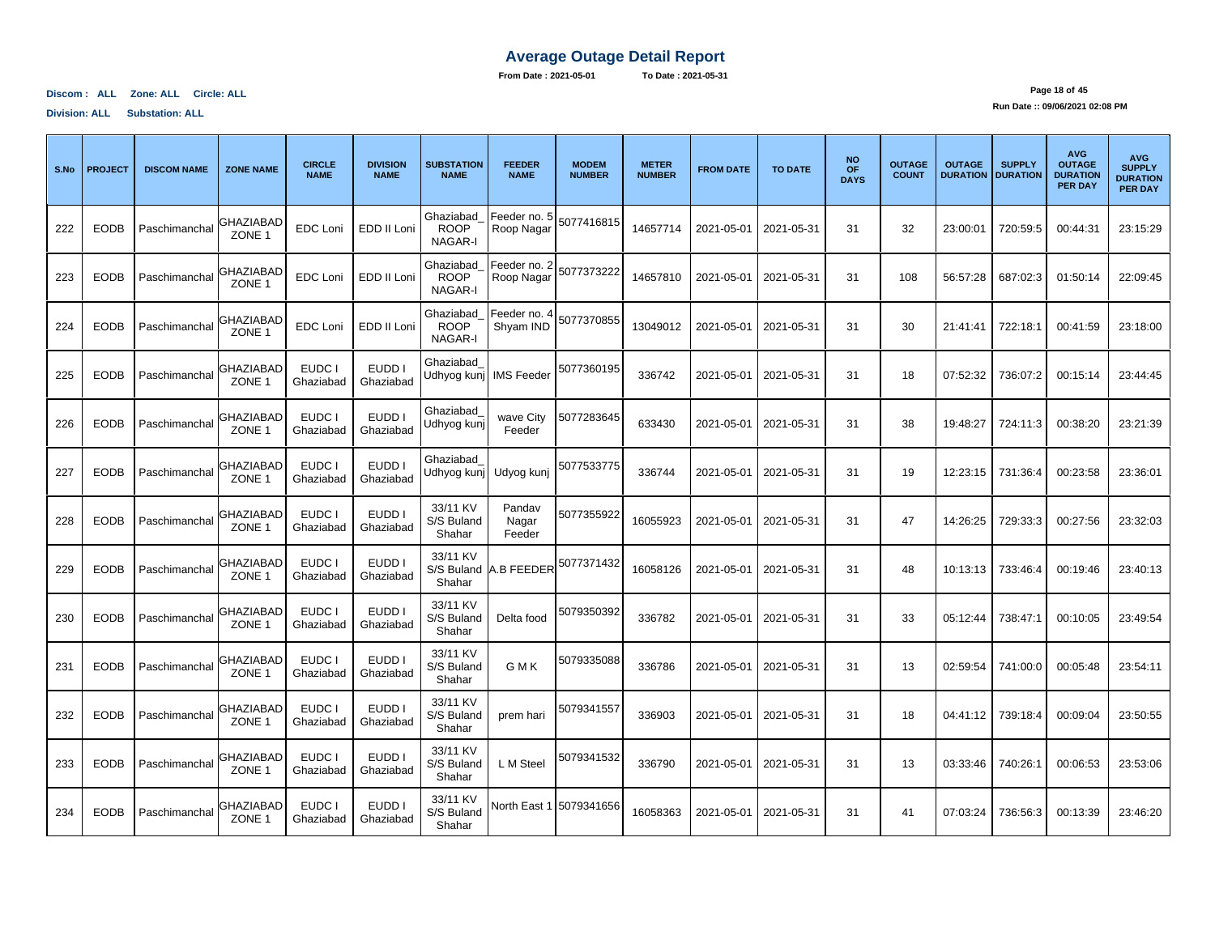# Average Outage Detail Report

**From Date : 2021-05-01** **To Date : 2021-05-31**

**Discom : ALL Zone: ALL Circle: ALL**

**Division: ALL Substation: ALL**

**Run Date :: 09/06/2021 02:08 PM**

| S.No | PROJECT | DISCOM NAME | ZONE NAME | CIRCLE NAME | DIVISION NAME | SUBSTATION NAME | FEEDER NAME | MODEM NUMBER | METER NUMBER | FROM DATE | TO DATE | NO OF DAYS | OUTAGE COUNT | OUTAGE DURATION | SUPPLY DURATION | AVG OUTAGE DURATION PER DAY | AVG SUPPLY DURATION PER DAY |
|---|---|---|---|---|---|---|---|---|---|---|---|---|---|---|---|---|---|
| 222 | EODB | Paschimanchal | GHAZIABAD ZONE 1 | EDC Loni | EDD II Loni | Ghaziabad_ ROOP NAGAR-I | Feeder no. 5 Roop Nagar | 5077416815 | 14657714 | 2021-05-01 | 2021-05-31 | 31 | 32 | 23:00:01 | 720:59:5 | 00:44:31 | 23:15:29 |
| 223 | EODB | Paschimanchal | GHAZIABAD ZONE 1 | EDC Loni | EDD II Loni | Ghaziabad_ ROOP NAGAR-I | Feeder no. 2 Roop Nagar | 5077373222 | 14657810 | 2021-05-01 | 2021-05-31 | 31 | 108 | 56:57:28 | 687:02:3 | 01:50:14 | 22:09:45 |
| 224 | EODB | Paschimanchal | GHAZIABAD ZONE 1 | EDC Loni | EDD II Loni | Ghaziabad_ ROOP NAGAR-I | Feeder no. 4 Shyam IND | 5077370855 | 13049012 | 2021-05-01 | 2021-05-31 | 31 | 30 | 21:41:41 | 722:18:1 | 00:41:59 | 23:18:00 |
| 225 | EODB | Paschimanchal | GHAZIABAD ZONE 1 | EUDC I Ghaziabad | EUDD I Ghaziabad | Ghaziabad_ Udhyog kunj | IMS Feeder | 5077360195 | 336742 | 2021-05-01 | 2021-05-31 | 31 | 18 | 07:52:32 | 736:07:2 | 00:15:14 | 23:44:45 |
| 226 | EODB | Paschimanchal | GHAZIABAD ZONE 1 | EUDC I Ghaziabad | EUDD I Ghaziabad | Ghaziabad_ Udhyog kunj | wave City Feeder | 5077283645 | 633430 | 2021-05-01 | 2021-05-31 | 31 | 38 | 19:48:27 | 724:11:3 | 00:38:20 | 23:21:39 |
| 227 | EODB | Paschimanchal | GHAZIABAD ZONE 1 | EUDC I Ghaziabad | EUDD I Ghaziabad | Ghaziabad_ Udhyog kunj | Udyog kunj | 5077533775 | 336744 | 2021-05-01 | 2021-05-31 | 31 | 19 | 12:23:15 | 731:36:4 | 00:23:58 | 23:36:01 |
| 228 | EODB | Paschimanchal | GHAZIABAD ZONE 1 | EUDC I Ghaziabad | EUDD I Ghaziabad | 33/11 KV S/S Buland Shahar | Pandav Nagar Feeder | 5077355922 | 16055923 | 2021-05-01 | 2021-05-31 | 31 | 47 | 14:26:25 | 729:33:3 | 00:27:56 | 23:32:03 |
| 229 | EODB | Paschimanchal | GHAZIABAD ZONE 1 | EUDC I Ghaziabad | EUDD I Ghaziabad | 33/11 KV S/S Buland Shahar | A.B FEEDER | 5077371432 | 16058126 | 2021-05-01 | 2021-05-31 | 31 | 48 | 10:13:13 | 733:46:4 | 00:19:46 | 23:40:13 |
| 230 | EODB | Paschimanchal | GHAZIABAD ZONE 1 | EUDC I Ghaziabad | EUDD I Ghaziabad | 33/11 KV S/S Buland Shahar | Delta food | 5079350392 | 336782 | 2021-05-01 | 2021-05-31 | 31 | 33 | 05:12:44 | 738:47:1 | 00:10:05 | 23:49:54 |
| 231 | EODB | Paschimanchal | GHAZIABAD ZONE 1 | EUDC I Ghaziabad | EUDD I Ghaziabad | 33/11 KV S/S Buland Shahar | G M K | 5079335088 | 336786 | 2021-05-01 | 2021-05-31 | 31 | 13 | 02:59:54 | 741:00:0 | 00:05:48 | 23:54:11 |
| 232 | EODB | Paschimanchal | GHAZIABAD ZONE 1 | EUDC I Ghaziabad | EUDD I Ghaziabad | 33/11 KV S/S Buland Shahar | prem hari | 5079341557 | 336903 | 2021-05-01 | 2021-05-31 | 31 | 18 | 04:41:12 | 739:18:4 | 00:09:04 | 23:50:55 |
| 233 | EODB | Paschimanchal | GHAZIABAD ZONE 1 | EUDC I Ghaziabad | EUDD I Ghaziabad | 33/11 KV S/S Buland Shahar | L M Steel | 5079341532 | 336790 | 2021-05-01 | 2021-05-31 | 31 | 13 | 03:33:46 | 740:26:1 | 00:06:53 | 23:53:06 |
| 234 | EODB | Paschimanchal | GHAZIABAD ZONE 1 | EUDC I Ghaziabad | EUDD I Ghaziabad | 33/11 KV S/S Buland Shahar | North East 1 | 5079341656 | 16058363 | 2021-05-01 | 2021-05-31 | 31 | 41 | 07:03:24 | 736:56:3 | 00:13:39 | 23:46:20 |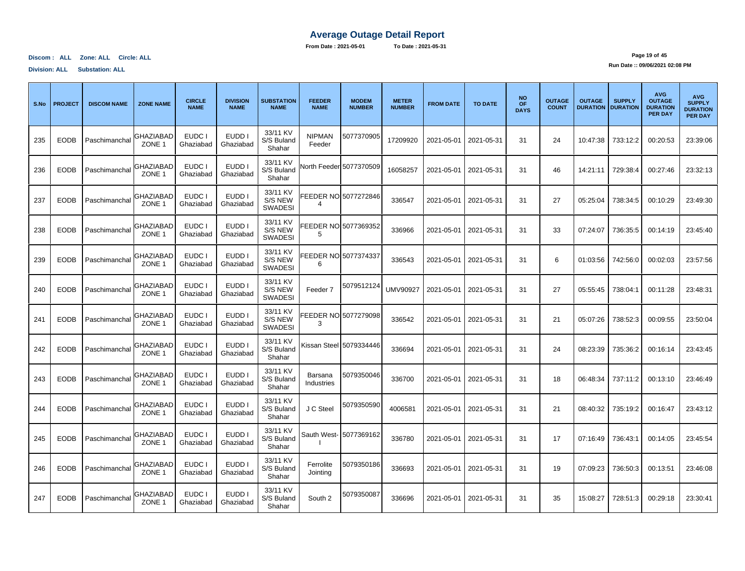# Average Outage Detail Report

**From Date : 2021-05-01 To Date : 2021-05-31**

**Discom : ALL Zone: ALL Circle: ALL**

**Division: ALL Substation: ALL**

**Run Date :: 09/06/2021 02:08 PM**

| S.No | PROJECT | DISCOM NAME | ZONE NAME | CIRCLE NAME | DIVISION NAME | SUBSTATION NAME | FEEDER NAME | MODEM NUMBER | METER NUMBER | FROM DATE | TO DATE | NO OF DAYS | OUTAGE COUNT | OUTAGE DURATION | SUPPLY DURATION | AVG OUTAGE DURATION PER DAY | AVG SUPPLY DURATION PER DAY |
|---|---|---|---|---|---|---|---|---|---|---|---|---|---|---|---|---|---|
| 235 | EODB | Paschimanchal | GHAZIABAD ZONE 1 | EUDC I Ghaziabad | EUDD I Ghaziabad | 33/11 KV S/S Buland Shahar | NIPMAN Feeder | 5077370905 | 17209920 | 2021-05-01 | 2021-05-31 | 31 | 24 | 10:47:38 | 733:12:2 | 00:20:53 | 23:39:06 |
| 236 | EODB | Paschimanchal | GHAZIABAD ZONE 1 | EUDC I Ghaziabad | EUDD I Ghaziabad | 33/11 KV S/S Buland Shahar | North Feeder | 5077370509 | 16058257 | 2021-05-01 | 2021-05-31 | 31 | 46 | 14:21:11 | 729:38:4 | 00:27:46 | 23:32:13 |
| 237 | EODB | Paschimanchal | GHAZIABAD ZONE 1 | EUDC I Ghaziabad | EUDD I Ghaziabad | 33/11 KV S/S NEW SWADESI | FEEDER NO 4 | 5077272846 | 336547 | 2021-05-01 | 2021-05-31 | 31 | 27 | 05:25:04 | 738:34:5 | 00:10:29 | 23:49:30 |
| 238 | EODB | Paschimanchal | GHAZIABAD ZONE 1 | EUDC I Ghaziabad | EUDD I Ghaziabad | 33/11 KV S/S NEW SWADESI | FEEDER NO 5 | 5077369352 | 336966 | 2021-05-01 | 2021-05-31 | 31 | 33 | 07:24:07 | 736:35:5 | 00:14:19 | 23:45:40 |
| 239 | EODB | Paschimanchal | GHAZIABAD ZONE 1 | EUDC I Ghaziabad | EUDD I Ghaziabad | 33/11 KV S/S NEW SWADESI | FEEDER NO 6 | 5077374337 | 336543 | 2021-05-01 | 2021-05-31 | 31 | 6 | 01:03:56 | 742:56:0 | 00:02:03 | 23:57:56 |
| 240 | EODB | Paschimanchal | GHAZIABAD ZONE 1 | EUDC I Ghaziabad | EUDD I Ghaziabad | 33/11 KV S/S NEW SWADESI | Feeder 7 | 5079512124 | UMV90927 | 2021-05-01 | 2021-05-31 | 31 | 27 | 05:55:45 | 738:04:1 | 00:11:28 | 23:48:31 |
| 241 | EODB | Paschimanchal | GHAZIABAD ZONE 1 | EUDC I Ghaziabad | EUDD I Ghaziabad | 33/11 KV S/S NEW SWADESI | FEEDER NO 3 | 5077279098 | 336542 | 2021-05-01 | 2021-05-31 | 31 | 21 | 05:07:26 | 738:52:3 | 00:09:55 | 23:50:04 |
| 242 | EODB | Paschimanchal | GHAZIABAD ZONE 1 | EUDC I Ghaziabad | EUDD I Ghaziabad | 33/11 KV S/S Buland Shahar | Kissan Steel | 5079334446 | 336694 | 2021-05-01 | 2021-05-31 | 31 | 24 | 08:23:39 | 735:36:2 | 00:16:14 | 23:43:45 |
| 243 | EODB | Paschimanchal | GHAZIABAD ZONE 1 | EUDC I Ghaziabad | EUDD I Ghaziabad | 33/11 KV S/S Buland Shahar | Barsana Industries | 5079350046 | 336700 | 2021-05-01 | 2021-05-31 | 31 | 18 | 06:48:34 | 737:11:2 | 00:13:10 | 23:46:49 |
| 244 | EODB | Paschimanchal | GHAZIABAD ZONE 1 | EUDC I Ghaziabad | EUDD I Ghaziabad | 33/11 KV S/S Buland Shahar | J C Steel | 5079350590 | 4006581 | 2021-05-01 | 2021-05-31 | 31 | 21 | 08:40:32 | 735:19:2 | 00:16:47 | 23:43:12 |
| 245 | EODB | Paschimanchal | GHAZIABAD ZONE 1 | EUDC I Ghaziabad | EUDD I Ghaziabad | 33/11 KV S/S Buland Shahar | Sauth West-I | 5077369162 | 336780 | 2021-05-01 | 2021-05-31 | 31 | 17 | 07:16:49 | 736:43:1 | 00:14:05 | 23:45:54 |
| 246 | EODB | Paschimanchal | GHAZIABAD ZONE 1 | EUDC I Ghaziabad | EUDD I Ghaziabad | 33/11 KV S/S Buland Shahar | Ferrolite Jointing | 5079350186 | 336693 | 2021-05-01 | 2021-05-31 | 31 | 19 | 07:09:23 | 736:50:3 | 00:13:51 | 23:46:08 |
| 247 | EODB | Paschimanchal | GHAZIABAD ZONE 1 | EUDC I Ghaziabad | EUDD I Ghaziabad | 33/11 KV S/S Buland Shahar | South 2 | 5079350087 | 336696 | 2021-05-01 | 2021-05-31 | 31 | 35 | 15:08:27 | 728:51:3 | 00:29:18 | 23:30:41 |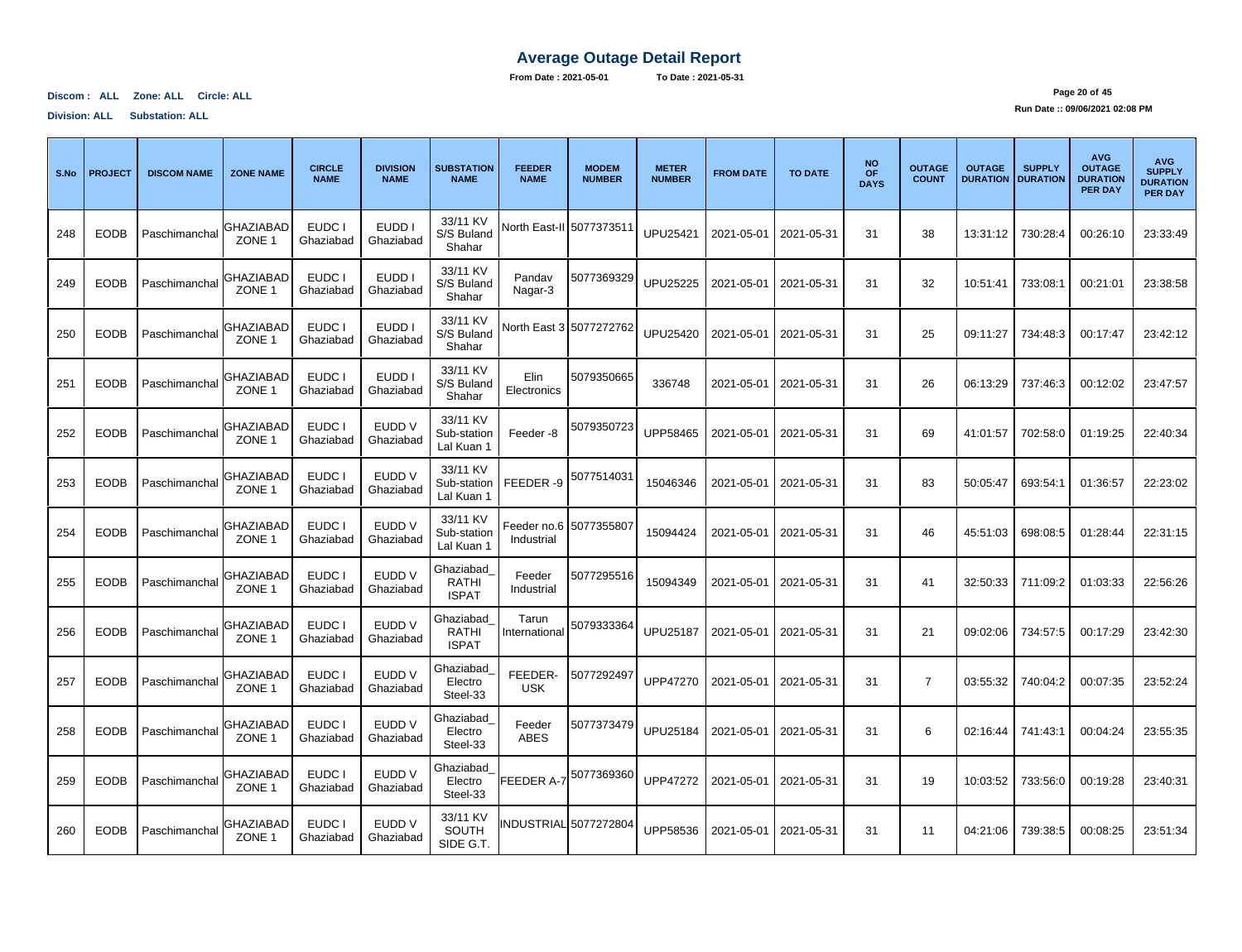# Average Outage Detail Report

**From Date : 2021-05-01** **To Date : 2021-05-31**

**Discom : ALL Zone: ALL Circle: ALL**

**Division: ALL Substation: ALL**

**Run Date :: 09/06/2021 02:08 PM**

| S.No | PROJECT | DISCOM NAME | ZONE NAME | CIRCLE NAME | DIVISION NAME | SUBSTATION NAME | FEEDER NAME | MODEM NUMBER | METER NUMBER | FROM DATE | TO DATE | NO OF DAYS | OUTAGE COUNT | OUTAGE DURATION | SUPPLY DURATION | AVG OUTAGE DURATION PER DAY | AVG SUPPLY DURATION PER DAY |
|---|---|---|---|---|---|---|---|---|---|---|---|---|---|---|---|---|---|
| 248 | EODB | Paschimanchal | GHAZIABAD ZONE 1 | EUDC I Ghaziabad | EUDD I Ghaziabad | 33/11 KV S/S Buland Shahar | North East-II | 5077373511 | UPU25421 | 2021-05-01 | 2021-05-31 | 31 | 38 | 13:31:12 | 730:28:4 | 00:26:10 | 23:33:49 |
| 249 | EODB | Paschimanchal | GHAZIABAD ZONE 1 | EUDC I Ghaziabad | EUDD I Ghaziabad | 33/11 KV S/S Buland Shahar | Pandav Nagar-3 | 5077369329 | UPU25225 | 2021-05-01 | 2021-05-31 | 31 | 32 | 10:51:41 | 733:08:1 | 00:21:01 | 23:38:58 |
| 250 | EODB | Paschimanchal | GHAZIABAD ZONE 1 | EUDC I Ghaziabad | EUDD I Ghaziabad | 33/11 KV S/S Buland Shahar | North East 3 | 5077272762 | UPU25420 | 2021-05-01 | 2021-05-31 | 31 | 25 | 09:11:27 | 734:48:3 | 00:17:47 | 23:42:12 |
| 251 | EODB | Paschimanchal | GHAZIABAD ZONE 1 | EUDC I Ghaziabad | EUDD I Ghaziabad | 33/11 KV S/S Buland Shahar | Elin Electronics | 5079350665 | 336748 | 2021-05-01 | 2021-05-31 | 31 | 26 | 06:13:29 | 737:46:3 | 00:12:02 | 23:47:57 |
| 252 | EODB | Paschimanchal | GHAZIABAD ZONE 1 | EUDC I Ghaziabad | EUDD V Ghaziabad | 33/11 KV Sub-station Lal Kuan 1 | Feeder -8 | 5079350723 | UPP58465 | 2021-05-01 | 2021-05-31 | 31 | 69 | 41:01:57 | 702:58:0 | 01:19:25 | 22:40:34 |
| 253 | EODB | Paschimanchal | GHAZIABAD ZONE 1 | EUDC I Ghaziabad | EUDD V Ghaziabad | 33/11 KV Sub-station Lal Kuan 1 | FEEDER -9 | 5077514031 | 15046346 | 2021-05-01 | 2021-05-31 | 31 | 83 | 50:05:47 | 693:54:1 | 01:36:57 | 22:23:02 |
| 254 | EODB | Paschimanchal | GHAZIABAD ZONE 1 | EUDC I Ghaziabad | EUDD V Ghaziabad | 33/11 KV Sub-station Lal Kuan 1 | Feeder no.6 Industrial | 5077355807 | 15094424 | 2021-05-01 | 2021-05-31 | 31 | 46 | 45:51:03 | 698:08:5 | 01:28:44 | 22:31:15 |
| 255 | EODB | Paschimanchal | GHAZIABAD ZONE 1 | EUDC I Ghaziabad | EUDD V Ghaziabad | Ghaziabad_ RATHI ISPAT | Feeder Industrial | 5077295516 | 15094349 | 2021-05-01 | 2021-05-31 | 31 | 41 | 32:50:33 | 711:09:2 | 01:03:33 | 22:56:26 |
| 256 | EODB | Paschimanchal | GHAZIABAD ZONE 1 | EUDC I Ghaziabad | EUDD V Ghaziabad | Ghaziabad_ RATHI ISPAT | Tarun International | 5079333364 | UPU25187 | 2021-05-01 | 2021-05-31 | 31 | 21 | 09:02:06 | 734:57:5 | 00:17:29 | 23:42:30 |
| 257 | EODB | Paschimanchal | GHAZIABAD ZONE 1 | EUDC I Ghaziabad | EUDD V Ghaziabad | Ghaziabad_ Electro Steel-33 | FEEDER-USK | 5077292497 | UPP47270 | 2021-05-01 | 2021-05-31 | 31 | 7 | 03:55:32 | 740:04:2 | 00:07:35 | 23:52:24 |
| 258 | EODB | Paschimanchal | GHAZIABAD ZONE 1 | EUDC I Ghaziabad | EUDD V Ghaziabad | Ghaziabad_ Electro Steel-33 | Feeder ABES | 5077373479 | UPU25184 | 2021-05-01 | 2021-05-31 | 31 | 6 | 02:16:44 | 741:43:1 | 00:04:24 | 23:55:35 |
| 259 | EODB | Paschimanchal | GHAZIABAD ZONE 1 | EUDC I Ghaziabad | EUDD V Ghaziabad | Ghaziabad_ Electro Steel-33 | FEEDER A-7 | 5077369360 | UPP47272 | 2021-05-01 | 2021-05-31 | 31 | 19 | 10:03:52 | 733:56:0 | 00:19:28 | 23:40:31 |
| 260 | EODB | Paschimanchal | GHAZIABAD ZONE 1 | EUDC I Ghaziabad | EUDD V Ghaziabad | 33/11 KV SOUTH SIDE G.T. | INDUSTRIAL | 5077272804 | UPP58536 | 2021-05-01 | 2021-05-31 | 31 | 11 | 04:21:06 | 739:38:5 | 00:08:25 | 23:51:34 |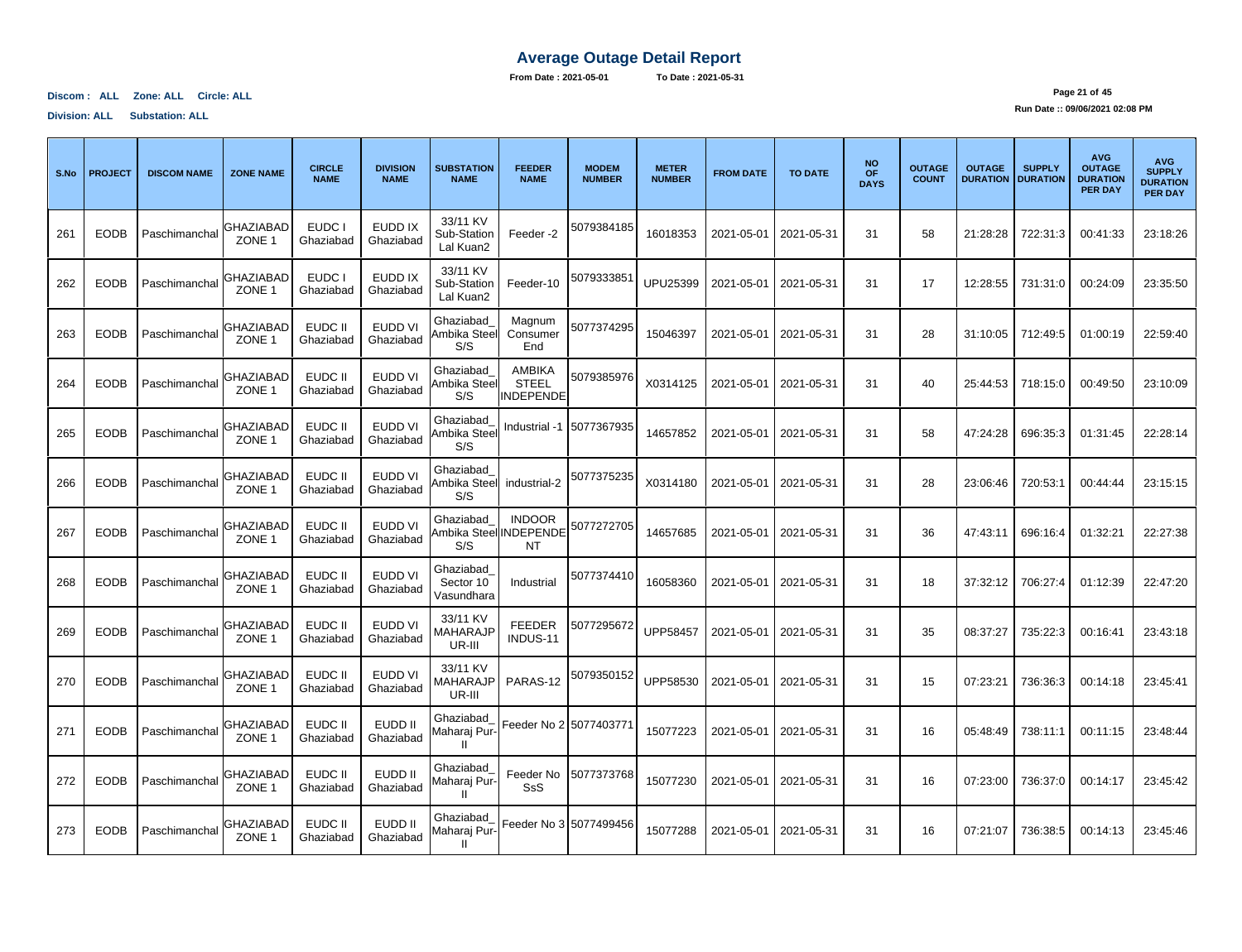# Average Outage Detail Report

**From Date : 2021-05-01 To Date : 2021-05-31**

**Discom : ALL Zone: ALL Circle: ALL**

**Division: ALL Substation: ALL**

**Run Date :: 09/06/2021 02:08 PM**

| S.No | PROJECT | DISCOM NAME | ZONE NAME | CIRCLE NAME | DIVISION NAME | SUBSTATION NAME | FEEDER NAME | MODEM NUMBER | METER NUMBER | FROM DATE | TO DATE | NO OF DAYS | OUTAGE COUNT | OUTAGE DURATION | SUPPLY DURATION | AVG OUTAGE DURATION PER DAY | AVG SUPPLY DURATION PER DAY |
|---|---|---|---|---|---|---|---|---|---|---|---|---|---|---|---|---|---|
| 261 | EODB | Paschimanchal | GHAZIABAD ZONE 1 | EUDC I Ghaziabad | EUDD IX Ghaziabad | 33/11 KV Sub-Station Lal Kuan2 | Feeder -2 | 5079384185 | 16018353 | 2021-05-01 | 2021-05-31 | 31 | 58 | 21:28:28 | 722:31:3 | 00:41:33 | 23:18:26 |
| 262 | EODB | Paschimanchal | GHAZIABAD ZONE 1 | EUDC I Ghaziabad | EUDD IX Ghaziabad | 33/11 KV Sub-Station Lal Kuan2 | Feeder-10 | 5079333851 | UPU25399 | 2021-05-01 | 2021-05-31 | 31 | 17 | 12:28:55 | 731:31:0 | 00:24:09 | 23:35:50 |
| 263 | EODB | Paschimanchal | GHAZIABAD ZONE 1 | EUDC II Ghaziabad | EUDD VI Ghaziabad | Ghaziabad_ Ambika Steel S/S | Magnum Consumer End | 5077374295 | 15046397 | 2021-05-01 | 2021-05-31 | 31 | 28 | 31:10:05 | 712:49:5 | 01:00:19 | 22:59:40 |
| 264 | EODB | Paschimanchal | GHAZIABAD ZONE 1 | EUDC II Ghaziabad | EUDD VI Ghaziabad | Ghaziabad_ Ambika Steel S/S | AMBIKA STEEL INDEPENDE | 5079385976 | X0314125 | 2021-05-01 | 2021-05-31 | 31 | 40 | 25:44:53 | 718:15:0 | 00:49:50 | 23:10:09 |
| 265 | EODB | Paschimanchal | GHAZIABAD ZONE 1 | EUDC II Ghaziabad | EUDD VI Ghaziabad | Ghaziabad_ Ambika Steel S/S | Industrial -1 | 5077367935 | 14657852 | 2021-05-01 | 2021-05-31 | 31 | 58 | 47:24:28 | 696:35:3 | 01:31:45 | 22:28:14 |
| 266 | EODB | Paschimanchal | GHAZIABAD ZONE 1 | EUDC II Ghaziabad | EUDD VI Ghaziabad | Ghaziabad_ Ambika Steel S/S | industrial-2 | 5077375235 | X0314180 | 2021-05-01 | 2021-05-31 | 31 | 28 | 23:06:46 | 720:53:1 | 00:44:44 | 23:15:15 |
| 267 | EODB | Paschimanchal | GHAZIABAD ZONE 1 | EUDC II Ghaziabad | EUDD VI Ghaziabad | Ghaziabad_ Ambika Steel S/S | INDOOR INDEPENDE NT | 5077272705 | 14657685 | 2021-05-01 | 2021-05-31 | 31 | 36 | 47:43:11 | 696:16:4 | 01:32:21 | 22:27:38 |
| 268 | EODB | Paschimanchal | GHAZIABAD ZONE 1 | EUDC II Ghaziabad | EUDD VI Ghaziabad | Ghaziabad_ Sector 10 Vasundhara | Industrial | 5077374410 | 16058360 | 2021-05-01 | 2021-05-31 | 31 | 18 | 37:32:12 | 706:27:4 | 01:12:39 | 22:47:20 |
| 269 | EODB | Paschimanchal | GHAZIABAD ZONE 1 | EUDC II Ghaziabad | EUDD VI Ghaziabad | 33/11 KV MAHARAJP UR-III | FEEDER INDUS-11 | 5077295672 | UPP58457 | 2021-05-01 | 2021-05-31 | 31 | 35 | 08:37:27 | 735:22:3 | 00:16:41 | 23:43:18 |
| 270 | EODB | Paschimanchal | GHAZIABAD ZONE 1 | EUDC II Ghaziabad | EUDD VI Ghaziabad | 33/11 KV MAHARAJP UR-III | PARAS-12 | 5079350152 | UPP58530 | 2021-05-01 | 2021-05-31 | 31 | 15 | 07:23:21 | 736:36:3 | 00:14:18 | 23:45:41 |
| 271 | EODB | Paschimanchal | GHAZIABAD ZONE 1 | EUDC II Ghaziabad | EUDD II Ghaziabad | Ghaziabad_ Maharaj Pur-II | Feeder No 2 | 5077403771 | 15077223 | 2021-05-01 | 2021-05-31 | 31 | 16 | 05:48:49 | 738:11:1 | 00:11:15 | 23:48:44 |
| 272 | EODB | Paschimanchal | GHAZIABAD ZONE 1 | EUDC II Ghaziabad | EUDD II Ghaziabad | Ghaziabad_ Maharaj Pur-II | Feeder No SsS | 5077373768 | 15077230 | 2021-05-01 | 2021-05-31 | 31 | 16 | 07:23:00 | 736:37:0 | 00:14:17 | 23:45:42 |
| 273 | EODB | Paschimanchal | GHAZIABAD ZONE 1 | EUDC II Ghaziabad | EUDD II Ghaziabad | Ghaziabad_ Maharaj Pur-II | Feeder No 3 | 5077499456 | 15077288 | 2021-05-01 | 2021-05-31 | 31 | 16 | 07:21:07 | 736:38:5 | 00:14:13 | 23:45:46 |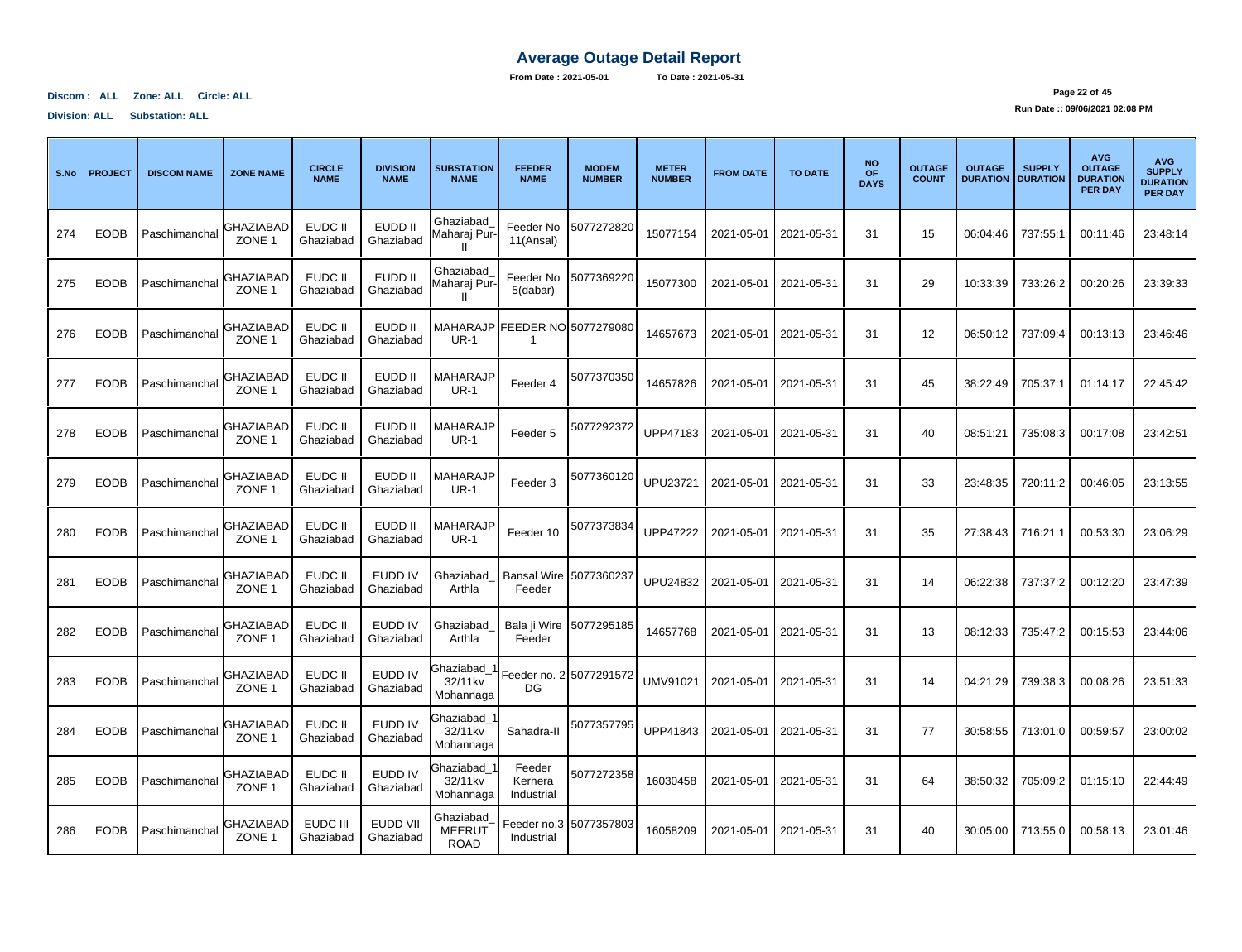# Average Outage Detail Report

**From Date : 2021-05-01 To Date : 2021-05-31**

**Discom : ALL Zone: ALL Circle: ALL**

**Division: ALL Substation: ALL**

**Run Date :: 09/06/2021 02:08 PM**

| S.No | PROJECT | DISCOM NAME | ZONE NAME | CIRCLE NAME | DIVISION NAME | SUBSTATION NAME | FEEDER NAME | MODEM NUMBER | METER NUMBER | FROM DATE | TO DATE | NO OF DAYS | OUTAGE COUNT | OUTAGE DURATION | SUPPLY DURATION | AVG OUTAGE DURATION PER DAY | AVG SUPPLY DURATION PER DAY |
|---|---|---|---|---|---|---|---|---|---|---|---|---|---|---|---|---|---|
| 274 | EODB | Paschimanchal | GHAZIABAD ZONE 1 | EUDC II Ghaziabad | EUDD II Ghaziabad | Ghaziabad_ Maharaj Pur-II | Feeder No 11(Ansal) | 5077272820 | 15077154 | 2021-05-01 | 2021-05-31 | 31 | 15 | 06:04:46 | 737:55:1 | 00:11:46 | 23:48:14 |
| 275 | EODB | Paschimanchal | GHAZIABAD ZONE 1 | EUDC II Ghaziabad | EUDD II Ghaziabad | Ghaziabad_ Maharaj Pur-II | Feeder No 5(dabar) | 5077369220 | 15077300 | 2021-05-01 | 2021-05-31 | 31 | 29 | 10:33:39 | 733:26:2 | 00:20:26 | 23:39:33 |
| 276 | EODB | Paschimanchal | GHAZIABAD ZONE 1 | EUDC II Ghaziabad | EUDD II Ghaziabad | MAHARAJP UR-1 | FEEDER NO 1 | 5077279080 | 14657673 | 2021-05-01 | 2021-05-31 | 31 | 12 | 06:50:12 | 737:09:4 | 00:13:13 | 23:46:46 |
| 277 | EODB | Paschimanchal | GHAZIABAD ZONE 1 | EUDC II Ghaziabad | EUDD II Ghaziabad | MAHARAJP UR-1 | Feeder 4 | 5077370350 | 14657826 | 2021-05-01 | 2021-05-31 | 31 | 45 | 38:22:49 | 705:37:1 | 01:14:17 | 22:45:42 |
| 278 | EODB | Paschimanchal | GHAZIABAD ZONE 1 | EUDC II Ghaziabad | EUDD II Ghaziabad | MAHARAJP UR-1 | Feeder 5 | 5077292372 | UPP47183 | 2021-05-01 | 2021-05-31 | 31 | 40 | 08:51:21 | 735:08:3 | 00:17:08 | 23:42:51 |
| 279 | EODB | Paschimanchal | GHAZIABAD ZONE 1 | EUDC II Ghaziabad | EUDD II Ghaziabad | MAHARAJP UR-1 | Feeder 3 | 5077360120 | UPU23721 | 2021-05-01 | 2021-05-31 | 31 | 33 | 23:48:35 | 720:11:2 | 00:46:05 | 23:13:55 |
| 280 | EODB | Paschimanchal | GHAZIABAD ZONE 1 | EUDC II Ghaziabad | EUDD II Ghaziabad | MAHARAJP UR-1 | Feeder 10 | 5077373834 | UPP47222 | 2021-05-01 | 2021-05-31 | 31 | 35 | 27:38:43 | 716:21:1 | 00:53:30 | 23:06:29 |
| 281 | EODB | Paschimanchal | GHAZIABAD ZONE 1 | EUDC II Ghaziabad | EUDD IV Ghaziabad | Ghaziabad_ Arthla | Bansal Wire Feeder | 5077360237 | UPU24832 | 2021-05-01 | 2021-05-31 | 31 | 14 | 06:22:38 | 737:37:2 | 00:12:20 | 23:47:39 |
| 282 | EODB | Paschimanchal | GHAZIABAD ZONE 1 | EUDC II Ghaziabad | EUDD IV Ghaziabad | Ghaziabad_ Arthla | Bala ji Wire Feeder | 5077295185 | 14657768 | 2021-05-01 | 2021-05-31 | 31 | 13 | 08:12:33 | 735:47:2 | 00:15:53 | 23:44:06 |
| 283 | EODB | Paschimanchal | GHAZIABAD ZONE 1 | EUDC II Ghaziabad | EUDD IV Ghaziabad | Ghaziabad_1 32/11kv Mohannaga | Feeder no. 2 DG | 5077291572 | UMV91021 | 2021-05-01 | 2021-05-31 | 31 | 14 | 04:21:29 | 739:38:3 | 00:08:26 | 23:51:33 |
| 284 | EODB | Paschimanchal | GHAZIABAD ZONE 1 | EUDC II Ghaziabad | EUDD IV Ghaziabad | Ghaziabad_1 32/11kv Mohannaga | Sahadra-II | 5077357795 | UPP41843 | 2021-05-01 | 2021-05-31 | 31 | 77 | 30:58:55 | 713:01:0 | 00:59:57 | 23:00:02 |
| 285 | EODB | Paschimanchal | GHAZIABAD ZONE 1 | EUDC II Ghaziabad | EUDD IV Ghaziabad | Ghaziabad_1 32/11kv Mohannaga | Feeder Kerhera Industrial | 5077272358 | 16030458 | 2021-05-01 | 2021-05-31 | 31 | 64 | 38:50:32 | 705:09:2 | 01:15:10 | 22:44:49 |
| 286 | EODB | Paschimanchal | GHAZIABAD ZONE 1 | EUDC III Ghaziabad | EUDD VII Ghaziabad | Ghaziabad_ MEERUT ROAD | Feeder no.3 Industrial | 5077357803 | 16058209 | 2021-05-01 | 2021-05-31 | 31 | 40 | 30:05:00 | 713:55:0 | 00:58:13 | 23:01:46 |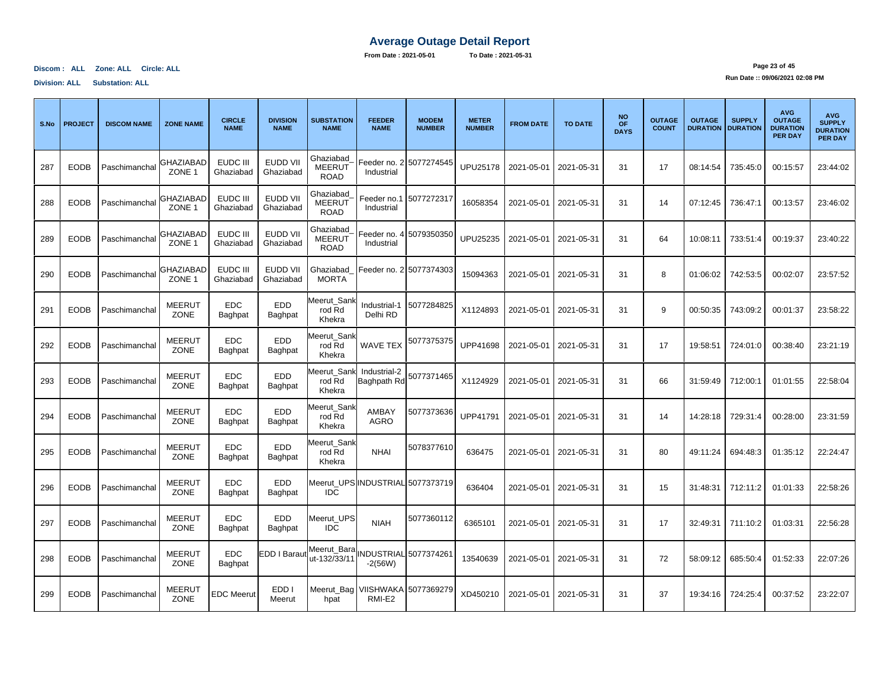# Average Outage Detail Report

**From Date : 2021-05-01** **To Date : 2021-05-31**

**Discom : ALL Zone: ALL Circle: ALL**

**Division: ALL Substation: ALL**

**Run Date :: 09/06/2021 02:08 PM**

| S.No | PROJECT | DISCOM NAME | ZONE NAME | CIRCLE NAME | DIVISION NAME | SUBSTATION NAME | FEEDER NAME | MODEM NUMBER | METER NUMBER | FROM DATE | TO DATE | NO OF DAYS | OUTAGE COUNT | OUTAGE DURATION | SUPPLY DURATION | AVG OUTAGE DURATION PER DAY | AVG SUPPLY DURATION PER DAY |
|---|---|---|---|---|---|---|---|---|---|---|---|---|---|---|---|---|---|
| 287 | EODB | Paschimanchal | GHAZIABAD ZONE 1 | EUDC III Ghaziabad | EUDD VII Ghaziabad | Ghaziabad_MEERUT ROAD | Feeder no. 2 Industrial | 5077274545 | UPU25178 | 2021-05-01 | 2021-05-31 | 31 | 17 | 08:14:54 | 735:45:0 | 00:15:57 | 23:44:02 |
| 288 | EODB | Paschimanchal | GHAZIABAD ZONE 1 | EUDC III Ghaziabad | EUDD VII Ghaziabad | Ghaziabad_MEERUT ROAD | Feeder no.1 Industrial | 5077272317 | 16058354 | 2021-05-01 | 2021-05-31 | 31 | 14 | 07:12:45 | 736:47:1 | 00:13:57 | 23:46:02 |
| 289 | EODB | Paschimanchal | GHAZIABAD ZONE 1 | EUDC III Ghaziabad | EUDD VII Ghaziabad | Ghaziabad_MEERUT ROAD | Feeder no. 4 Industrial | 5079350350 | UPU25235 | 2021-05-01 | 2021-05-31 | 31 | 64 | 10:08:11 | 733:51:4 | 00:19:37 | 23:40:22 |
| 290 | EODB | Paschimanchal | GHAZIABAD ZONE 1 | EUDC III Ghaziabad | EUDD VII Ghaziabad | Ghaziabad_MORTA | Feeder no. 2 | 5077374303 | 15094363 | 2021-05-01 | 2021-05-31 | 31 | 8 | 01:06:02 | 742:53:5 | 00:02:07 | 23:57:52 |
| 291 | EODB | Paschimanchal | MEERUT ZONE | EDC Baghpat | EDD Baghpat | Meerut_Sankrod Rd Khekra | Industrial-1 Delhi RD | 5077284825 | X1124893 | 2021-05-01 | 2021-05-31 | 31 | 9 | 00:50:35 | 743:09:2 | 00:01:37 | 23:58:22 |
| 292 | EODB | Paschimanchal | MEERUT ZONE | EDC Baghpat | EDD Baghpat | Meerut_Sankrod Rd Khekra | WAVE TEX | 5077375375 | UPP41698 | 2021-05-01 | 2021-05-31 | 31 | 17 | 19:58:51 | 724:01:0 | 00:38:40 | 23:21:19 |
| 293 | EODB | Paschimanchal | MEERUT ZONE | EDC Baghpat | EDD Baghpat | Meerut_Sankrod Rd Khekra | Industrial-2 Baghpath Rd | 5077371465 | X1124929 | 2021-05-01 | 2021-05-31 | 31 | 66 | 31:59:49 | 712:00:1 | 01:01:55 | 22:58:04 |
| 294 | EODB | Paschimanchal | MEERUT ZONE | EDC Baghpat | EDD Baghpat | Meerut_Sankrod Rd Khekra | AMBAY AGRO | 5077373636 | UPP41791 | 2021-05-01 | 2021-05-31 | 31 | 14 | 14:28:18 | 729:31:4 | 00:28:00 | 23:31:59 |
| 295 | EODB | Paschimanchal | MEERUT ZONE | EDC Baghpat | EDD Baghpat | Meerut_Sankrod Rd Khekra | NHAI | 5078377610 | 636475 | 2021-05-01 | 2021-05-31 | 31 | 80 | 49:11:24 | 694:48:3 | 01:35:12 | 22:24:47 |
| 296 | EODB | Paschimanchal | MEERUT ZONE | EDC Baghpat | EDD Baghpat | Meerut_UPSIDC | INDUSTRIAL | 5077373719 | 636404 | 2021-05-01 | 2021-05-31 | 31 | 15 | 31:48:31 | 712:11:2 | 01:01:33 | 22:58:26 |
| 297 | EODB | Paschimanchal | MEERUT ZONE | EDC Baghpat | EDD Baghpat | Meerut_UPSIDC | NIAH | 5077360112 | 6365101 | 2021-05-01 | 2021-05-31 | 31 | 17 | 32:49:31 | 711:10:2 | 01:03:31 | 22:56:28 |
| 298 | EODB | Paschimanchal | MEERUT ZONE | EDC Baghpat | EDD I Baraut | Meerut_Baraut-132/33/11 | INDUSTRIAL-2(56W) | 5077374261 | 13540639 | 2021-05-01 | 2021-05-31 | 31 | 72 | 58:09:12 | 685:50:4 | 01:52:33 | 22:07:26 |
| 299 | EODB | Paschimanchal | MEERUT ZONE | EDC Meerut | EDD I Meerut | Meerut_Baghpat | VIISHWAKARMI-E2 | 5077369279 | XD450210 | 2021-05-01 | 2021-05-31 | 31 | 37 | 19:34:16 | 724:25:4 | 00:37:52 | 23:22:07 |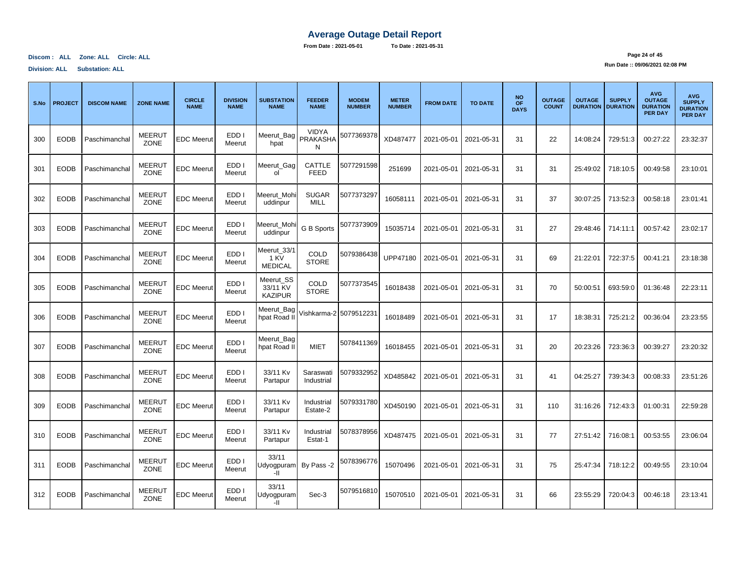# Average Outage Detail Report

**From Date : 2021-05-01 To Date : 2021-05-31**

**Discom : ALL Zone: ALL Circle: ALL**

**Division: ALL Substation: ALL**

**Run Date :: 09/06/2021 02:08 PM**

| S.No | PROJECT | DISCOM NAME | ZONE NAME | CIRCLE NAME | DIVISION NAME | SUBSTATION NAME | FEEDER NAME | MODEM NUMBER | METER NUMBER | FROM DATE | TO DATE | NO OF DAYS | OUTAGE COUNT | OUTAGE DURATION | SUPPLY DURATION | AVG OUTAGE DURATION PER DAY | AVG SUPPLY DURATION PER DAY |
|---|---|---|---|---|---|---|---|---|---|---|---|---|---|---|---|---|---|
| 300 | EODB | Paschimanchal | MEERUT ZONE | EDC Meerut | EDD I Meerut | Meerut_Baghpat | VIDYA PRAKASHAN | 5077369378 | XD487477 | 2021-05-01 | 2021-05-31 | 31 | 22 | 14:08:24 | 729:51:3 | 00:27:22 | 23:32:37 |
| 301 | EODB | Paschimanchal | MEERUT ZONE | EDC Meerut | EDD I Meerut | Meerut_Gagol | CATTLE FEED | 5077291598 | 251699 | 2021-05-01 | 2021-05-31 | 31 | 31 | 25:49:02 | 718:10:5 | 00:49:58 | 23:10:01 |
| 302 | EODB | Paschimanchal | MEERUT ZONE | EDC Meerut | EDD I Meerut | Meerut_Mohiuddinpur | SUGAR MILL | 5077373297 | 16058111 | 2021-05-01 | 2021-05-31 | 31 | 37 | 30:07:25 | 713:52:3 | 00:58:18 | 23:01:41 |
| 303 | EODB | Paschimanchal | MEERUT ZONE | EDC Meerut | EDD I Meerut | Meerut_Mohiuddinpur | G B Sports | 5077373909 | 15035714 | 2021-05-01 | 2021-05-31 | 31 | 27 | 29:48:46 | 714:11:1 | 00:57:42 | 23:02:17 |
| 304 | EODB | Paschimanchal | MEERUT ZONE | EDC Meerut | EDD I Meerut | Meerut_33/11 KV MEDICAL | COLD STORE | 5079386438 | UPP47180 | 2021-05-01 | 2021-05-31 | 31 | 69 | 21:22:01 | 722:37:5 | 00:41:21 | 23:18:38 |
| 305 | EODB | Paschimanchal | MEERUT ZONE | EDC Meerut | EDD I Meerut | Meerut_SS 33/11 KV KAZIPUR | COLD STORE | 5077373545 | 16018438 | 2021-05-01 | 2021-05-31 | 31 | 70 | 50:00:51 | 693:59:0 | 01:36:48 | 22:23:11 |
| 306 | EODB | Paschimanchal | MEERUT ZONE | EDC Meerut | EDD I Meerut | Meerut_Baghpat Road II | Vishkarma-2 | 5079512231 | 16018489 | 2021-05-01 | 2021-05-31 | 31 | 17 | 18:38:31 | 725:21:2 | 00:36:04 | 23:23:55 |
| 307 | EODB | Paschimanchal | MEERUT ZONE | EDC Meerut | EDD I Meerut | Meerut_Baghpat Road II | MIET | 5078411369 | 16018455 | 2021-05-01 | 2021-05-31 | 31 | 20 | 20:23:26 | 723:36:3 | 00:39:27 | 23:20:32 |
| 308 | EODB | Paschimanchal | MEERUT ZONE | EDC Meerut | EDD I Meerut | 33/11 Kv Partapur | Saraswati Industrial | 5079332952 | XD485842 | 2021-05-01 | 2021-05-31 | 31 | 41 | 04:25:27 | 739:34:3 | 00:08:33 | 23:51:26 |
| 309 | EODB | Paschimanchal | MEERUT ZONE | EDC Meerut | EDD I Meerut | 33/11 Kv Partapur | Industrial Estate-2 | 5079331780 | XD450190 | 2021-05-01 | 2021-05-31 | 31 | 110 | 31:16:26 | 712:43:3 | 01:00:31 | 22:59:28 |
| 310 | EODB | Paschimanchal | MEERUT ZONE | EDC Meerut | EDD I Meerut | 33/11 Kv Partapur | Industrial Estat-1 | 5078378956 | XD487475 | 2021-05-01 | 2021-05-31 | 31 | 77 | 27:51:42 | 716:08:1 | 00:53:55 | 23:06:04 |
| 311 | EODB | Paschimanchal | MEERUT ZONE | EDC Meerut | EDD I Meerut | 33/11 Udyogpuram -II | By Pass -2 | 5078396776 | 15070496 | 2021-05-01 | 2021-05-31 | 31 | 75 | 25:47:34 | 718:12:2 | 00:49:55 | 23:10:04 |
| 312 | EODB | Paschimanchal | MEERUT ZONE | EDC Meerut | EDD I Meerut | 33/11 Udyogpuram -II | Sec-3 | 5079516810 | 15070510 | 2021-05-01 | 2021-05-31 | 31 | 66 | 23:55:29 | 720:04:3 | 00:46:18 | 23:13:41 |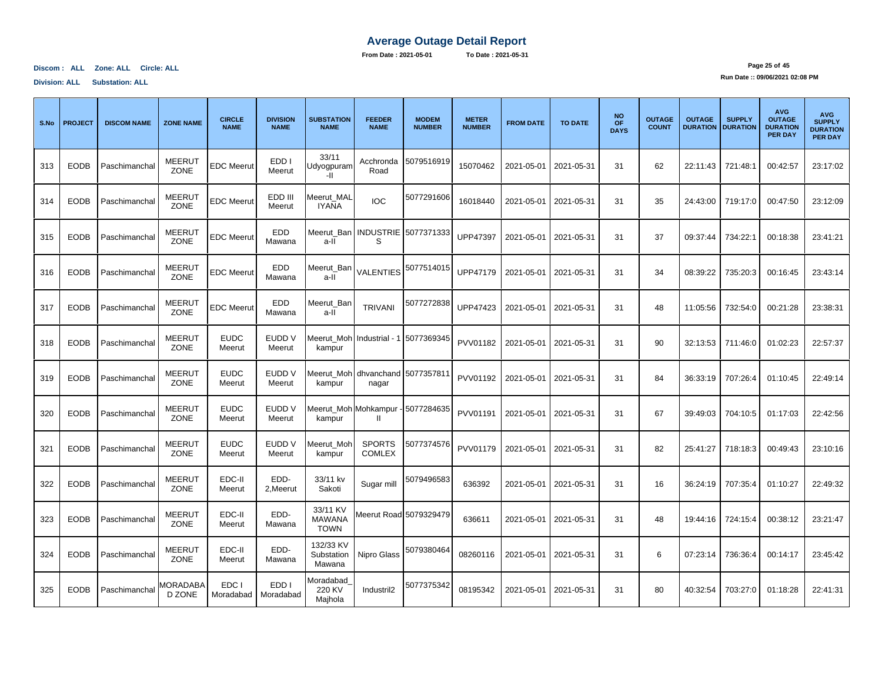# Average Outage Detail Report

**From Date : 2021-05-01 To Date : 2021-05-31**

**Discom : ALL Zone: ALL Circle: ALL**

**Division: ALL Substation: ALL**

**Run Date :: 09/06/2021 02:08 PM**

| S.No | PROJECT | DISCOM NAME | ZONE NAME | CIRCLE NAME | DIVISION NAME | SUBSTATION NAME | FEEDER NAME | MODEM NUMBER | METER NUMBER | FROM DATE | TO DATE | NO OF DAYS | OUTAGE COUNT | OUTAGE DURATION | SUPPLY DURATION | AVG OUTAGE DURATION PER DAY | AVG SUPPLY DURATION PER DAY |
|---|---|---|---|---|---|---|---|---|---|---|---|---|---|---|---|---|---|
| 313 | EODB | Paschimanchal | MEERUT ZONE | EDC Meerut | EDD I Meerut | 33/11 Udyogpuram-II | Acchronda Road | 5079516919 | 15070462 | 2021-05-01 | 2021-05-31 | 31 | 62 | 22:11:43 | 721:48:1 | 00:42:57 | 23:17:02 |
| 314 | EODB | Paschimanchal | MEERUT ZONE | EDC Meerut | EDD III Meerut | Meerut_MALIYANA | IOC | 5077291606 | 16018440 | 2021-05-01 | 2021-05-31 | 31 | 35 | 24:43:00 | 719:17:0 | 00:47:50 | 23:12:09 |
| 315 | EODB | Paschimanchal | MEERUT ZONE | EDC Meerut | EDD Mawana | Meerut_Bana-II | INDUSTRIES | 5077371333 | UPP47397 | 2021-05-01 | 2021-05-31 | 31 | 37 | 09:37:44 | 734:22:1 | 00:18:38 | 23:41:21 |
| 316 | EODB | Paschimanchal | MEERUT ZONE | EDC Meerut | EDD Mawana | Meerut_Bana-II | VALENTIES | 5077514015 | UPP47179 | 2021-05-01 | 2021-05-31 | 31 | 34 | 08:39:22 | 735:20:3 | 00:16:45 | 23:43:14 |
| 317 | EODB | Paschimanchal | MEERUT ZONE | EDC Meerut | EDD Mawana | Meerut_Bana-II | TRIVANI | 5077272838 | UPP47423 | 2021-05-01 | 2021-05-31 | 31 | 48 | 11:05:56 | 732:54:0 | 00:21:28 | 23:38:31 |
| 318 | EODB | Paschimanchal | MEERUT ZONE | EUDC Meerut | EUDD V Meerut | Meerut_Mohkampur | Industrial - 1 | 5077369345 | PVV01182 | 2021-05-01 | 2021-05-31 | 31 | 90 | 32:13:53 | 711:46:0 | 01:02:23 | 22:57:37 |
| 319 | EODB | Paschimanchal | MEERUT ZONE | EUDC Meerut | EUDD V Meerut | Meerut_Mohkampur | dhvanchand nagar | 5077357811 | PVV01192 | 2021-05-01 | 2021-05-31 | 31 | 84 | 36:33:19 | 707:26:4 | 01:10:45 | 22:49:14 |
| 320 | EODB | Paschimanchal | MEERUT ZONE | EUDC Meerut | EUDD V Meerut | Meerut_Mohkampur | Mohkampur - II | 5077284635 | PVV01191 | 2021-05-01 | 2021-05-31 | 31 | 67 | 39:49:03 | 704:10:5 | 01:17:03 | 22:42:56 |
| 321 | EODB | Paschimanchal | MEERUT ZONE | EUDC Meerut | EUDD V Meerut | Meerut_Mohkampur | SPORTS COMLEX | 5077374576 | PVV01179 | 2021-05-01 | 2021-05-31 | 31 | 82 | 25:41:27 | 718:18:3 | 00:49:43 | 23:10:16 |
| 322 | EODB | Paschimanchal | MEERUT ZONE | EDC-II Meerut | EDD-2,Meerut | 33/11 kv Sakoti | Sugar mill | 5079496583 | 636392 | 2021-05-01 | 2021-05-31 | 31 | 16 | 36:24:19 | 707:35:4 | 01:10:27 | 22:49:32 |
| 323 | EODB | Paschimanchal | MEERUT ZONE | EDC-II Meerut | EDD-Mawana | 33/11 KV MAWANA TOWN | Meerut Road | 5079329479 | 636611 | 2021-05-01 | 2021-05-31 | 31 | 48 | 19:44:16 | 724:15:4 | 00:38:12 | 23:21:47 |
| 324 | EODB | Paschimanchal | MEERUT ZONE | EDC-II Meerut | EDD-Mawana | 132/33 KV Substation Mawana | Nipro Glass | 5079380464 | 08260116 | 2021-05-01 | 2021-05-31 | 31 | 6 | 07:23:14 | 736:36:4 | 00:14:17 | 23:45:42 |
| 325 | EODB | Paschimanchal | MORADABAD ZONE | EDC I Moradabad | EDD I Moradabad | Moradabad_220 KV Majhola | Industril2 | 5077375342 | 08195342 | 2021-05-01 | 2021-05-31 | 31 | 80 | 40:32:54 | 703:27:0 | 01:18:28 | 22:41:31 |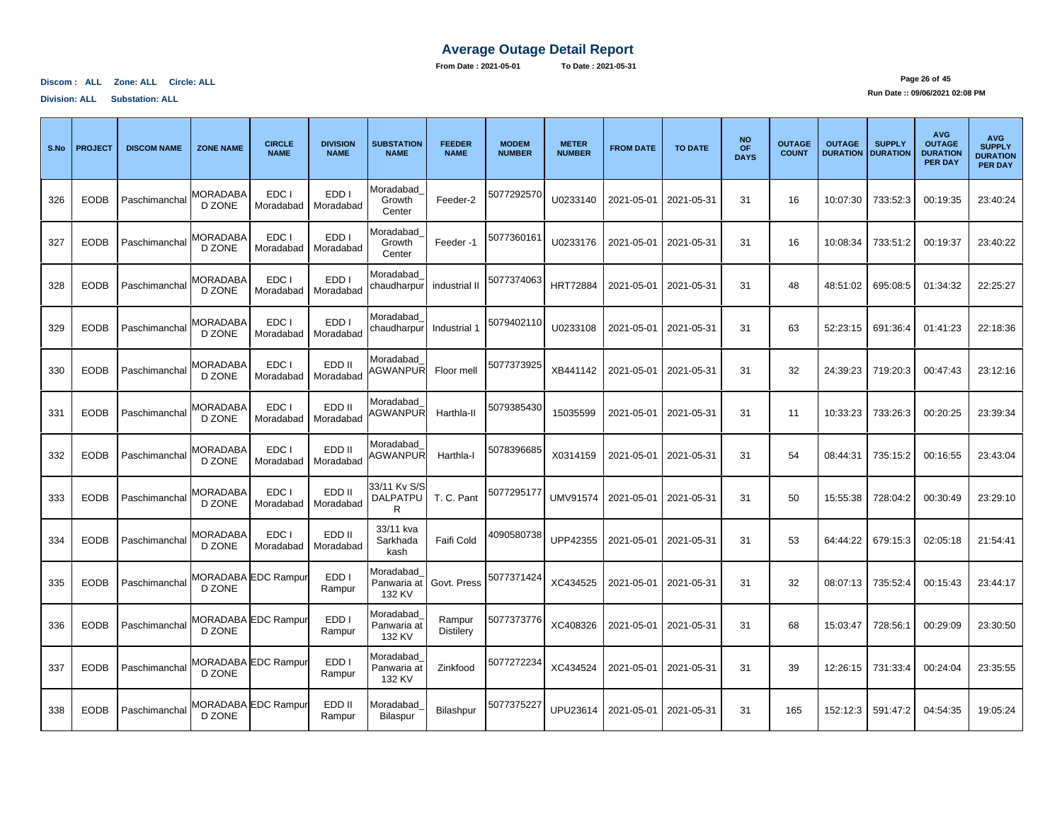# Average Outage Detail Report

**From Date : 2021-05-01 To Date : 2021-05-31**

**Discom : ALL Zone: ALL Circle: ALL**

**Division: ALL Substation: ALL**

**Run Date :: 09/06/2021 02:08 PM**

| S.No | PROJECT | DISCOM NAME | ZONE NAME | CIRCLE NAME | DIVISION NAME | SUBSTATION NAME | FEEDER NAME | MODEM NUMBER | METER NUMBER | FROM DATE | TO DATE | NO OF DAYS | OUTAGE COUNT | OUTAGE DURATION | SUPPLY DURATION | AVG OUTAGE DURATION PER DAY | AVG SUPPLY DURATION PER DAY |
|---|---|---|---|---|---|---|---|---|---|---|---|---|---|---|---|---|---|
| 326 | EODB | Paschimanchal | MORADABAD ZONE | EDC I Moradabad | EDD I Moradabad | Moradabad_ Growth Center | Feeder-2 | 5077292570 | U0233140 | 2021-05-01 | 2021-05-31 | 31 | 16 | 10:07:30 | 733:52:3 | 00:19:35 | 23:40:24 |
| 327 | EODB | Paschimanchal | MORADABAD ZONE | EDC I Moradabad | EDD I Moradabad | Moradabad_ Growth Center | Feeder -1 | 5077360161 | U0233176 | 2021-05-01 | 2021-05-31 | 31 | 16 | 10:08:34 | 733:51:2 | 00:19:37 | 23:40:22 |
| 328 | EODB | Paschimanchal | MORADABAD ZONE | EDC I Moradabad | EDD I Moradabad | Moradabad_ chaudharpur | industrial II | 5077374063 | HRT72884 | 2021-05-01 | 2021-05-31 | 31 | 48 | 48:51:02 | 695:08:5 | 01:34:32 | 22:25:27 |
| 329 | EODB | Paschimanchal | MORADABAD ZONE | EDC I Moradabad | EDD I Moradabad | Moradabad_ chaudharpur | Industrial 1 | 5079402110 | U0233108 | 2021-05-01 | 2021-05-31 | 31 | 63 | 52:23:15 | 691:36:4 | 01:41:23 | 22:18:36 |
| 330 | EODB | Paschimanchal | MORADABAD ZONE | EDC I Moradabad | EDD II Moradabad | Moradabad_ AGWANPUR | Floor mell | 5077373925 | XB441142 | 2021-05-01 | 2021-05-31 | 31 | 32 | 24:39:23 | 719:20:3 | 00:47:43 | 23:12:16 |
| 331 | EODB | Paschimanchal | MORADABAD ZONE | EDC I Moradabad | EDD II Moradabad | Moradabad_ AGWANPUR | Harthla-II | 5079385430 | 15035599 | 2021-05-01 | 2021-05-31 | 31 | 11 | 10:33:23 | 733:26:3 | 00:20:25 | 23:39:34 |
| 332 | EODB | Paschimanchal | MORADABAD ZONE | EDC I Moradabad | EDD II Moradabad | Moradabad_ AGWANPUR | Harthla-I | 5078396685 | X0314159 | 2021-05-01 | 2021-05-31 | 31 | 54 | 08:44:31 | 735:15:2 | 00:16:55 | 23:43:04 |
| 333 | EODB | Paschimanchal | MORADABAD ZONE | EDC I Moradabad | EDD II Moradabad | 33/11 Kv S/S DALPATPUR | T. C. Pant | 5077295177 | UMV91574 | 2021-05-01 | 2021-05-31 | 31 | 50 | 15:55:38 | 728:04:2 | 00:30:49 | 23:29:10 |
| 334 | EODB | Paschimanchal | MORADABAD ZONE | EDC I Moradabad | EDD II Moradabad | 33/11 kva Sarkhada kash | Faifi Cold | 4090580738 | UPP42355 | 2021-05-01 | 2021-05-31 | 31 | 53 | 64:44:22 | 679:15:3 | 02:05:18 | 21:54:41 |
| 335 | EODB | Paschimanchal | MORADABAD ZONE | EDC Rampur | EDD I Rampur | Moradabad_ Panwaria at 132 KV | Govt. Press | 5077371424 | XC434525 | 2021-05-01 | 2021-05-31 | 31 | 32 | 08:07:13 | 735:52:4 | 00:15:43 | 23:44:17 |
| 336 | EODB | Paschimanchal | MORADABAD ZONE | EDC Rampur | EDD I Rampur | Moradabad_ Panwaria at 132 KV | Rampur Distilery | 5077373776 | XC408326 | 2021-05-01 | 2021-05-31 | 31 | 68 | 15:03:47 | 728:56:1 | 00:29:09 | 23:30:50 |
| 337 | EODB | Paschimanchal | MORADABAD ZONE | EDC Rampur | EDD I Rampur | Moradabad_ Panwaria at 132 KV | Zinkfood | 5077272234 | XC434524 | 2021-05-01 | 2021-05-31 | 31 | 39 | 12:26:15 | 731:33:4 | 00:24:04 | 23:35:55 |
| 338 | EODB | Paschimanchal | MORADABAD ZONE | EDC Rampur | EDD II Rampur | Moradabad_ Bilaspur | Bilashpur | 5077375227 | UPU23614 | 2021-05-01 | 2021-05-31 | 31 | 165 | 152:12:3 | 591:47:2 | 04:54:35 | 19:05:24 |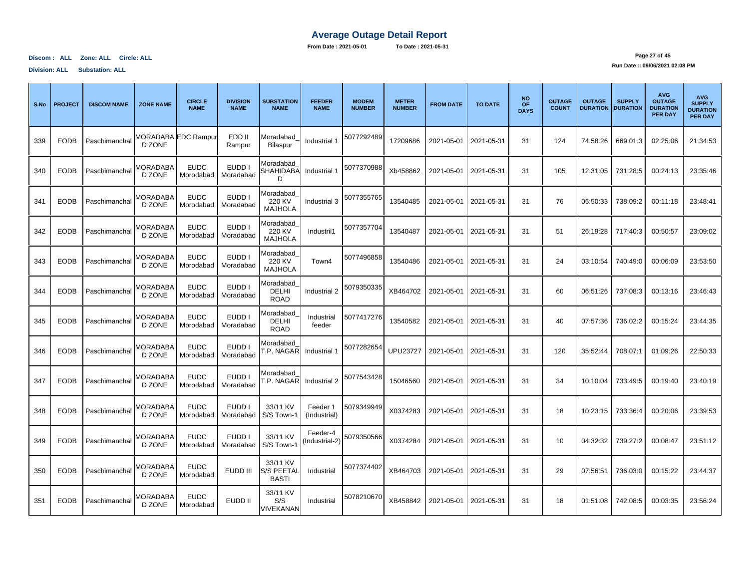# Average Outage Detail Report

**From Date : 2021-05-01** **To Date : 2021-05-31**

**Discom : ALL Zone: ALL Circle: ALL**

**Division: ALL Substation: ALL**

**Run Date :: 09/06/2021 02:08 PM**

| S.No | PROJECT | DISCOM NAME | ZONE NAME | CIRCLE NAME | DIVISION NAME | SUBSTATION NAME | FEEDER NAME | MODEM NUMBER | METER NUMBER | FROM DATE | TO DATE | NO OF DAYS | OUTAGE COUNT | OUTAGE DURATION | SUPPLY DURATION | AVG OUTAGE DURATION PER DAY | AVG SUPPLY DURATION PER DAY |
|---|---|---|---|---|---|---|---|---|---|---|---|---|---|---|---|---|---|
| 339 | EODB | Paschimanchal | MORADABAD ZONE | EDC Rampur | EDD II Rampur | Moradabad_ Bilaspur | Industrial 1 | 5077292489 | 17209686 | 2021-05-01 | 2021-05-31 | 31 | 124 | 74:58:26 | 669:01:3 | 02:25:06 | 21:34:53 |
| 340 | EODB | Paschimanchal | MORADABAD ZONE | EUDC Morodabad | EUDD I Moradabad | Moradabad_ SHAHIDABAD | Industrial 1 | 5077370988 | Xb458862 | 2021-05-01 | 2021-05-31 | 31 | 105 | 12:31:05 | 731:28:5 | 00:24:13 | 23:35:46 |
| 341 | EODB | Paschimanchal | MORADABAD ZONE | EUDC Morodabad | EUDD I Moradabad | Moradabad_ 220 KV MAJHOLA | Industrial 3 | 5077355765 | 13540485 | 2021-05-01 | 2021-05-31 | 31 | 76 | 05:50:33 | 738:09:2 | 00:11:18 | 23:48:41 |
| 342 | EODB | Paschimanchal | MORADABAD ZONE | EUDC Morodabad | EUDD I Moradabad | Moradabad_ 220 KV MAJHOLA | Industril1 | 5077357704 | 13540487 | 2021-05-01 | 2021-05-31 | 31 | 51 | 26:19:28 | 717:40:3 | 00:50:57 | 23:09:02 |
| 343 | EODB | Paschimanchal | MORADABAD ZONE | EUDC Morodabad | EUDD I Moradabad | Moradabad_ 220 KV MAJHOLA | Town4 | 5077496858 | 13540486 | 2021-05-01 | 2021-05-31 | 31 | 24 | 03:10:54 | 740:49:0 | 00:06:09 | 23:53:50 |
| 344 | EODB | Paschimanchal | MORADABAD ZONE | EUDC Morodabad | EUDD I Moradabad | Moradabad_ DELHI ROAD | Industrial 2 | 5079350335 | XB464702 | 2021-05-01 | 2021-05-31 | 31 | 60 | 06:51:26 | 737:08:3 | 00:13:16 | 23:46:43 |
| 345 | EODB | Paschimanchal | MORADABAD ZONE | EUDC Morodabad | EUDD I Moradabad | Moradabad_ DELHI ROAD | Industrial feeder | 5077417276 | 13540582 | 2021-05-01 | 2021-05-31 | 31 | 40 | 07:57:36 | 736:02:2 | 00:15:24 | 23:44:35 |
| 346 | EODB | Paschimanchal | MORADABAD ZONE | EUDC Morodabad | EUDD I Moradabad | Moradabad_ T.P. NAGAR | Industrial 1 | 5077282654 | UPU23727 | 2021-05-01 | 2021-05-31 | 31 | 120 | 35:52:44 | 708:07:1 | 01:09:26 | 22:50:33 |
| 347 | EODB | Paschimanchal | MORADABAD ZONE | EUDC Morodabad | EUDD I Moradabad | Moradabad_ T.P. NAGAR | Industrial 2 | 5077543428 | 15046560 | 2021-05-01 | 2021-05-31 | 31 | 34 | 10:10:04 | 733:49:5 | 00:19:40 | 23:40:19 |
| 348 | EODB | Paschimanchal | MORADABAD ZONE | EUDC Morodabad | EUDD I Moradabad | 33/11 KV S/S Town-1 | Feeder 1 (Industrial) | 5079349949 | X0374283 | 2021-05-01 | 2021-05-31 | 31 | 18 | 10:23:15 | 733:36:4 | 00:20:06 | 23:39:53 |
| 349 | EODB | Paschimanchal | MORADABAD ZONE | EUDC Morodabad | EUDD I Moradabad | 33/11 KV S/S Town-1 | Feeder-4 (Industrial-2) | 5079350566 | X0374284 | 2021-05-01 | 2021-05-31 | 31 | 10 | 04:32:32 | 739:27:2 | 00:08:47 | 23:51:12 |
| 350 | EODB | Paschimanchal | MORADABAD ZONE | EUDC Morodabad | EUDD III | 33/11 KV S/S PEETAL BASTI | Industrial | 5077374402 | XB464703 | 2021-05-01 | 2021-05-31 | 31 | 29 | 07:56:51 | 736:03:0 | 00:15:22 | 23:44:37 |
| 351 | EODB | Paschimanchal | MORADABAD ZONE | EUDC Morodabad | EUDD II | 33/11 KV S/S VIVEKANAN | Industrial | 5078210670 | XB458842 | 2021-05-01 | 2021-05-31 | 31 | 18 | 01:51:08 | 742:08:5 | 00:03:35 | 23:56:24 |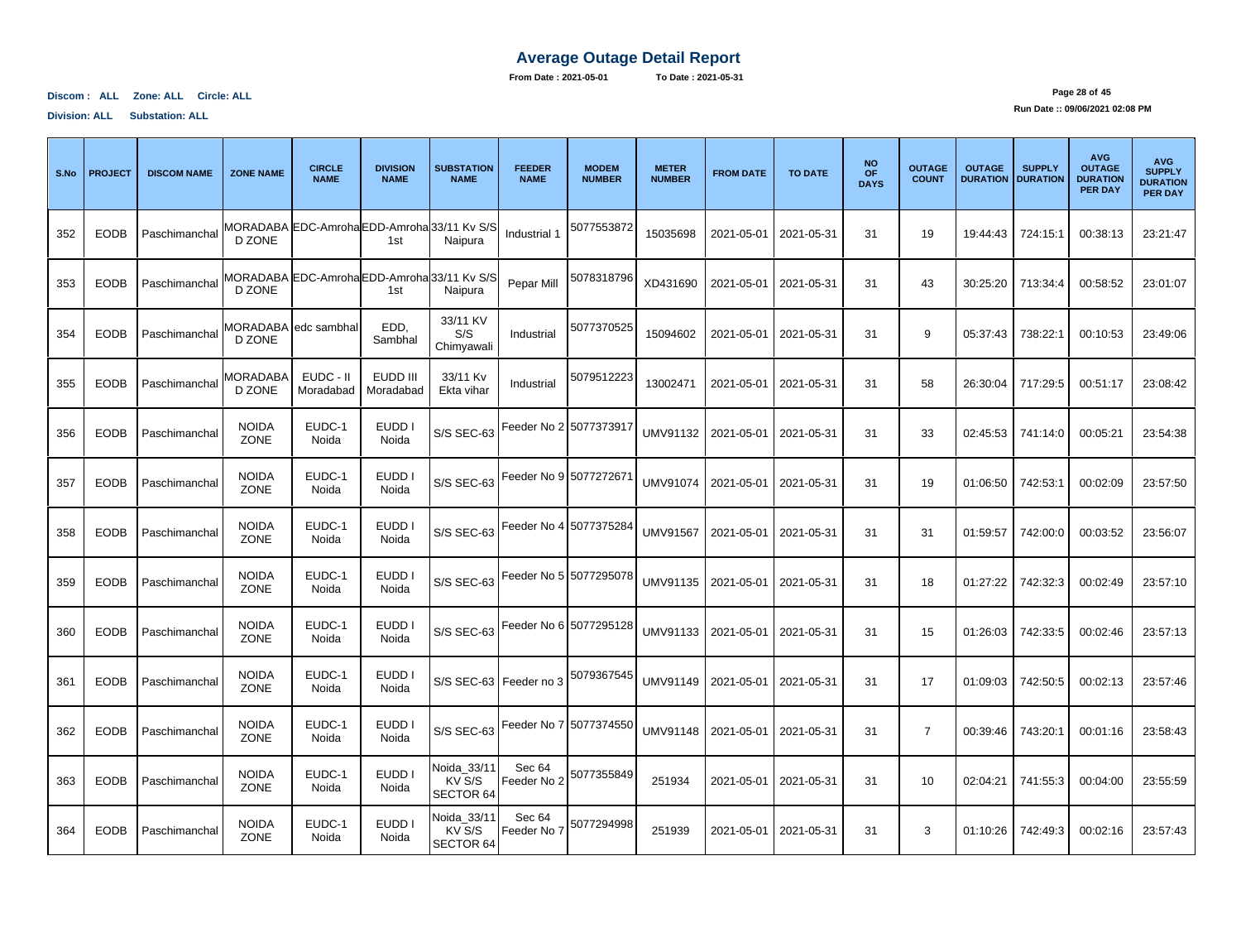# Average Outage Detail Report

**From Date : 2021-05-01 To Date : 2021-05-31**

**Discom : ALL Zone: ALL Circle: ALL**

**Division: ALL Substation: ALL**

**Run Date :: 09/06/2021 02:08 PM**

| S.No | PROJECT | DISCOM NAME | ZONE NAME | CIRCLE NAME | DIVISION NAME | SUBSTATION NAME | FEEDER NAME | MODEM NUMBER | METER NUMBER | FROM DATE | TO DATE | NO OF DAYS | OUTAGE COUNT | OUTAGE DURATION | SUPPLY DURATION | AVG OUTAGE DURATION PER DAY | AVG SUPPLY DURATION PER DAY |
|---|---|---|---|---|---|---|---|---|---|---|---|---|---|---|---|---|---|
| 352 | EODB | Paschimanchal | MORADABA D ZONE | EDC-Amroha | EDD-Amroha 1st | 33/11 Kv S/S Naipura | Industrial 1 | 5077553872 | 15035698 | 2021-05-01 | 2021-05-31 | 31 | 19 | 19:44:43 | 724:15:1 | 00:38:13 | 23:21:47 |
| 353 | EODB | Paschimanchal | MORADABA D ZONE | EDC-Amroha | EDD-Amroha 1st | 33/11 Kv S/S Naipura | Pepar Mill | 5078318796 | XD431690 | 2021-05-01 | 2021-05-31 | 31 | 43 | 30:25:20 | 713:34:4 | 00:58:52 | 23:01:07 |
| 354 | EODB | Paschimanchal | MORADABA D ZONE | edc sambhal | EDD, Sambhal | 33/11 KV S/S Chimyawali | Industrial | 5077370525 | 15094602 | 2021-05-01 | 2021-05-31 | 31 | 9 | 05:37:43 | 738:22:1 | 00:10:53 | 23:49:06 |
| 355 | EODB | Paschimanchal | MORADABA D ZONE | EUDC - II Moradabad | EUDD III Moradabad | 33/11 Kv Ekta vihar | Industrial | 5079512223 | 13002471 | 2021-05-01 | 2021-05-31 | 31 | 58 | 26:30:04 | 717:29:5 | 00:51:17 | 23:08:42 |
| 356 | EODB | Paschimanchal | NOIDA ZONE | EUDC-1 Noida | EUDD I Noida | S/S SEC-63 | Feeder No 2 | 5077373917 | UMV91132 | 2021-05-01 | 2021-05-31 | 31 | 33 | 02:45:53 | 741:14:0 | 00:05:21 | 23:54:38 |
| 357 | EODB | Paschimanchal | NOIDA ZONE | EUDC-1 Noida | EUDD I Noida | S/S SEC-63 | Feeder No 9 | 5077272671 | UMV91074 | 2021-05-01 | 2021-05-31 | 31 | 19 | 01:06:50 | 742:53:1 | 00:02:09 | 23:57:50 |
| 358 | EODB | Paschimanchal | NOIDA ZONE | EUDC-1 Noida | EUDD I Noida | S/S SEC-63 | Feeder No 4 | 5077375284 | UMV91567 | 2021-05-01 | 2021-05-31 | 31 | 31 | 01:59:57 | 742:00:0 | 00:03:52 | 23:56:07 |
| 359 | EODB | Paschimanchal | NOIDA ZONE | EUDC-1 Noida | EUDD I Noida | S/S SEC-63 | Feeder No 5 | 5077295078 | UMV91135 | 2021-05-01 | 2021-05-31 | 31 | 18 | 01:27:22 | 742:32:3 | 00:02:49 | 23:57:10 |
| 360 | EODB | Paschimanchal | NOIDA ZONE | EUDC-1 Noida | EUDD I Noida | S/S SEC-63 | Feeder No 6 | 5077295128 | UMV91133 | 2021-05-01 | 2021-05-31 | 31 | 15 | 01:26:03 | 742:33:5 | 00:02:46 | 23:57:13 |
| 361 | EODB | Paschimanchal | NOIDA ZONE | EUDC-1 Noida | EUDD I Noida | S/S SEC-63 | Feeder no 3 | 5079367545 | UMV91149 | 2021-05-01 | 2021-05-31 | 31 | 17 | 01:09:03 | 742:50:5 | 00:02:13 | 23:57:46 |
| 362 | EODB | Paschimanchal | NOIDA ZONE | EUDC-1 Noida | EUDD I Noida | S/S SEC-63 | Feeder No 7 | 5077374550 | UMV91148 | 2021-05-01 | 2021-05-31 | 31 | 7 | 00:39:46 | 743:20:1 | 00:01:16 | 23:58:43 |
| 363 | EODB | Paschimanchal | NOIDA ZONE | EUDC-1 Noida | EUDD I Noida | Noida_33/11 KV S/S SECTOR 64 | Sec 64 Feeder No 2 | 5077355849 | 251934 | 2021-05-01 | 2021-05-31 | 31 | 10 | 02:04:21 | 741:55:3 | 00:04:00 | 23:55:59 |
| 364 | EODB | Paschimanchal | NOIDA ZONE | EUDC-1 Noida | EUDD I Noida | Noida_33/11 KV S/S SECTOR 64 | Sec 64 Feeder No 7 | 5077294998 | 251939 | 2021-05-01 | 2021-05-31 | 31 | 3 | 01:10:26 | 742:49:3 | 00:02:16 | 23:57:43 |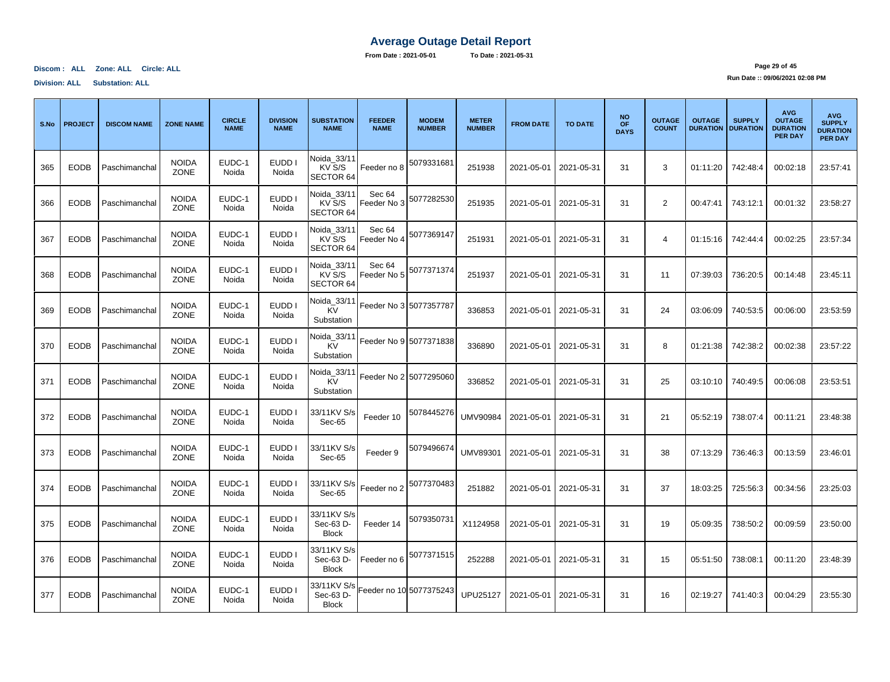# Average Outage Detail Report

**From Date : 2021-05-01 To Date : 2021-05-31**

**Discom : ALL Zone: ALL Circle: ALL**

**Division: ALL Substation: ALL**

**Run Date :: 09/06/2021 02:08 PM**

| S.No | PROJECT | DISCOM NAME | ZONE NAME | CIRCLE NAME | DIVISION NAME | SUBSTATION NAME | FEEDER NAME | MODEM NUMBER | METER NUMBER | FROM DATE | TO DATE | NO OF DAYS | OUTAGE COUNT | OUTAGE DURATION | SUPPLY DURATION | AVG OUTAGE DURATION PER DAY | AVG SUPPLY DURATION PER DAY |
|---|---|---|---|---|---|---|---|---|---|---|---|---|---|---|---|---|---|
| 365 | EODB | Paschimanchal | NOIDA ZONE | EUDC-1 Noida | EUDD I Noida | Noida_33/11 KV S/S SECTOR 64 | Feeder no 8 | 5079331681 | 251938 | 2021-05-01 | 2021-05-31 | 31 | 3 | 01:11:20 | 742:48:4 | 00:02:18 | 23:57:41 |
| 366 | EODB | Paschimanchal | NOIDA ZONE | EUDC-1 Noida | EUDD I Noida | Noida_33/11 KV S/S SECTOR 64 | Sec 64 Feeder No 3 | 5077282530 | 251935 | 2021-05-01 | 2021-05-31 | 31 | 2 | 00:47:41 | 743:12:1 | 00:01:32 | 23:58:27 |
| 367 | EODB | Paschimanchal | NOIDA ZONE | EUDC-1 Noida | EUDD I Noida | Noida_33/11 KV S/S SECTOR 64 | Sec 64 Feeder No 4 | 5077369147 | 251931 | 2021-05-01 | 2021-05-31 | 31 | 4 | 01:15:16 | 742:44:4 | 00:02:25 | 23:57:34 |
| 368 | EODB | Paschimanchal | NOIDA ZONE | EUDC-1 Noida | EUDD I Noida | Noida_33/11 KV S/S SECTOR 64 | Sec 64 Feeder No 5 | 5077371374 | 251937 | 2021-05-01 | 2021-05-31 | 31 | 11 | 07:39:03 | 736:20:5 | 00:14:48 | 23:45:11 |
| 369 | EODB | Paschimanchal | NOIDA ZONE | EUDC-1 Noida | EUDD I Noida | Noida_33/11 KV Substation | Feeder No 3 | 5077357787 | 336853 | 2021-05-01 | 2021-05-31 | 31 | 24 | 03:06:09 | 740:53:5 | 00:06:00 | 23:53:59 |
| 370 | EODB | Paschimanchal | NOIDA ZONE | EUDC-1 Noida | EUDD I Noida | Noida_33/11 KV Substation | Feeder No 9 | 5077371838 | 336890 | 2021-05-01 | 2021-05-31 | 31 | 8 | 01:21:38 | 742:38:2 | 00:02:38 | 23:57:22 |
| 371 | EODB | Paschimanchal | NOIDA ZONE | EUDC-1 Noida | EUDD I Noida | Noida_33/11 KV Substation | Feeder No 2 | 5077295060 | 336852 | 2021-05-01 | 2021-05-31 | 31 | 25 | 03:10:10 | 740:49:5 | 00:06:08 | 23:53:51 |
| 372 | EODB | Paschimanchal | NOIDA ZONE | EUDC-1 Noida | EUDD I Noida | 33/11KV S/s Sec-65 | Feeder 10 | 5078445276 | UMV90984 | 2021-05-01 | 2021-05-31 | 31 | 21 | 05:52:19 | 738:07:4 | 00:11:21 | 23:48:38 |
| 373 | EODB | Paschimanchal | NOIDA ZONE | EUDC-1 Noida | EUDD I Noida | 33/11KV S/s Sec-65 | Feeder 9 | 5079496674 | UMV89301 | 2021-05-01 | 2021-05-31 | 31 | 38 | 07:13:29 | 736:46:3 | 00:13:59 | 23:46:01 |
| 374 | EODB | Paschimanchal | NOIDA ZONE | EUDC-1 Noida | EUDD I Noida | 33/11KV S/s Sec-65 | Feeder no 2 | 5077370483 | 251882 | 2021-05-01 | 2021-05-31 | 31 | 37 | 18:03:25 | 725:56:3 | 00:34:56 | 23:25:03 |
| 375 | EODB | Paschimanchal | NOIDA ZONE | EUDC-1 Noida | EUDD I Noida | 33/11KV S/s Sec-63 D-Block | Feeder 14 | 5079350731 | X1124958 | 2021-05-01 | 2021-05-31 | 31 | 19 | 05:09:35 | 738:50:2 | 00:09:59 | 23:50:00 |
| 376 | EODB | Paschimanchal | NOIDA ZONE | EUDC-1 Noida | EUDD I Noida | 33/11KV S/s Sec-63 D-Block | Feeder no 6 | 5077371515 | 252288 | 2021-05-01 | 2021-05-31 | 31 | 15 | 05:51:50 | 738:08:1 | 00:11:20 | 23:48:39 |
| 377 | EODB | Paschimanchal | NOIDA ZONE | EUDC-1 Noida | EUDD I Noida | 33/11KV S/s Sec-63 D-Block | Feeder no 10 | 5077375243 | UPU25127 | 2021-05-01 | 2021-05-31 | 31 | 16 | 02:19:27 | 741:40:3 | 00:04:29 | 23:55:30 |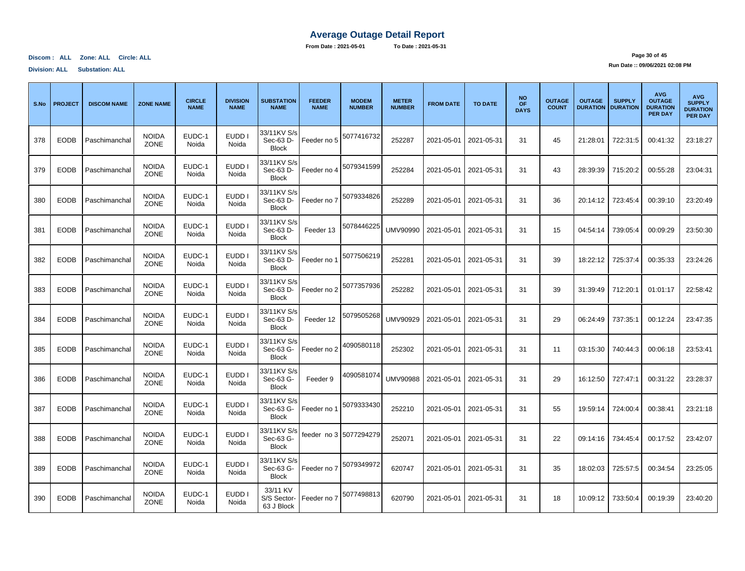# Average Outage Detail Report

**From Date : 2021-05-01** **To Date : 2021-05-31**

**Discom : ALL Zone: ALL Circle: ALL**

**Division: ALL Substation: ALL**

**Run Date :: 09/06/2021 02:08 PM**

| S.No | PROJECT | DISCOM NAME | ZONE NAME | CIRCLE NAME | DIVISION NAME | SUBSTATION NAME | FEEDER NAME | MODEM NUMBER | METER NUMBER | FROM DATE | TO DATE | NO OF DAYS | OUTAGE COUNT | OUTAGE DURATION | SUPPLY DURATION | AVG OUTAGE DURATION PER DAY | AVG SUPPLY DURATION PER DAY |
|---|---|---|---|---|---|---|---|---|---|---|---|---|---|---|---|---|---|
| 378 | EODB | Paschimanchal | NOIDA ZONE | EUDC-1 Noida | EUDD I Noida | 33/11KV S/s Sec-63 D-Block | Feeder no 5 | 5077416732 | 252287 | 2021-05-01 | 2021-05-31 | 31 | 45 | 21:28:01 | 722:31:5 | 00:41:32 | 23:18:27 |
| 379 | EODB | Paschimanchal | NOIDA ZONE | EUDC-1 Noida | EUDD I Noida | 33/11KV S/s Sec-63 D-Block | Feeder no 4 | 5079341599 | 252284 | 2021-05-01 | 2021-05-31 | 31 | 43 | 28:39:39 | 715:20:2 | 00:55:28 | 23:04:31 |
| 380 | EODB | Paschimanchal | NOIDA ZONE | EUDC-1 Noida | EUDD I Noida | 33/11KV S/s Sec-63 D-Block | Feeder no 7 | 5079334826 | 252289 | 2021-05-01 | 2021-05-31 | 31 | 36 | 20:14:12 | 723:45:4 | 00:39:10 | 23:20:49 |
| 381 | EODB | Paschimanchal | NOIDA ZONE | EUDC-1 Noida | EUDD I Noida | 33/11KV S/s Sec-63 D-Block | Feeder 13 | 5078446225 | UMV90990 | 2021-05-01 | 2021-05-31 | 31 | 15 | 04:54:14 | 739:05:4 | 00:09:29 | 23:50:30 |
| 382 | EODB | Paschimanchal | NOIDA ZONE | EUDC-1 Noida | EUDD I Noida | 33/11KV S/s Sec-63 D-Block | Feeder no 1 | 5077506219 | 252281 | 2021-05-01 | 2021-05-31 | 31 | 39 | 18:22:12 | 725:37:4 | 00:35:33 | 23:24:26 |
| 383 | EODB | Paschimanchal | NOIDA ZONE | EUDC-1 Noida | EUDD I Noida | 33/11KV S/s Sec-63 D-Block | Feeder no 2 | 5077357936 | 252282 | 2021-05-01 | 2021-05-31 | 31 | 39 | 31:39:49 | 712:20:1 | 01:01:17 | 22:58:42 |
| 384 | EODB | Paschimanchal | NOIDA ZONE | EUDC-1 Noida | EUDD I Noida | 33/11KV S/s Sec-63 D-Block | Feeder 12 | 5079505268 | UMV90929 | 2021-05-01 | 2021-05-31 | 31 | 29 | 06:24:49 | 737:35:1 | 00:12:24 | 23:47:35 |
| 385 | EODB | Paschimanchal | NOIDA ZONE | EUDC-1 Noida | EUDD I Noida | 33/11KV S/s Sec-63 G-Block | Feeder no 2 | 4090580118 | 252302 | 2021-05-01 | 2021-05-31 | 31 | 11 | 03:15:30 | 740:44:3 | 00:06:18 | 23:53:41 |
| 386 | EODB | Paschimanchal | NOIDA ZONE | EUDC-1 Noida | EUDD I Noida | 33/11KV S/s Sec-63 G-Block | Feeder 9 | 4090581074 | UMV90988 | 2021-05-01 | 2021-05-31 | 31 | 29 | 16:12:50 | 727:47:1 | 00:31:22 | 23:28:37 |
| 387 | EODB | Paschimanchal | NOIDA ZONE | EUDC-1 Noida | EUDD I Noida | 33/11KV S/s Sec-63 G-Block | Feeder no 1 | 5079333430 | 252210 | 2021-05-01 | 2021-05-31 | 31 | 55 | 19:59:14 | 724:00:4 | 00:38:41 | 23:21:18 |
| 388 | EODB | Paschimanchal | NOIDA ZONE | EUDC-1 Noida | EUDD I Noida | 33/11KV S/s Sec-63 G-Block | feeder no 3 | 5077294279 | 252071 | 2021-05-01 | 2021-05-31 | 31 | 22 | 09:14:16 | 734:45:4 | 00:17:52 | 23:42:07 |
| 389 | EODB | Paschimanchal | NOIDA ZONE | EUDC-1 Noida | EUDD I Noida | 33/11KV S/s Sec-63 G-Block | Feeder no 7 | 5079349972 | 620747 | 2021-05-01 | 2021-05-31 | 31 | 35 | 18:02:03 | 725:57:5 | 00:34:54 | 23:25:05 |
| 390 | EODB | Paschimanchal | NOIDA ZONE | EUDC-1 Noida | EUDD I Noida | 33/11 KV S/S Sector-63 J Block | Feeder no 7 | 5077498813 | 620790 | 2021-05-01 | 2021-05-31 | 31 | 18 | 10:09:12 | 733:50:4 | 00:19:39 | 23:40:20 |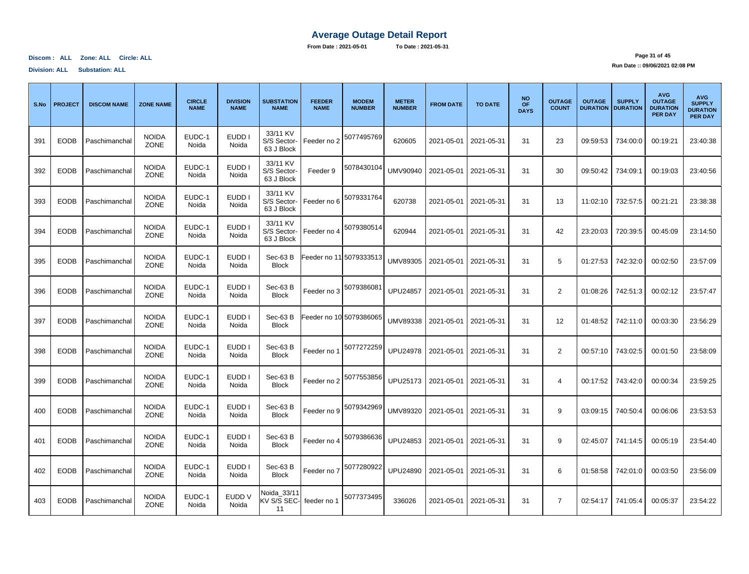# Average Outage Detail Report

**From Date : 2021-05-01 To Date : 2021-05-31**

**Discom : ALL Zone: ALL Circle: ALL**

**Division: ALL Substation: ALL**

**Run Date :: 09/06/2021 02:08 PM**

| S.No | PROJECT | DISCOM NAME | ZONE NAME | CIRCLE NAME | DIVISION NAME | SUBSTATION NAME | FEEDER NAME | MODEM NUMBER | METER NUMBER | FROM DATE | TO DATE | NO OF DAYS | OUTAGE COUNT | OUTAGE DURATION | SUPPLY DURATION | AVG OUTAGE DURATION PER DAY | AVG SUPPLY DURATION PER DAY |
|---|---|---|---|---|---|---|---|---|---|---|---|---|---|---|---|---|---|
| 391 | EODB | Paschimanchal | NOIDA ZONE | EUDC-1 Noida | EUDD I Noida | 33/11 KV S/S Sector-63 J Block | Feeder no 2 | 5077495769 | 620605 | 2021-05-01 | 2021-05-31 | 31 | 23 | 09:59:53 | 734:00:0 | 00:19:21 | 23:40:38 |
| 392 | EODB | Paschimanchal | NOIDA ZONE | EUDC-1 Noida | EUDD I Noida | 33/11 KV S/S Sector-63 J Block | Feeder 9 | 5078430104 | UMV90940 | 2021-05-01 | 2021-05-31 | 31 | 30 | 09:50:42 | 734:09:1 | 00:19:03 | 23:40:56 |
| 393 | EODB | Paschimanchal | NOIDA ZONE | EUDC-1 Noida | EUDD I Noida | 33/11 KV S/S Sector-63 J Block | Feeder no 6 | 5079331764 | 620738 | 2021-05-01 | 2021-05-31 | 31 | 13 | 11:02:10 | 732:57:5 | 00:21:21 | 23:38:38 |
| 394 | EODB | Paschimanchal | NOIDA ZONE | EUDC-1 Noida | EUDD I Noida | 33/11 KV S/S Sector-63 J Block | Feeder no 4 | 5079380514 | 620944 | 2021-05-01 | 2021-05-31 | 31 | 42 | 23:20:03 | 720:39:5 | 00:45:09 | 23:14:50 |
| 395 | EODB | Paschimanchal | NOIDA ZONE | EUDC-1 Noida | EUDD I Noida | Sec-63 B Block | Feeder no 11 | 5079333513 | UMV89305 | 2021-05-01 | 2021-05-31 | 31 | 5 | 01:27:53 | 742:32:0 | 00:02:50 | 23:57:09 |
| 396 | EODB | Paschimanchal | NOIDA ZONE | EUDC-1 Noida | EUDD I Noida | Sec-63 B Block | Feeder no 3 | 5079386081 | UPU24857 | 2021-05-01 | 2021-05-31 | 31 | 2 | 01:08:26 | 742:51:3 | 00:02:12 | 23:57:47 |
| 397 | EODB | Paschimanchal | NOIDA ZONE | EUDC-1 Noida | EUDD I Noida | Sec-63 B Block | Feeder no 10 | 5079386065 | UMV89338 | 2021-05-01 | 2021-05-31 | 31 | 12 | 01:48:52 | 742:11:0 | 00:03:30 | 23:56:29 |
| 398 | EODB | Paschimanchal | NOIDA ZONE | EUDC-1 Noida | EUDD I Noida | Sec-63 B Block | Feeder no 1 | 5077272259 | UPU24978 | 2021-05-01 | 2021-05-31 | 31 | 2 | 00:57:10 | 743:02:5 | 00:01:50 | 23:58:09 |
| 399 | EODB | Paschimanchal | NOIDA ZONE | EUDC-1 Noida | EUDD I Noida | Sec-63 B Block | Feeder no 2 | 5077553856 | UPU25173 | 2021-05-01 | 2021-05-31 | 31 | 4 | 00:17:52 | 743:42:0 | 00:00:34 | 23:59:25 |
| 400 | EODB | Paschimanchal | NOIDA ZONE | EUDC-1 Noida | EUDD I Noida | Sec-63 B Block | Feeder no 9 | 5079342969 | UMV89320 | 2021-05-01 | 2021-05-31 | 31 | 9 | 03:09:15 | 740:50:4 | 00:06:06 | 23:53:53 |
| 401 | EODB | Paschimanchal | NOIDA ZONE | EUDC-1 Noida | EUDD I Noida | Sec-63 B Block | Feeder no 4 | 5079386636 | UPU24853 | 2021-05-01 | 2021-05-31 | 31 | 9 | 02:45:07 | 741:14:5 | 00:05:19 | 23:54:40 |
| 402 | EODB | Paschimanchal | NOIDA ZONE | EUDC-1 Noida | EUDD I Noida | Sec-63 B Block | Feeder no 7 | 5077280922 | UPU24890 | 2021-05-01 | 2021-05-31 | 31 | 6 | 01:58:58 | 742:01:0 | 00:03:50 | 23:56:09 |
| 403 | EODB | Paschimanchal | NOIDA ZONE | EUDC-1 Noida | EUDD V Noida | Noida_33/11 KV S/S SEC-11 | feeder no 1 | 5077373495 | 336026 | 2021-05-01 | 2021-05-31 | 31 | 7 | 02:54:17 | 741:05:4 | 00:05:37 | 23:54:22 |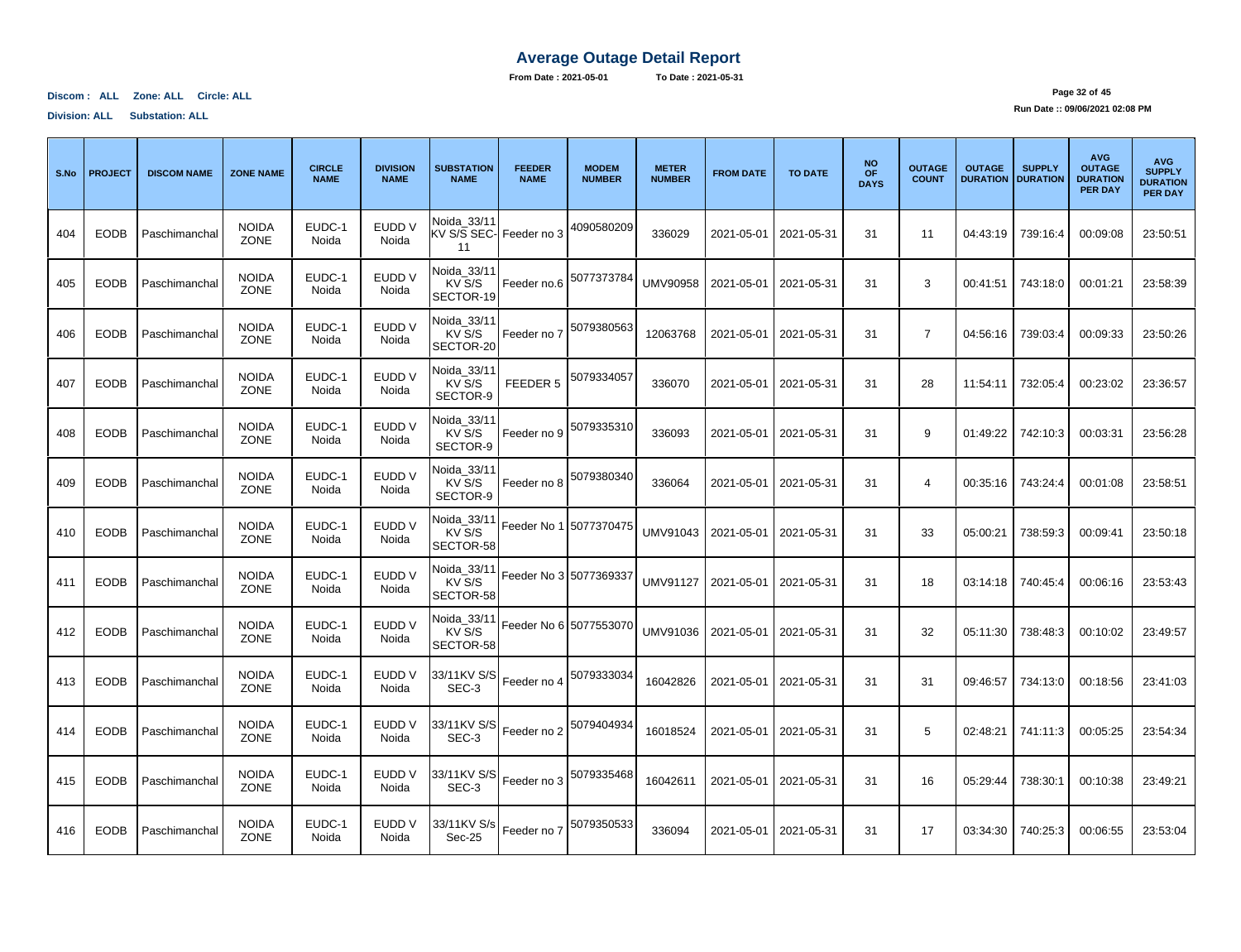# Average Outage Detail Report

**From Date : 2021-05-01** **To Date : 2021-05-31**

**Discom : ALL Zone: ALL Circle: ALL**

**Division: ALL Substation: ALL**

**Run Date :: 09/06/2021 02:08 PM**

| S.No | PROJECT | DISCOM NAME | ZONE NAME | CIRCLE NAME | DIVISION NAME | SUBSTATION NAME | FEEDER NAME | MODEM NUMBER | METER NUMBER | FROM DATE | TO DATE | NO OF DAYS | OUTAGE COUNT | OUTAGE DURATION | SUPPLY DURATION | AVG OUTAGE DURATION PER DAY | AVG SUPPLY DURATION PER DAY |
|---|---|---|---|---|---|---|---|---|---|---|---|---|---|---|---|---|---|
| 404 | EODB | Paschimanchal | NOIDA ZONE | EUDC-1 Noida | EUDD V Noida | Noida_33/11 KV S/S SEC-11 | Feeder no 3 | 4090580209 | 336029 | 2021-05-01 | 2021-05-31 | 31 | 11 | 04:43:19 | 739:16:4 | 00:09:08 | 23:50:51 |
| 405 | EODB | Paschimanchal | NOIDA ZONE | EUDC-1 Noida | EUDD V Noida | Noida_33/11 KV S/S SECTOR-19 | Feeder no.6 | 5077373784 | UMV90958 | 2021-05-01 | 2021-05-31 | 31 | 3 | 00:41:51 | 743:18:0 | 00:01:21 | 23:58:39 |
| 406 | EODB | Paschimanchal | NOIDA ZONE | EUDC-1 Noida | EUDD V Noida | Noida_33/11 KV S/S SECTOR-20 | Feeder no 7 | 5079380563 | 12063768 | 2021-05-01 | 2021-05-31 | 31 | 7 | 04:56:16 | 739:03:4 | 00:09:33 | 23:50:26 |
| 407 | EODB | Paschimanchal | NOIDA ZONE | EUDC-1 Noida | EUDD V Noida | Noida_33/11 KV S/S SECTOR-9 | FEEDER 5 | 5079334057 | 336070 | 2021-05-01 | 2021-05-31 | 31 | 28 | 11:54:11 | 732:05:4 | 00:23:02 | 23:36:57 |
| 408 | EODB | Paschimanchal | NOIDA ZONE | EUDC-1 Noida | EUDD V Noida | Noida_33/11 KV S/S SECTOR-9 | Feeder no 9 | 5079335310 | 336093 | 2021-05-01 | 2021-05-31 | 31 | 9 | 01:49:22 | 742:10:3 | 00:03:31 | 23:56:28 |
| 409 | EODB | Paschimanchal | NOIDA ZONE | EUDC-1 Noida | EUDD V Noida | Noida_33/11 KV S/S SECTOR-9 | Feeder no 8 | 5079380340 | 336064 | 2021-05-01 | 2021-05-31 | 31 | 4 | 00:35:16 | 743:24:4 | 00:01:08 | 23:58:51 |
| 410 | EODB | Paschimanchal | NOIDA ZONE | EUDC-1 Noida | EUDD V Noida | Noida_33/11 KV S/S SECTOR-58 | Feeder No 1 | 5077370475 | UMV91043 | 2021-05-01 | 2021-05-31 | 31 | 33 | 05:00:21 | 738:59:3 | 00:09:41 | 23:50:18 |
| 411 | EODB | Paschimanchal | NOIDA ZONE | EUDC-1 Noida | EUDD V Noida | Noida_33/11 KV S/S SECTOR-58 | Feeder No 3 | 5077369337 | UMV91127 | 2021-05-01 | 2021-05-31 | 31 | 18 | 03:14:18 | 740:45:4 | 00:06:16 | 23:53:43 |
| 412 | EODB | Paschimanchal | NOIDA ZONE | EUDC-1 Noida | EUDD V Noida | Noida_33/11 KV S/S SECTOR-58 | Feeder No 6 | 5077553070 | UMV91036 | 2021-05-01 | 2021-05-31 | 31 | 32 | 05:11:30 | 738:48:3 | 00:10:02 | 23:49:57 |
| 413 | EODB | Paschimanchal | NOIDA ZONE | EUDC-1 Noida | EUDD V Noida | 33/11KV S/S SEC-3 | Feeder no 4 | 5079333034 | 16042826 | 2021-05-01 | 2021-05-31 | 31 | 31 | 09:46:57 | 734:13:0 | 00:18:56 | 23:41:03 |
| 414 | EODB | Paschimanchal | NOIDA ZONE | EUDC-1 Noida | EUDD V Noida | 33/11KV S/S SEC-3 | Feeder no 2 | 5079404934 | 16018524 | 2021-05-01 | 2021-05-31 | 31 | 5 | 02:48:21 | 741:11:3 | 00:05:25 | 23:54:34 |
| 415 | EODB | Paschimanchal | NOIDA ZONE | EUDC-1 Noida | EUDD V Noida | 33/11KV S/S SEC-3 | Feeder no 3 | 5079335468 | 16042611 | 2021-05-01 | 2021-05-31 | 31 | 16 | 05:29:44 | 738:30:1 | 00:10:38 | 23:49:21 |
| 416 | EODB | Paschimanchal | NOIDA ZONE | EUDC-1 Noida | EUDD V Noida | 33/11KV S/s Sec-25 | Feeder no 7 | 5079350533 | 336094 | 2021-05-01 | 2021-05-31 | 31 | 17 | 03:34:30 | 740:25:3 | 00:06:55 | 23:53:04 |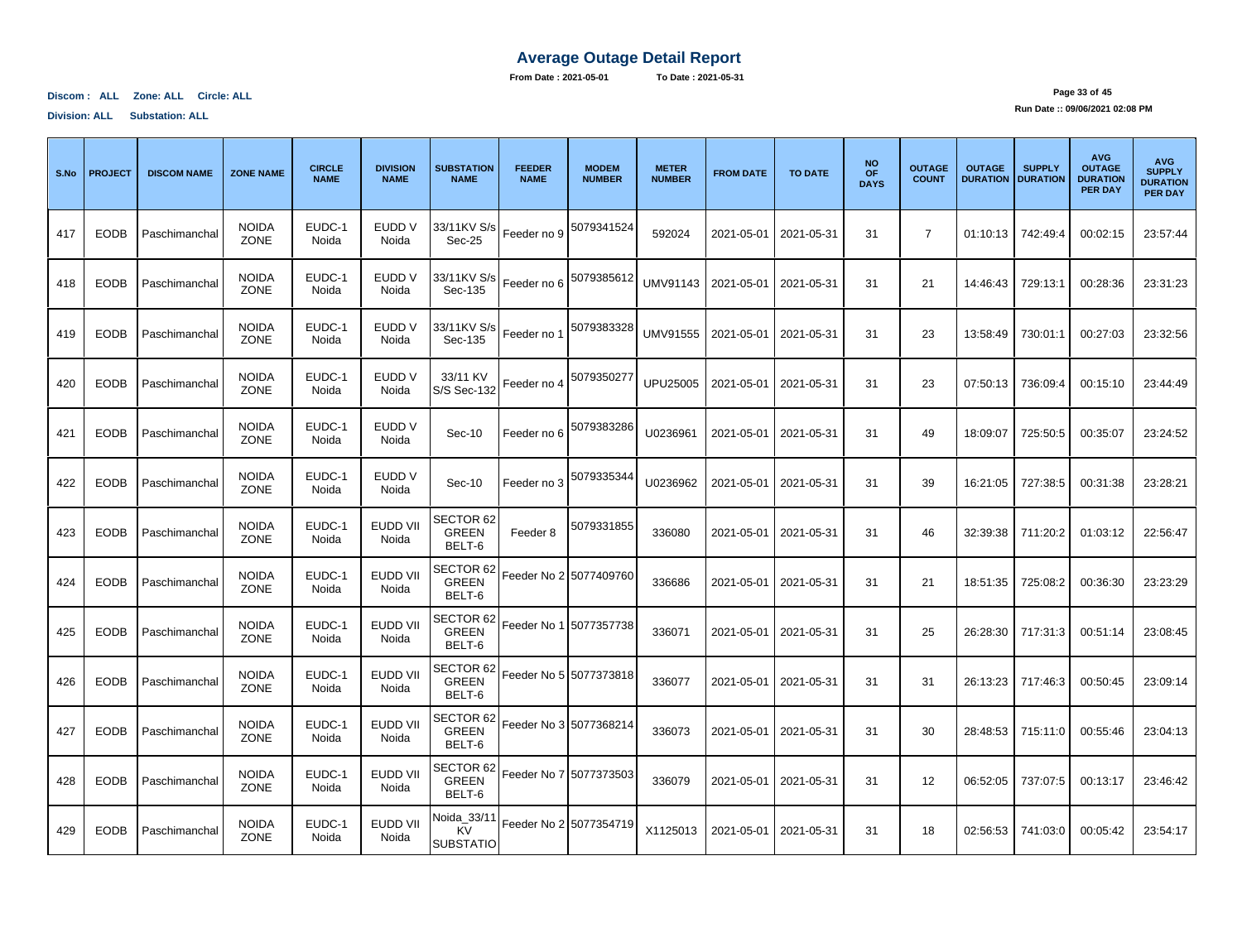# Average Outage Detail Report

**From Date : 2021-05-01 To Date : 2021-05-31**

**Discom : ALL Zone: ALL Circle: ALL**

**Division: ALL Substation: ALL**

**Run Date :: 09/06/2021 02:08 PM**

| S.No | PROJECT | DISCOM NAME | ZONE NAME | CIRCLE NAME | DIVISION NAME | SUBSTATION NAME | FEEDER NAME | MODEM NUMBER | METER NUMBER | FROM DATE | TO DATE | NO OF DAYS | OUTAGE COUNT | OUTAGE DURATION | SUPPLY DURATION | AVG OUTAGE DURATION PER DAY | AVG SUPPLY DURATION PER DAY |
|---|---|---|---|---|---|---|---|---|---|---|---|---|---|---|---|---|---|
| 417 | EODB | Paschimanchal | NOIDA ZONE | EUDC-1 Noida | EUDD V Noida | 33/11KV S/s Sec-25 | Feeder no 9 | 5079341524 | 592024 | 2021-05-01 | 2021-05-31 | 31 | 7 | 01:10:13 | 742:49:4 | 00:02:15 | 23:57:44 |
| 418 | EODB | Paschimanchal | NOIDA ZONE | EUDC-1 Noida | EUDD V Noida | 33/11KV S/s Sec-135 | Feeder no 6 | 5079385612 | UMV91143 | 2021-05-01 | 2021-05-31 | 31 | 21 | 14:46:43 | 729:13:1 | 00:28:36 | 23:31:23 |
| 419 | EODB | Paschimanchal | NOIDA ZONE | EUDC-1 Noida | EUDD V Noida | 33/11KV S/s Sec-135 | Feeder no 1 | 5079383328 | UMV91555 | 2021-05-01 | 2021-05-31 | 31 | 23 | 13:58:49 | 730:01:1 | 00:27:03 | 23:32:56 |
| 420 | EODB | Paschimanchal | NOIDA ZONE | EUDC-1 Noida | EUDD V Noida | 33/11 KV S/S Sec-132 | Feeder no 4 | 5079350277 | UPU25005 | 2021-05-01 | 2021-05-31 | 31 | 23 | 07:50:13 | 736:09:4 | 00:15:10 | 23:44:49 |
| 421 | EODB | Paschimanchal | NOIDA ZONE | EUDC-1 Noida | EUDD V Noida | Sec-10 | Feeder no 6 | 5079383286 | U0236961 | 2021-05-01 | 2021-05-31 | 31 | 49 | 18:09:07 | 725:50:5 | 00:35:07 | 23:24:52 |
| 422 | EODB | Paschimanchal | NOIDA ZONE | EUDC-1 Noida | EUDD V Noida | Sec-10 | Feeder no 3 | 5079335344 | U0236962 | 2021-05-01 | 2021-05-31 | 31 | 39 | 16:21:05 | 727:38:5 | 00:31:38 | 23:28:21 |
| 423 | EODB | Paschimanchal | NOIDA ZONE | EUDC-1 Noida | EUDD VII Noida | SECTOR 62 GREEN BELT-6 | Feeder 8 | 5079331855 | 336080 | 2021-05-01 | 2021-05-31 | 31 | 46 | 32:39:38 | 711:20:2 | 01:03:12 | 22:56:47 |
| 424 | EODB | Paschimanchal | NOIDA ZONE | EUDC-1 Noida | EUDD VII Noida | SECTOR 62 GREEN BELT-6 | Feeder No 2 | 5077409760 | 336686 | 2021-05-01 | 2021-05-31 | 31 | 21 | 18:51:35 | 725:08:2 | 00:36:30 | 23:23:29 |
| 425 | EODB | Paschimanchal | NOIDA ZONE | EUDC-1 Noida | EUDD VII Noida | SECTOR 62 GREEN BELT-6 | Feeder No 1 | 5077357738 | 336071 | 2021-05-01 | 2021-05-31 | 31 | 25 | 26:28:30 | 717:31:3 | 00:51:14 | 23:08:45 |
| 426 | EODB | Paschimanchal | NOIDA ZONE | EUDC-1 Noida | EUDD VII Noida | SECTOR 62 GREEN BELT-6 | Feeder No 5 | 5077373818 | 336077 | 2021-05-01 | 2021-05-31 | 31 | 31 | 26:13:23 | 717:46:3 | 00:50:45 | 23:09:14 |
| 427 | EODB | Paschimanchal | NOIDA ZONE | EUDC-1 Noida | EUDD VII Noida | SECTOR 62 GREEN BELT-6 | Feeder No 3 | 5077368214 | 336073 | 2021-05-01 | 2021-05-31 | 31 | 30 | 28:48:53 | 715:11:0 | 00:55:46 | 23:04:13 |
| 428 | EODB | Paschimanchal | NOIDA ZONE | EUDC-1 Noida | EUDD VII Noida | SECTOR 62 GREEN BELT-6 | Feeder No 7 | 5077373503 | 336079 | 2021-05-01 | 2021-05-31 | 31 | 12 | 06:52:05 | 737:07:5 | 00:13:17 | 23:46:42 |
| 429 | EODB | Paschimanchal | NOIDA ZONE | EUDC-1 Noida | EUDD VII Noida | Noida_33/11 KV SUBSTATIO | Feeder No 2 | 5077354719 | X1125013 | 2021-05-01 | 2021-05-31 | 31 | 18 | 02:56:53 | 741:03:0 | 00:05:42 | 23:54:17 |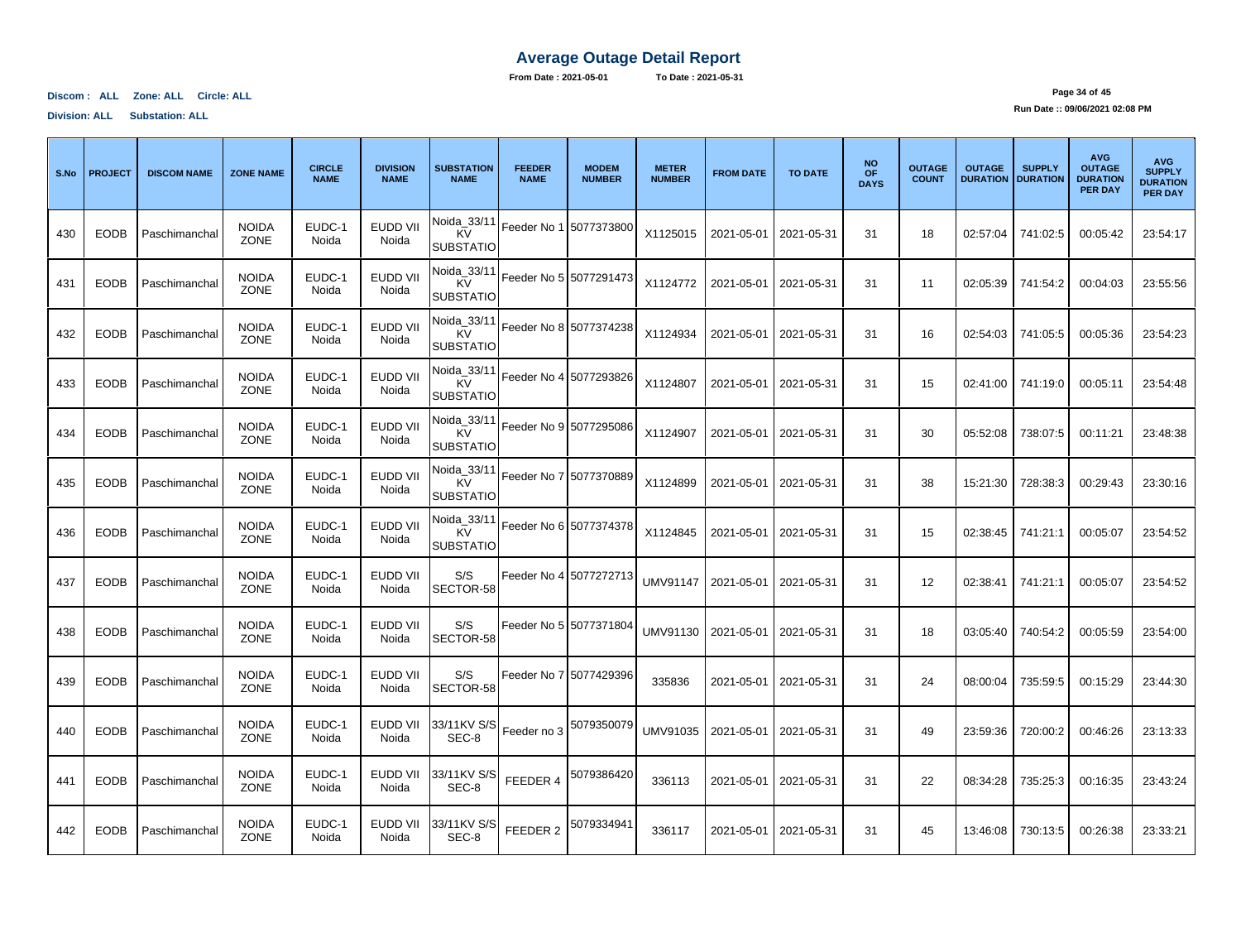# Average Outage Detail Report

**From Date : 2021-05-01 To Date : 2021-05-31**

**Discom : ALL Zone: ALL Circle: ALL**

**Division: ALL Substation: ALL**

**Run Date :: 09/06/2021 02:08 PM**

| S.No | PROJECT | DISCOM NAME | ZONE NAME | CIRCLE NAME | DIVISION NAME | SUBSTATION NAME | FEEDER NAME | MODEM NUMBER | METER NUMBER | FROM DATE | TO DATE | NO OF DAYS | OUTAGE COUNT | OUTAGE DURATION | SUPPLY DURATION | AVG OUTAGE DURATION PER DAY | AVG SUPPLY DURATION PER DAY |
|---|---|---|---|---|---|---|---|---|---|---|---|---|---|---|---|---|---|
| 430 | EODB | Paschimanchal | NOIDA ZONE | EUDC-1 Noida | EUDD VII Noida | Noida_33/11 KV SUBSTATIO | Feeder No 1 | 5077373800 | X1125015 | 2021-05-01 | 2021-05-31 | 31 | 18 | 02:57:04 | 741:02:5 | 00:05:42 | 23:54:17 |
| 431 | EODB | Paschimanchal | NOIDA ZONE | EUDC-1 Noida | EUDD VII Noida | Noida_33/11 KV SUBSTATIO | Feeder No 5 | 5077291473 | X1124772 | 2021-05-01 | 2021-05-31 | 31 | 11 | 02:05:39 | 741:54:2 | 00:04:03 | 23:55:56 |
| 432 | EODB | Paschimanchal | NOIDA ZONE | EUDC-1 Noida | EUDD VII Noida | Noida_33/11 KV SUBSTATIO | Feeder No 8 | 5077374238 | X1124934 | 2021-05-01 | 2021-05-31 | 31 | 16 | 02:54:03 | 741:05:5 | 00:05:36 | 23:54:23 |
| 433 | EODB | Paschimanchal | NOIDA ZONE | EUDC-1 Noida | EUDD VII Noida | Noida_33/11 KV SUBSTATIO | Feeder No 4 | 5077293826 | X1124807 | 2021-05-01 | 2021-05-31 | 31 | 15 | 02:41:00 | 741:19:0 | 00:05:11 | 23:54:48 |
| 434 | EODB | Paschimanchal | NOIDA ZONE | EUDC-1 Noida | EUDD VII Noida | Noida_33/11 KV SUBSTATIO | Feeder No 9 | 5077295086 | X1124907 | 2021-05-01 | 2021-05-31 | 31 | 30 | 05:52:08 | 738:07:5 | 00:11:21 | 23:48:38 |
| 435 | EODB | Paschimanchal | NOIDA ZONE | EUDC-1 Noida | EUDD VII Noida | Noida_33/11 KV SUBSTATIO | Feeder No 7 | 5077370889 | X1124899 | 2021-05-01 | 2021-05-31 | 31 | 38 | 15:21:30 | 728:38:3 | 00:29:43 | 23:30:16 |
| 436 | EODB | Paschimanchal | NOIDA ZONE | EUDC-1 Noida | EUDD VII Noida | Noida_33/11 KV SUBSTATIO | Feeder No 6 | 5077374378 | X1124845 | 2021-05-01 | 2021-05-31 | 31 | 15 | 02:38:45 | 741:21:1 | 00:05:07 | 23:54:52 |
| 437 | EODB | Paschimanchal | NOIDA ZONE | EUDC-1 Noida | EUDD VII Noida | S/S SECTOR-58 | Feeder No 4 | 5077272713 | UMV91147 | 2021-05-01 | 2021-05-31 | 31 | 12 | 02:38:41 | 741:21:1 | 00:05:07 | 23:54:52 |
| 438 | EODB | Paschimanchal | NOIDA ZONE | EUDC-1 Noida | EUDD VII Noida | S/S SECTOR-58 | Feeder No 5 | 5077371804 | UMV91130 | 2021-05-01 | 2021-05-31 | 31 | 18 | 03:05:40 | 740:54:2 | 00:05:59 | 23:54:00 |
| 439 | EODB | Paschimanchal | NOIDA ZONE | EUDC-1 Noida | EUDD VII Noida | S/S SECTOR-58 | Feeder No 7 | 5077429396 | 335836 | 2021-05-01 | 2021-05-31 | 31 | 24 | 08:00:04 | 735:59:5 | 00:15:29 | 23:44:30 |
| 440 | EODB | Paschimanchal | NOIDA ZONE | EUDC-1 Noida | EUDD VII Noida | 33/11KV S/S SEC-8 | Feeder no 3 | 5079350079 | UMV91035 | 2021-05-01 | 2021-05-31 | 31 | 49 | 23:59:36 | 720:00:2 | 00:46:26 | 23:13:33 |
| 441 | EODB | Paschimanchal | NOIDA ZONE | EUDC-1 Noida | EUDD VII Noida | 33/11KV S/S SEC-8 | FEEDER 4 | 5079386420 | 336113 | 2021-05-01 | 2021-05-31 | 31 | 22 | 08:34:28 | 735:25:3 | 00:16:35 | 23:43:24 |
| 442 | EODB | Paschimanchal | NOIDA ZONE | EUDC-1 Noida | EUDD VII Noida | 33/11KV S/S SEC-8 | FEEDER 2 | 5079334941 | 336117 | 2021-05-01 | 2021-05-31 | 31 | 45 | 13:46:08 | 730:13:5 | 00:26:38 | 23:33:21 |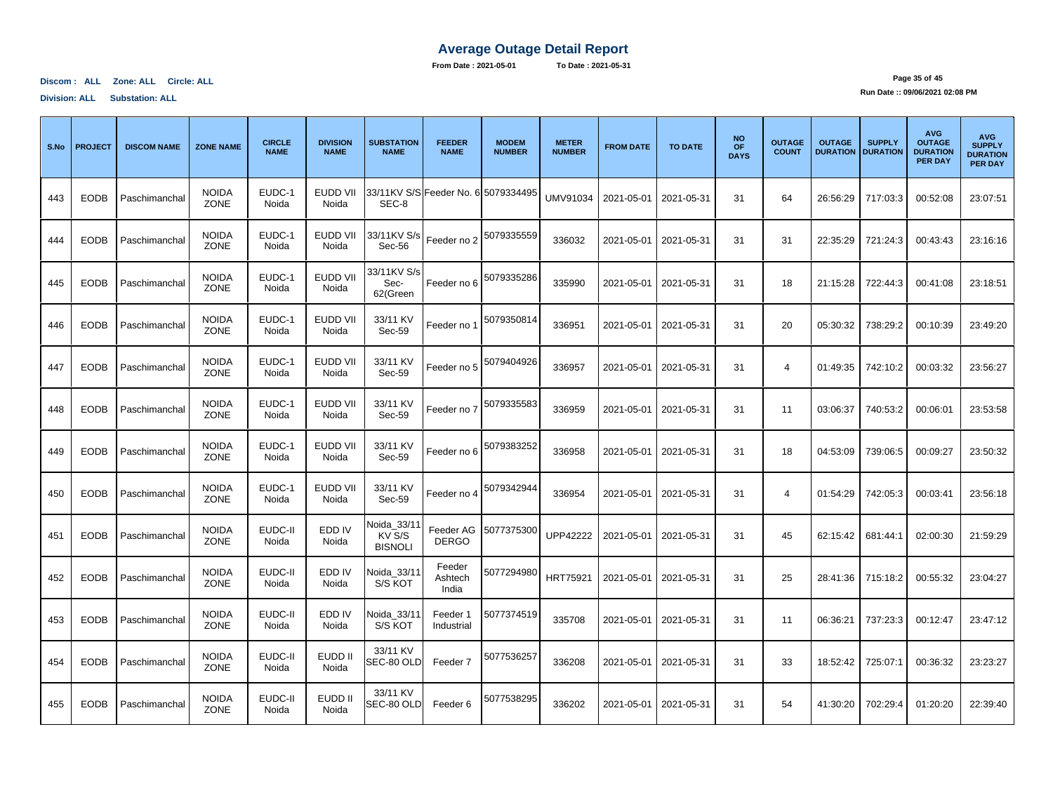# Average Outage Detail Report

**From Date : 2021-05-01** **To Date : 2021-05-31**

**Discom : ALL Zone: ALL Circle: ALL**

**Division: ALL Substation: ALL**

**Run Date :: 09/06/2021 02:08 PM**

| S.No | PROJECT | DISCOM NAME | ZONE NAME | CIRCLE NAME | DIVISION NAME | SUBSTATION NAME | FEEDER NAME | MODEM NUMBER | METER NUMBER | FROM DATE | TO DATE | NO OF DAYS | OUTAGE COUNT | OUTAGE DURATION | SUPPLY DURATION | AVG OUTAGE DURATION PER DAY | AVG SUPPLY DURATION PER DAY |
|---|---|---|---|---|---|---|---|---|---|---|---|---|---|---|---|---|---|
| 443 | EODB | Paschimanchal | NOIDA ZONE | EUDC-1 Noida | EUDD VII Noida | 33/11KV S/S SEC-8 | Feeder No. 6 | 5079334495 | UMV91034 | 2021-05-01 | 2021-05-31 | 31 | 64 | 26:56:29 | 717:03:3 | 00:52:08 | 23:07:51 |
| 444 | EODB | Paschimanchal | NOIDA ZONE | EUDC-1 Noida | EUDD VII Noida | 33/11KV S/s Sec-56 | Feeder no 2 | 5079335559 | 336032 | 2021-05-01 | 2021-05-31 | 31 | 31 | 22:35:29 | 721:24:3 | 00:43:43 | 23:16:16 |
| 445 | EODB | Paschimanchal | NOIDA ZONE | EUDC-1 Noida | EUDD VII Noida | 33/11KV S/s Sec-62(Green | Feeder no 6 | 5079335286 | 335990 | 2021-05-01 | 2021-05-31 | 31 | 18 | 21:15:28 | 722:44:3 | 00:41:08 | 23:18:51 |
| 446 | EODB | Paschimanchal | NOIDA ZONE | EUDC-1 Noida | EUDD VII Noida | 33/11 KV Sec-59 | Feeder no 1 | 5079350814 | 336951 | 2021-05-01 | 2021-05-31 | 31 | 20 | 05:30:32 | 738:29:2 | 00:10:39 | 23:49:20 |
| 447 | EODB | Paschimanchal | NOIDA ZONE | EUDC-1 Noida | EUDD VII Noida | 33/11 KV Sec-59 | Feeder no 5 | 5079404926 | 336957 | 2021-05-01 | 2021-05-31 | 31 | 4 | 01:49:35 | 742:10:2 | 00:03:32 | 23:56:27 |
| 448 | EODB | Paschimanchal | NOIDA ZONE | EUDC-1 Noida | EUDD VII Noida | 33/11 KV Sec-59 | Feeder no 7 | 5079335583 | 336959 | 2021-05-01 | 2021-05-31 | 31 | 11 | 03:06:37 | 740:53:2 | 00:06:01 | 23:53:58 |
| 449 | EODB | Paschimanchal | NOIDA ZONE | EUDC-1 Noida | EUDD VII Noida | 33/11 KV Sec-59 | Feeder no 6 | 5079383252 | 336958 | 2021-05-01 | 2021-05-31 | 31 | 18 | 04:53:09 | 739:06:5 | 00:09:27 | 23:50:32 |
| 450 | EODB | Paschimanchal | NOIDA ZONE | EUDC-1 Noida | EUDD VII Noida | 33/11 KV Sec-59 | Feeder no 4 | 5079342944 | 336954 | 2021-05-01 | 2021-05-31 | 31 | 4 | 01:54:29 | 742:05:3 | 00:03:41 | 23:56:18 |
| 451 | EODB | Paschimanchal | NOIDA ZONE | EUDC-II Noida | EDD IV Noida | Noida_33/11 KV S/S BISNOLI | Feeder AG DERGO | 5077375300 | UPP42222 | 2021-05-01 | 2021-05-31 | 31 | 45 | 62:15:42 | 681:44:1 | 02:00:30 | 21:59:29 |
| 452 | EODB | Paschimanchal | NOIDA ZONE | EUDC-II Noida | EDD IV Noida | Noida_33/11 S/S KOT | Feeder Ashtech India | 5077294980 | HRT75921 | 2021-05-01 | 2021-05-31 | 31 | 25 | 28:41:36 | 715:18:2 | 00:55:32 | 23:04:27 |
| 453 | EODB | Paschimanchal | NOIDA ZONE | EUDC-II Noida | EDD IV Noida | Noida_33/11 S/S KOT | Feeder 1 Industrial | 5077374519 | 335708 | 2021-05-01 | 2021-05-31 | 31 | 11 | 06:36:21 | 737:23:3 | 00:12:47 | 23:47:12 |
| 454 | EODB | Paschimanchal | NOIDA ZONE | EUDC-II Noida | EUDD II Noida | 33/11 KV SEC-80 OLD | Feeder 7 | 5077536257 | 336208 | 2021-05-01 | 2021-05-31 | 31 | 33 | 18:52:42 | 725:07:1 | 00:36:32 | 23:23:27 |
| 455 | EODB | Paschimanchal | NOIDA ZONE | EUDC-II Noida | EUDD II Noida | 33/11 KV SEC-80 OLD | Feeder 6 | 5077538295 | 336202 | 2021-05-01 | 2021-05-31 | 31 | 54 | 41:30:20 | 702:29:4 | 01:20:20 | 22:39:40 |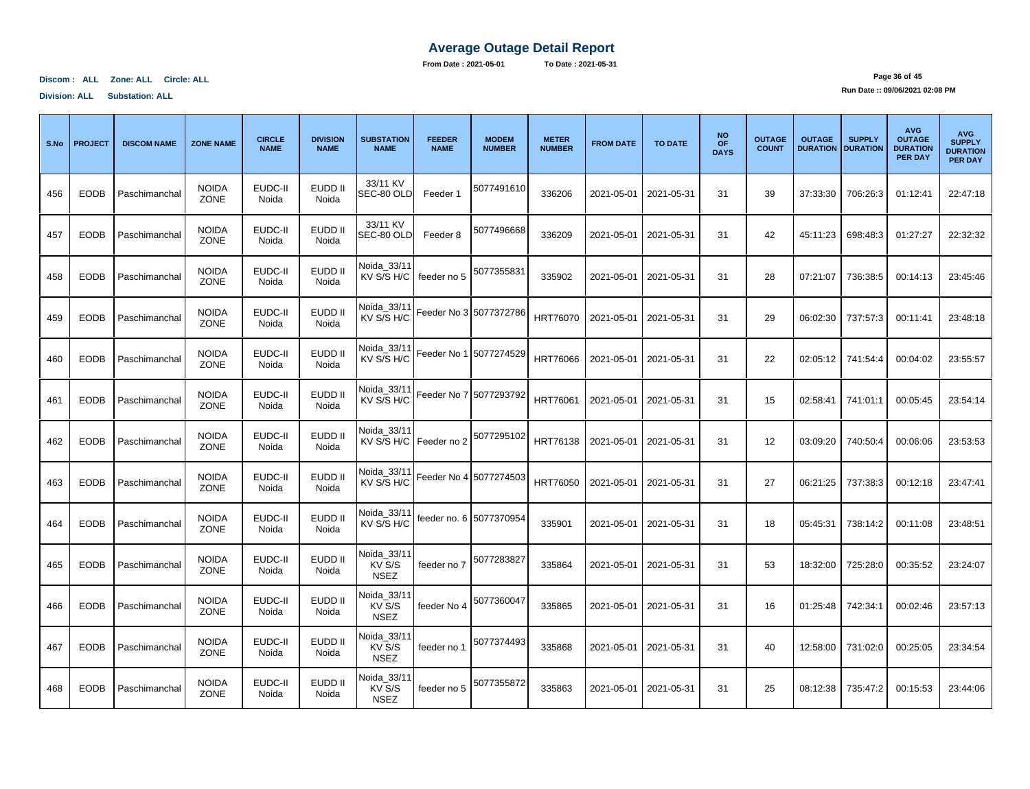# Average Outage Detail Report

**From Date : 2021-05-01 To Date : 2021-05-31**

**Discom : ALL Zone: ALL Circle: ALL**

**Division: ALL Substation: ALL**

**Run Date :: 09/06/2021 02:08 PM**

| S.No | PROJECT | DISCOM NAME | ZONE NAME | CIRCLE NAME | DIVISION NAME | SUBSTATION NAME | FEEDER NAME | MODEM NUMBER | METER NUMBER | FROM DATE | TO DATE | NO OF DAYS | OUTAGE COUNT | OUTAGE DURATION | SUPPLY DURATION | AVG OUTAGE DURATION PER DAY | AVG SUPPLY DURATION PER DAY |
|---|---|---|---|---|---|---|---|---|---|---|---|---|---|---|---|---|---|
| 456 | EODB | Paschimanchal | NOIDA ZONE | EUDC-II Noida | EUDD II Noida | 33/11 KV SEC-80 OLD | Feeder 1 | 5077491610 | 336206 | 2021-05-01 | 2021-05-31 | 31 | 39 | 37:33:30 | 706:26:3 | 01:12:41 | 22:47:18 |
| 457 | EODB | Paschimanchal | NOIDA ZONE | EUDC-II Noida | EUDD II Noida | 33/11 KV SEC-80 OLD | Feeder 8 | 5077496668 | 336209 | 2021-05-01 | 2021-05-31 | 31 | 42 | 45:11:23 | 698:48:3 | 01:27:27 | 22:32:32 |
| 458 | EODB | Paschimanchal | NOIDA ZONE | EUDC-II Noida | EUDD II Noida | Noida_33/11 KV S/S H/C | feeder no 5 | 5077355831 | 335902 | 2021-05-01 | 2021-05-31 | 31 | 28 | 07:21:07 | 736:38:5 | 00:14:13 | 23:45:46 |
| 459 | EODB | Paschimanchal | NOIDA ZONE | EUDC-II Noida | EUDD II Noida | Noida_33/11 KV S/S H/C | Feeder No 3 | 5077372786 | HRT76070 | 2021-05-01 | 2021-05-31 | 31 | 29 | 06:02:30 | 737:57:3 | 00:11:41 | 23:48:18 |
| 460 | EODB | Paschimanchal | NOIDA ZONE | EUDC-II Noida | EUDD II Noida | Noida_33/11 KV S/S H/C | Feeder No 1 | 5077274529 | HRT76066 | 2021-05-01 | 2021-05-31 | 31 | 22 | 02:05:12 | 741:54:4 | 00:04:02 | 23:55:57 |
| 461 | EODB | Paschimanchal | NOIDA ZONE | EUDC-II Noida | EUDD II Noida | Noida_33/11 KV S/S H/C | Feeder No 7 | 5077293792 | HRT76061 | 2021-05-01 | 2021-05-31 | 31 | 15 | 02:58:41 | 741:01:1 | 00:05:45 | 23:54:14 |
| 462 | EODB | Paschimanchal | NOIDA ZONE | EUDC-II Noida | EUDD II Noida | Noida_33/11 KV S/S H/C | Feeder no 2 | 5077295102 | HRT76138 | 2021-05-01 | 2021-05-31 | 31 | 12 | 03:09:20 | 740:50:4 | 00:06:06 | 23:53:53 |
| 463 | EODB | Paschimanchal | NOIDA ZONE | EUDC-II Noida | EUDD II Noida | Noida_33/11 KV S/S H/C | Feeder No 4 | 5077274503 | HRT76050 | 2021-05-01 | 2021-05-31 | 31 | 27 | 06:21:25 | 737:38:3 | 00:12:18 | 23:47:41 |
| 464 | EODB | Paschimanchal | NOIDA ZONE | EUDC-II Noida | EUDD II Noida | Noida_33/11 KV S/S H/C | feeder no. 6 | 5077370954 | 335901 | 2021-05-01 | 2021-05-31 | 31 | 18 | 05:45:31 | 738:14:2 | 00:11:08 | 23:48:51 |
| 465 | EODB | Paschimanchal | NOIDA ZONE | EUDC-II Noida | EUDD II Noida | Noida_33/11 KV S/S NSEZ | feeder no 7 | 5077283827 | 335864 | 2021-05-01 | 2021-05-31 | 31 | 53 | 18:32:00 | 725:28:0 | 00:35:52 | 23:24:07 |
| 466 | EODB | Paschimanchal | NOIDA ZONE | EUDC-II Noida | EUDD II Noida | Noida_33/11 KV S/S NSEZ | feeder No 4 | 5077360047 | 335865 | 2021-05-01 | 2021-05-31 | 31 | 16 | 01:25:48 | 742:34:1 | 00:02:46 | 23:57:13 |
| 467 | EODB | Paschimanchal | NOIDA ZONE | EUDC-II Noida | EUDD II Noida | Noida_33/11 KV S/S NSEZ | feeder no 1 | 5077374493 | 335868 | 2021-05-01 | 2021-05-31 | 31 | 40 | 12:58:00 | 731:02:0 | 00:25:05 | 23:34:54 |
| 468 | EODB | Paschimanchal | NOIDA ZONE | EUDC-II Noida | EUDD II Noida | Noida_33/11 KV S/S NSEZ | feeder no 5 | 5077355872 | 335863 | 2021-05-01 | 2021-05-31 | 31 | 25 | 08:12:38 | 735:47:2 | 00:15:53 | 23:44:06 |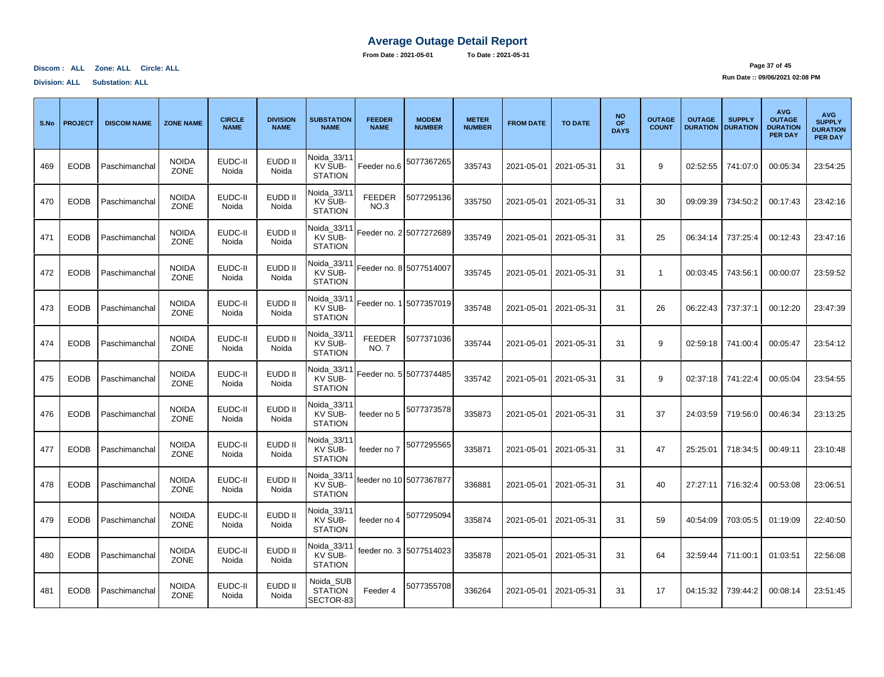# Average Outage Detail Report

**From Date : 2021-05-01** **To Date : 2021-05-31**

**Discom : ALL Zone: ALL Circle: ALL**

**Division: ALL Substation: ALL**

**Run Date :: 09/06/2021 02:08 PM**

| S.No | PROJECT | DISCOM NAME | ZONE NAME | CIRCLE NAME | DIVISION NAME | SUBSTATION NAME | FEEDER NAME | MODEM NUMBER | METER NUMBER | FROM DATE | TO DATE | NO OF DAYS | OUTAGE COUNT | OUTAGE DURATION | SUPPLY DURATION | AVG OUTAGE DURATION PER DAY | AVG SUPPLY DURATION PER DAY |
|---|---|---|---|---|---|---|---|---|---|---|---|---|---|---|---|---|---|
| 469 | EODB | Paschimanchal | NOIDA ZONE | EUDC-II Noida | EUDD II Noida | Noida_33/11 KV SUB-STATION | Feeder no.6 | 5077367265 | 335743 | 2021-05-01 | 2021-05-31 | 31 | 9 | 02:52:55 | 741:07:0 | 00:05:34 | 23:54:25 |
| 470 | EODB | Paschimanchal | NOIDA ZONE | EUDC-II Noida | EUDD II Noida | Noida_33/11 KV SUB-STATION | FEEDER NO.3 | 5077295136 | 335750 | 2021-05-01 | 2021-05-31 | 31 | 30 | 09:09:39 | 734:50:2 | 00:17:43 | 23:42:16 |
| 471 | EODB | Paschimanchal | NOIDA ZONE | EUDC-II Noida | EUDD II Noida | Noida_33/11 KV SUB-STATION | Feeder no. 2 | 5077272689 | 335749 | 2021-05-01 | 2021-05-31 | 31 | 25 | 06:34:14 | 737:25:4 | 00:12:43 | 23:47:16 |
| 472 | EODB | Paschimanchal | NOIDA ZONE | EUDC-II Noida | EUDD II Noida | Noida_33/11 KV SUB-STATION | Feeder no. 8 | 5077514007 | 335745 | 2021-05-01 | 2021-05-31 | 31 | 1 | 00:03:45 | 743:56:1 | 00:00:07 | 23:59:52 |
| 473 | EODB | Paschimanchal | NOIDA ZONE | EUDC-II Noida | EUDD II Noida | Noida_33/11 KV SUB-STATION | Feeder no. 1 | 5077357019 | 335748 | 2021-05-01 | 2021-05-31 | 31 | 26 | 06:22:43 | 737:37:1 | 00:12:20 | 23:47:39 |
| 474 | EODB | Paschimanchal | NOIDA ZONE | EUDC-II Noida | EUDD II Noida | Noida_33/11 KV SUB-STATION | FEEDER NO. 7 | 5077371036 | 335744 | 2021-05-01 | 2021-05-31 | 31 | 9 | 02:59:18 | 741:00:4 | 00:05:47 | 23:54:12 |
| 475 | EODB | Paschimanchal | NOIDA ZONE | EUDC-II Noida | EUDD II Noida | Noida_33/11 KV SUB-STATION | Feeder no. 5 | 5077374485 | 335742 | 2021-05-01 | 2021-05-31 | 31 | 9 | 02:37:18 | 741:22:4 | 00:05:04 | 23:54:55 |
| 476 | EODB | Paschimanchal | NOIDA ZONE | EUDC-II Noida | EUDD II Noida | Noida_33/11 KV SUB-STATION | feeder no 5 | 5077373578 | 335873 | 2021-05-01 | 2021-05-31 | 31 | 37 | 24:03:59 | 719:56:0 | 00:46:34 | 23:13:25 |
| 477 | EODB | Paschimanchal | NOIDA ZONE | EUDC-II Noida | EUDD II Noida | Noida_33/11 KV SUB-STATION | feeder no 7 | 5077295565 | 335871 | 2021-05-01 | 2021-05-31 | 31 | 47 | 25:25:01 | 718:34:5 | 00:49:11 | 23:10:48 |
| 478 | EODB | Paschimanchal | NOIDA ZONE | EUDC-II Noida | EUDD II Noida | Noida_33/11 KV SUB-STATION | feeder no 10 | 5077367877 | 336881 | 2021-05-01 | 2021-05-31 | 31 | 40 | 27:27:11 | 716:32:4 | 00:53:08 | 23:06:51 |
| 479 | EODB | Paschimanchal | NOIDA ZONE | EUDC-II Noida | EUDD II Noida | Noida_33/11 KV SUB-STATION | feeder no 4 | 5077295094 | 335874 | 2021-05-01 | 2021-05-31 | 31 | 59 | 40:54:09 | 703:05:5 | 01:19:09 | 22:40:50 |
| 480 | EODB | Paschimanchal | NOIDA ZONE | EUDC-II Noida | EUDD II Noida | Noida_33/11 KV SUB-STATION | feeder no. 3 | 5077514023 | 335878 | 2021-05-01 | 2021-05-31 | 31 | 64 | 32:59:44 | 711:00:1 | 01:03:51 | 22:56:08 |
| 481 | EODB | Paschimanchal | NOIDA ZONE | EUDC-II Noida | EUDD II Noida | Noida_SUB STATION SECTOR-83 | Feeder 4 | 5077355708 | 336264 | 2021-05-01 | 2021-05-31 | 31 | 17 | 04:15:32 | 739:44:2 | 00:08:14 | 23:51:45 |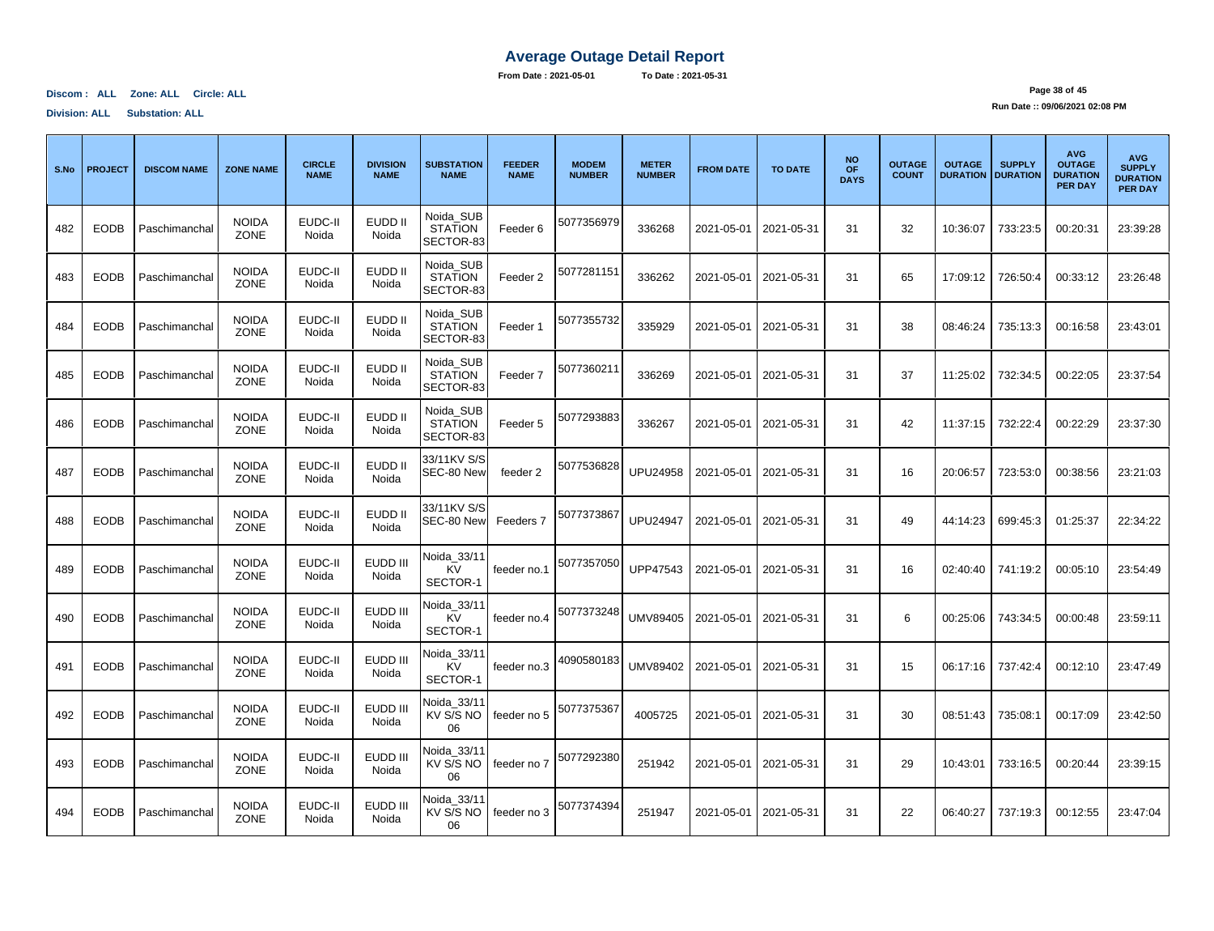# Average Outage Detail Report

**From Date : 2021-05-01** **To Date : 2021-05-31**

**Discom : ALL Zone: ALL Circle: ALL**

**Division: ALL Substation: ALL**

**Run Date :: 09/06/2021 02:08 PM**

| S.No | PROJECT | DISCOM NAME | ZONE NAME | CIRCLE NAME | DIVISION NAME | SUBSTATION NAME | FEEDER NAME | MODEM NUMBER | METER NUMBER | FROM DATE | TO DATE | NO OF DAYS | OUTAGE COUNT | OUTAGE DURATION | SUPPLY DURATION | AVG OUTAGE DURATION PER DAY | AVG SUPPLY DURATION PER DAY |
|---|---|---|---|---|---|---|---|---|---|---|---|---|---|---|---|---|---|
| 482 | EODB | Paschimanchal | NOIDA ZONE | EUDC-II Noida | EUDD II Noida | Noida_SUB STATION SECTOR-83 | Feeder 6 | 5077356979 | 336268 | 2021-05-01 | 2021-05-31 | 31 | 32 | 10:36:07 | 733:23:5 | 00:20:31 | 23:39:28 |
| 483 | EODB | Paschimanchal | NOIDA ZONE | EUDC-II Noida | EUDD II Noida | Noida_SUB STATION SECTOR-83 | Feeder 2 | 5077281151 | 336262 | 2021-05-01 | 2021-05-31 | 31 | 65 | 17:09:12 | 726:50:4 | 00:33:12 | 23:26:48 |
| 484 | EODB | Paschimanchal | NOIDA ZONE | EUDC-II Noida | EUDD II Noida | Noida_SUB STATION SECTOR-83 | Feeder 1 | 5077355732 | 335929 | 2021-05-01 | 2021-05-31 | 31 | 38 | 08:46:24 | 735:13:3 | 00:16:58 | 23:43:01 |
| 485 | EODB | Paschimanchal | NOIDA ZONE | EUDC-II Noida | EUDD II Noida | Noida_SUB STATION SECTOR-83 | Feeder 7 | 5077360211 | 336269 | 2021-05-01 | 2021-05-31 | 31 | 37 | 11:25:02 | 732:34:5 | 00:22:05 | 23:37:54 |
| 486 | EODB | Paschimanchal | NOIDA ZONE | EUDC-II Noida | EUDD II Noida | Noida_SUB STATION SECTOR-83 | Feeder 5 | 5077293883 | 336267 | 2021-05-01 | 2021-05-31 | 31 | 42 | 11:37:15 | 732:22:4 | 00:22:29 | 23:37:30 |
| 487 | EODB | Paschimanchal | NOIDA ZONE | EUDC-II Noida | EUDD II Noida | 33/11KV S/S SEC-80 New | feeder 2 | 5077536828 | UPU24958 | 2021-05-01 | 2021-05-31 | 31 | 16 | 20:06:57 | 723:53:0 | 00:38:56 | 23:21:03 |
| 488 | EODB | Paschimanchal | NOIDA ZONE | EUDC-II Noida | EUDD II Noida | 33/11KV S/S SEC-80 New | Feeders 7 | 5077373867 | UPU24947 | 2021-05-01 | 2021-05-31 | 31 | 49 | 44:14:23 | 699:45:3 | 01:25:37 | 22:34:22 |
| 489 | EODB | Paschimanchal | NOIDA ZONE | EUDC-II Noida | EUDD III Noida | Noida_33/11 KV SECTOR-1 | feeder no.1 | 5077357050 | UPP47543 | 2021-05-01 | 2021-05-31 | 31 | 16 | 02:40:40 | 741:19:2 | 00:05:10 | 23:54:49 |
| 490 | EODB | Paschimanchal | NOIDA ZONE | EUDC-II Noida | EUDD III Noida | Noida_33/11 KV SECTOR-1 | feeder no.4 | 5077373248 | UMV89405 | 2021-05-01 | 2021-05-31 | 31 | 6 | 00:25:06 | 743:34:5 | 00:00:48 | 23:59:11 |
| 491 | EODB | Paschimanchal | NOIDA ZONE | EUDC-II Noida | EUDD III Noida | Noida_33/11 KV SECTOR-1 | feeder no.3 | 4090580183 | UMV89402 | 2021-05-01 | 2021-05-31 | 31 | 15 | 06:17:16 | 737:42:4 | 00:12:10 | 23:47:49 |
| 492 | EODB | Paschimanchal | NOIDA ZONE | EUDC-II Noida | EUDD III Noida | Noida_33/11 KV S/S NO 06 | feeder no 5 | 5077375367 | 4005725 | 2021-05-01 | 2021-05-31 | 31 | 30 | 08:51:43 | 735:08:1 | 00:17:09 | 23:42:50 |
| 493 | EODB | Paschimanchal | NOIDA ZONE | EUDC-II Noida | EUDD III Noida | Noida_33/11 KV S/S NO 06 | feeder no 7 | 5077292380 | 251942 | 2021-05-01 | 2021-05-31 | 31 | 29 | 10:43:01 | 733:16:5 | 00:20:44 | 23:39:15 |
| 494 | EODB | Paschimanchal | NOIDA ZONE | EUDC-II Noida | EUDD III Noida | Noida_33/11 KV S/S NO 06 | feeder no 3 | 5077374394 | 251947 | 2021-05-01 | 2021-05-31 | 31 | 22 | 06:40:27 | 737:19:3 | 00:12:55 | 23:47:04 |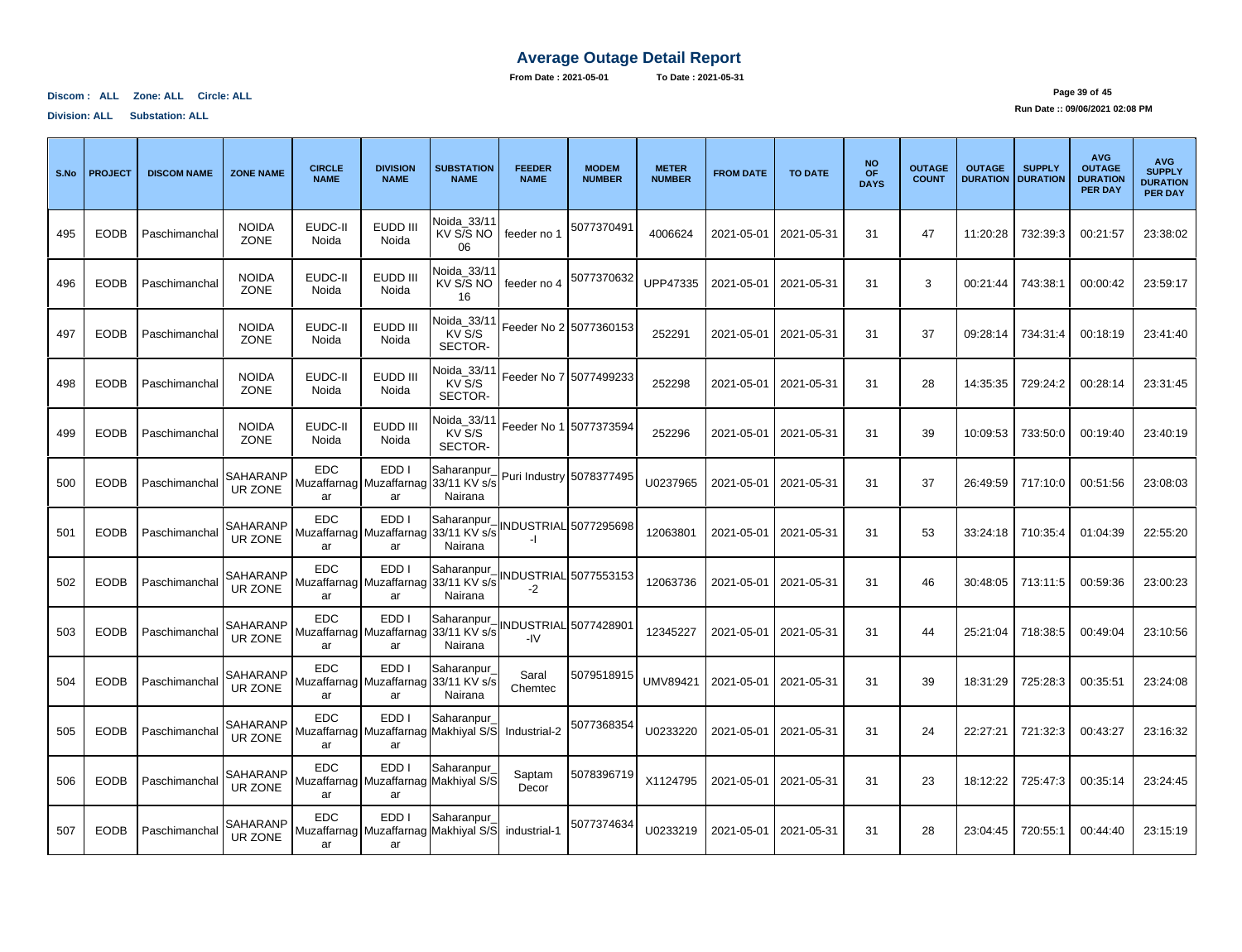# Average Outage Detail Report

**From Date : 2021-05-01** **To Date : 2021-05-31**

**Discom : ALL Zone: ALL Circle: ALL**

**Division: ALL Substation: ALL**

**Run Date :: 09/06/2021 02:08 PM**

| S.No | PROJECT | DISCOM NAME | ZONE NAME | CIRCLE NAME | DIVISION NAME | SUBSTATION NAME | FEEDER NAME | MODEM NUMBER | METER NUMBER | FROM DATE | TO DATE | NO OF DAYS | OUTAGE COUNT | OUTAGE DURATION | SUPPLY DURATION | AVG OUTAGE DURATION PER DAY | AVG SUPPLY DURATION PER DAY |
|---|---|---|---|---|---|---|---|---|---|---|---|---|---|---|---|---|---|
| 495 | EODB | Paschimanchal | NOIDA ZONE | EUDC-II Noida | EUDD III Noida | Noida_33/11 KV S/S NO 06 | feeder no 1 | 5077370491 | 4006624 | 2021-05-01 | 2021-05-31 | 31 | 47 | 11:20:28 | 732:39:3 | 00:21:57 | 23:38:02 |
| 496 | EODB | Paschimanchal | NOIDA ZONE | EUDC-II Noida | EUDD III Noida | Noida_33/11 KV S/S NO 16 | feeder no 4 | 5077370632 | UPP47335 | 2021-05-01 | 2021-05-31 | 31 | 3 | 00:21:44 | 743:38:1 | 00:00:42 | 23:59:17 |
| 497 | EODB | Paschimanchal | NOIDA ZONE | EUDC-II Noida | EUDD III Noida | Noida_33/11 KV S/S SECTOR- | Feeder No 2 | 5077360153 | 252291 | 2021-05-01 | 2021-05-31 | 31 | 37 | 09:28:14 | 734:31:4 | 00:18:19 | 23:41:40 |
| 498 | EODB | Paschimanchal | NOIDA ZONE | EUDC-II Noida | EUDD III Noida | Noida_33/11 KV S/S SECTOR- | Feeder No 7 | 5077499233 | 252298 | 2021-05-01 | 2021-05-31 | 31 | 28 | 14:35:35 | 729:24:2 | 00:28:14 | 23:31:45 |
| 499 | EODB | Paschimanchal | NOIDA ZONE | EUDC-II Noida | EUDD III Noida | Noida_33/11 KV S/S SECTOR- | Feeder No 1 | 5077373594 | 252296 | 2021-05-01 | 2021-05-31 | 31 | 39 | 10:09:53 | 733:50:0 | 00:19:40 | 23:40:19 |
| 500 | EODB | Paschimanchal | SAHARANPUR ZONE | EDC Muzaffarnagar | EDD I Muzaffarnagar | Saharanpur_33/11 KV s/s Nairana | Puri Industry | 5078377495 | U0237965 | 2021-05-01 | 2021-05-31 | 31 | 37 | 26:49:59 | 717:10:0 | 00:51:56 | 23:08:03 |
| 501 | EODB | Paschimanchal | SAHARANPUR ZONE | EDC Muzaffarnagar | EDD I Muzaffarnagar | Saharanpur_33/11 KV s/s Nairana | INDUSTRIAL-I | 5077295698 | 12063801 | 2021-05-01 | 2021-05-31 | 31 | 53 | 33:24:18 | 710:35:4 | 01:04:39 | 22:55:20 |
| 502 | EODB | Paschimanchal | SAHARANPUR ZONE | EDC Muzaffarnagar | EDD I Muzaffarnagar | Saharanpur_33/11 KV s/s Nairana | INDUSTRIAL-2 | 5077553153 | 12063736 | 2021-05-01 | 2021-05-31 | 31 | 46 | 30:48:05 | 713:11:5 | 00:59:36 | 23:00:23 |
| 503 | EODB | Paschimanchal | SAHARANPUR ZONE | EDC Muzaffarnagar | EDD I Muzaffarnagar | Saharanpur_33/11 KV s/s Nairana | INDUSTRIAL-IV | 5077428901 | 12345227 | 2021-05-01 | 2021-05-31 | 31 | 44 | 25:21:04 | 718:38:5 | 00:49:04 | 23:10:56 |
| 504 | EODB | Paschimanchal | SAHARANPUR ZONE | EDC Muzaffarnagar | EDD I Muzaffarnagar | Saharanpur_33/11 KV s/s Nairana | Saral Chemtec | 5079518915 | UMV89421 | 2021-05-01 | 2021-05-31 | 31 | 39 | 18:31:29 | 725:28:3 | 00:35:51 | 23:24:08 |
| 505 | EODB | Paschimanchal | SAHARANPUR ZONE | EDC Muzaffarnagar | EDD I Muzaffarnagar | Saharanpur_Makhiyal S/S | Industrial-2 | 5077368354 | U0233220 | 2021-05-01 | 2021-05-31 | 31 | 24 | 22:27:21 | 721:32:3 | 00:43:27 | 23:16:32 |
| 506 | EODB | Paschimanchal | SAHARANPUR ZONE | EDC Muzaffarnagar | EDD I Muzaffarnagar | Saharanpur_Makhiyal S/S | Saptam Decor | 5078396719 | X1124795 | 2021-05-01 | 2021-05-31 | 31 | 23 | 18:12:22 | 725:47:3 | 00:35:14 | 23:24:45 |
| 507 | EODB | Paschimanchal | SAHARANPUR ZONE | EDC Muzaffarnagar | EDD I Muzaffarnagar | Saharanpur_Makhiyal S/S | industrial-1 | 5077374634 | U0233219 | 2021-05-01 | 2021-05-31 | 31 | 28 | 23:04:45 | 720:55:1 | 00:44:40 | 23:15:19 |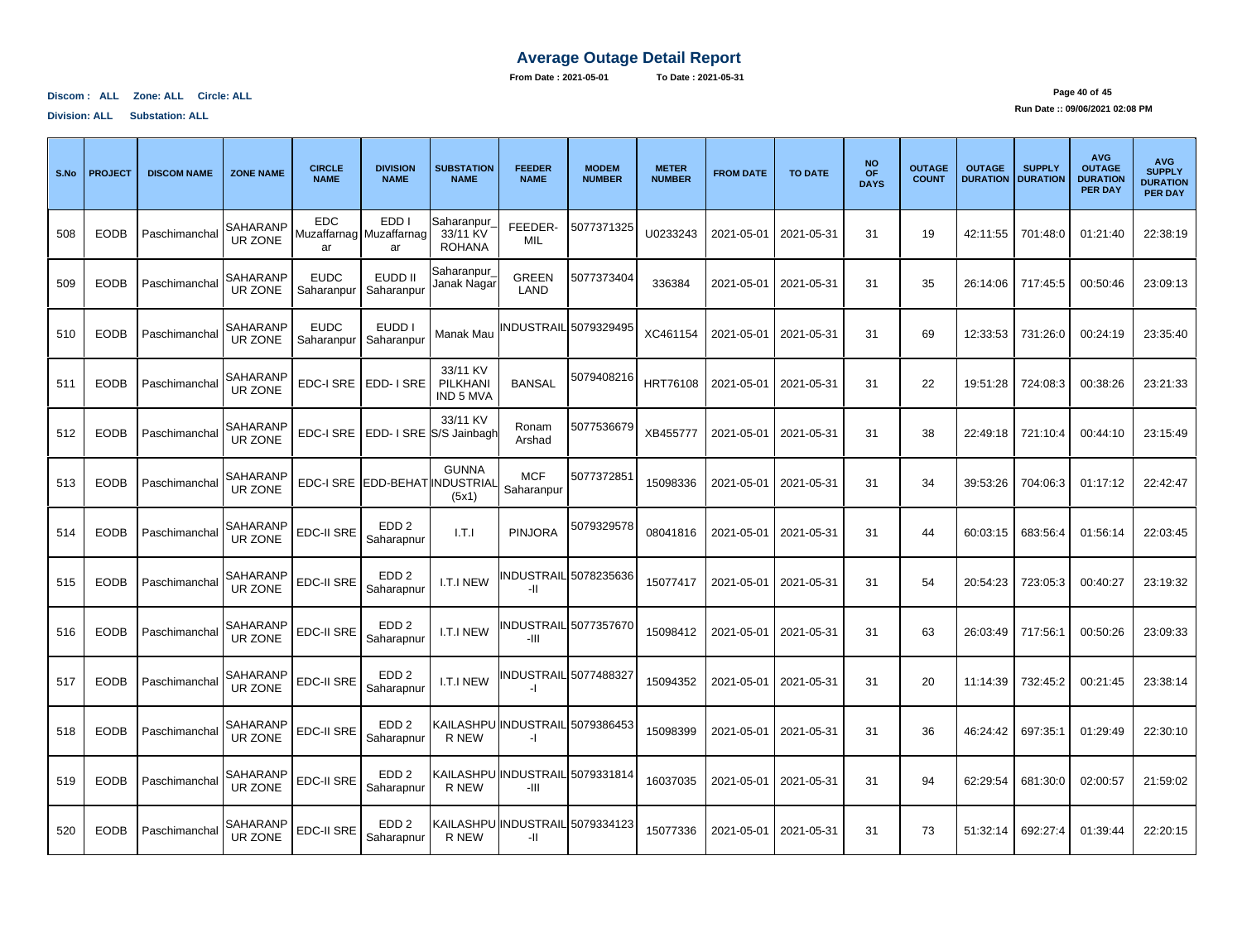# Average Outage Detail Report

**From Date : 2021-05-01 To Date : 2021-05-31**

**Discom : ALL Zone: ALL Circle: ALL**

**Division: ALL Substation: ALL**

**Run Date :: 09/06/2021 02:08 PM**

| S.No | PROJECT | DISCOM NAME | ZONE NAME | CIRCLE NAME | DIVISION NAME | SUBSTATION NAME | FEEDER NAME | MODEM NUMBER | METER NUMBER | FROM DATE | TO DATE | NO OF DAYS | OUTAGE COUNT | OUTAGE DURATION | SUPPLY DURATION | AVG OUTAGE DURATION PER DAY | AVG SUPPLY DURATION PER DAY |
|---|---|---|---|---|---|---|---|---|---|---|---|---|---|---|---|---|---|
| 508 | EODB | Paschimanchal | SAHARANPUR ZONE | EDC Muzaffarnagar | EDD I Muzaffarnagar | Saharanpur_33/11 KV ROHANA | FEEDER-MIL | 5077371325 | U0233243 | 2021-05-01 | 2021-05-31 | 31 | 19 | 42:11:55 | 701:48:0 | 01:21:40 | 22:38:19 |
| 509 | EODB | Paschimanchal | SAHARANPUR ZONE | EUDC Saharanpur | EUDD II Saharanpur | Saharanpur_Janak Nagar | GREEN LAND | 5077373404 | 336384 | 2021-05-01 | 2021-05-31 | 31 | 35 | 26:14:06 | 717:45:5 | 00:50:46 | 23:09:13 |
| 510 | EODB | Paschimanchal | SAHARANPUR ZONE | EUDC Saharanpur | EUDD I Saharanpur | Manak Mau | INDUSTRAIL | 5079329495 | XC461154 | 2021-05-01 | 2021-05-31 | 31 | 69 | 12:33:53 | 731:26:0 | 00:24:19 | 23:35:40 |
| 511 | EODB | Paschimanchal | SAHARANPUR ZONE | EDC-I SRE | EDD- I SRE | 33/11 KV PILKHANI IND 5 MVA | BANSAL | 5079408216 | HRT76108 | 2021-05-01 | 2021-05-31 | 31 | 22 | 19:51:28 | 724:08:3 | 00:38:26 | 23:21:33 |
| 512 | EODB | Paschimanchal | SAHARANPUR ZONE | EDC-I SRE | EDD- I SRE | 33/11 KV S/S Jainbagh | Ronam Arshad | 5077536679 | XB455777 | 2021-05-01 | 2021-05-31 | 31 | 38 | 22:49:18 | 721:10:4 | 00:44:10 | 23:15:49 |
| 513 | EODB | Paschimanchal | SAHARANPUR ZONE | EDC-I SRE | EDD-BEHAT | GUNNA INDUSTRIAL (5x1) | MCF Saharanpur | 5077372851 | 15098336 | 2021-05-01 | 2021-05-31 | 31 | 34 | 39:53:26 | 704:06:3 | 01:17:12 | 22:42:47 |
| 514 | EODB | Paschimanchal | SAHARANPUR ZONE | EDC-II SRE | EDD 2 Saharapnur | I.T.I | PINJORA | 5079329578 | 08041816 | 2021-05-01 | 2021-05-31 | 31 | 44 | 60:03:15 | 683:56:4 | 01:56:14 | 22:03:45 |
| 515 | EODB | Paschimanchal | SAHARANPUR ZONE | EDC-II SRE | EDD 2 Saharapnur | I.T.I NEW | INDUSTRAIL -II | 5078235636 | 15077417 | 2021-05-01 | 2021-05-31 | 31 | 54 | 20:54:23 | 723:05:3 | 00:40:27 | 23:19:32 |
| 516 | EODB | Paschimanchal | SAHARANPUR ZONE | EDC-II SRE | EDD 2 Saharapnur | I.T.I NEW | INDUSTRAIL -III | 5077357670 | 15098412 | 2021-05-01 | 2021-05-31 | 31 | 63 | 26:03:49 | 717:56:1 | 00:50:26 | 23:09:33 |
| 517 | EODB | Paschimanchal | SAHARANPUR ZONE | EDC-II SRE | EDD 2 Saharapnur | I.T.I NEW | INDUSTRAIL -I | 5077488327 | 15094352 | 2021-05-01 | 2021-05-31 | 31 | 20 | 11:14:39 | 732:45:2 | 00:21:45 | 23:38:14 |
| 518 | EODB | Paschimanchal | SAHARANPUR ZONE | EDC-II SRE | EDD 2 Saharapnur | KAILASHPUR NEW | INDUSTRAIL -I | 5079386453 | 15098399 | 2021-05-01 | 2021-05-31 | 31 | 36 | 46:24:42 | 697:35:1 | 01:29:49 | 22:30:10 |
| 519 | EODB | Paschimanchal | SAHARANPUR ZONE | EDC-II SRE | EDD 2 Saharapnur | KAILASHPUR NEW | INDUSTRAIL -III | 5079331814 | 16037035 | 2021-05-01 | 2021-05-31 | 31 | 94 | 62:29:54 | 681:30:0 | 02:00:57 | 21:59:02 |
| 520 | EODB | Paschimanchal | SAHARANPUR ZONE | EDC-II SRE | EDD 2 Saharapnur | KAILASHPUR NEW | INDUSTRAIL -II | 5079334123 | 15077336 | 2021-05-01 | 2021-05-31 | 31 | 73 | 51:32:14 | 692:27:4 | 01:39:44 | 22:20:15 |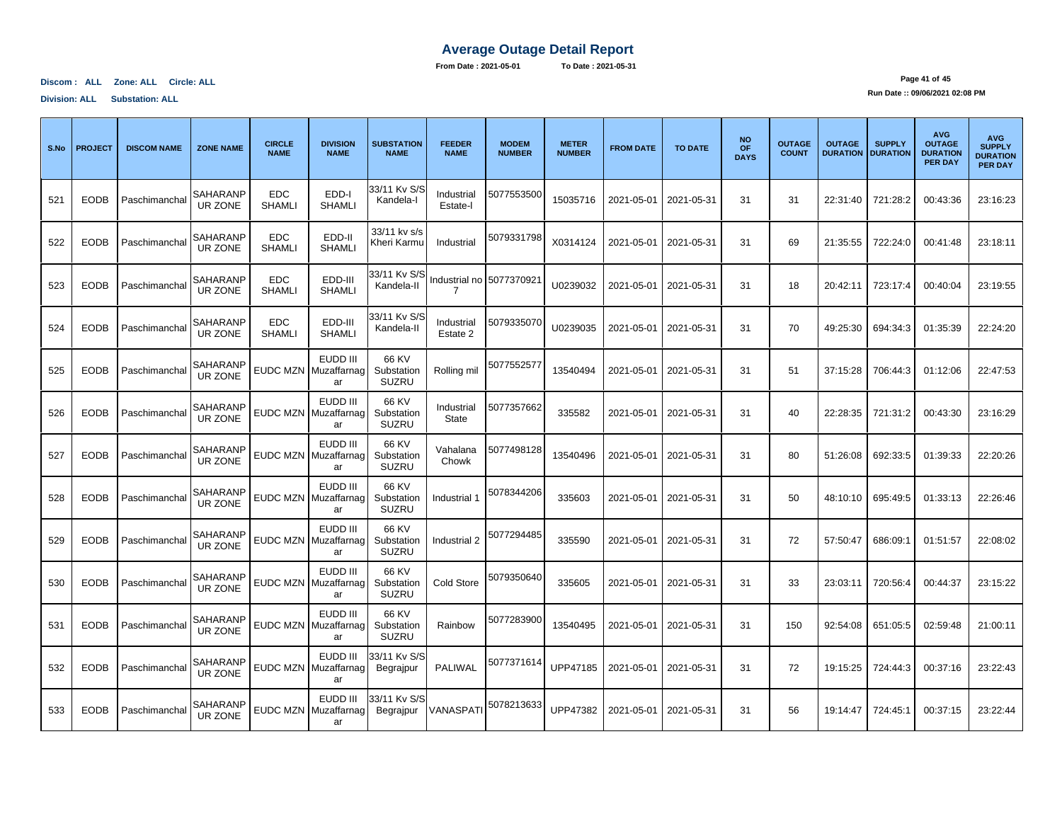# Average Outage Detail Report

**From Date : 2021-05-01 To Date : 2021-05-31**

**Discom : ALL Zone: ALL Circle: ALL**

**Division: ALL Substation: ALL**

**Run Date :: 09/06/2021 02:08 PM**

| S.No | PROJECT | DISCOM NAME | ZONE NAME | CIRCLE NAME | DIVISION NAME | SUBSTATION NAME | FEEDER NAME | MODEM NUMBER | METER NUMBER | FROM DATE | TO DATE | NO OF DAYS | OUTAGE COUNT | OUTAGE DURATION | SUPPLY DURATION | AVG OUTAGE DURATION PER DAY | AVG SUPPLY DURATION PER DAY |
|---|---|---|---|---|---|---|---|---|---|---|---|---|---|---|---|---|---|
| 521 | EODB | Paschimanchal | SAHARANPUR ZONE | EDC SHAMLI | EDD-I SHAMLI | 33/11 Kv S/S Kandela-I | Industrial Estate-I | 5077553500 | 15035716 | 2021-05-01 | 2021-05-31 | 31 | 31 | 22:31:40 | 721:28:2 | 00:43:36 | 23:16:23 |
| 522 | EODB | Paschimanchal | SAHARANPUR ZONE | EDC SHAMLI | EDD-II SHAMLI | 33/11 kv s/s Kheri Karmu | Industrial | 5079331798 | X0314124 | 2021-05-01 | 2021-05-31 | 31 | 69 | 21:35:55 | 722:24:0 | 00:41:48 | 23:18:11 |
| 523 | EODB | Paschimanchal | SAHARANPUR ZONE | EDC SHAMLI | EDD-III SHAMLI | 33/11 Kv S/S Kandela-II | Industrial no 7 | 5077370921 | U0239032 | 2021-05-01 | 2021-05-31 | 31 | 18 | 20:42:11 | 723:17:4 | 00:40:04 | 23:19:55 |
| 524 | EODB | Paschimanchal | SAHARANPUR ZONE | EDC SHAMLI | EDD-III SHAMLI | 33/11 Kv S/S Kandela-II | Industrial Estate 2 | 5079335070 | U0239035 | 2021-05-01 | 2021-05-31 | 31 | 70 | 49:25:30 | 694:34:3 | 01:35:39 | 22:24:20 |
| 525 | EODB | Paschimanchal | SAHARANPUR ZONE | EUDC MZN | EUDD III Muzaffarnagar | 66 KV Substation SUZRU | Rolling mil | 5077552577 | 13540494 | 2021-05-01 | 2021-05-31 | 31 | 51 | 37:15:28 | 706:44:3 | 01:12:06 | 22:47:53 |
| 526 | EODB | Paschimanchal | SAHARANPUR ZONE | EUDC MZN | EUDD III Muzaffarnagar | 66 KV Substation SUZRU | Industrial State | 5077357662 | 335582 | 2021-05-01 | 2021-05-31 | 31 | 40 | 22:28:35 | 721:31:2 | 00:43:30 | 23:16:29 |
| 527 | EODB | Paschimanchal | SAHARANPUR ZONE | EUDC MZN | EUDD III Muzaffarnagar | 66 KV Substation SUZRU | Vahalana Chowk | 5077498128 | 13540496 | 2021-05-01 | 2021-05-31 | 31 | 80 | 51:26:08 | 692:33:5 | 01:39:33 | 22:20:26 |
| 528 | EODB | Paschimanchal | SAHARANPUR ZONE | EUDC MZN | EUDD III Muzaffarnagar | 66 KV Substation SUZRU | Industrial 1 | 5078344206 | 335603 | 2021-05-01 | 2021-05-31 | 31 | 50 | 48:10:10 | 695:49:5 | 01:33:13 | 22:26:46 |
| 529 | EODB | Paschimanchal | SAHARANPUR ZONE | EUDC MZN | EUDD III Muzaffarnagar | 66 KV Substation SUZRU | Industrial 2 | 5077294485 | 335590 | 2021-05-01 | 2021-05-31 | 31 | 72 | 57:50:47 | 686:09:1 | 01:51:57 | 22:08:02 |
| 530 | EODB | Paschimanchal | SAHARANPUR ZONE | EUDC MZN | EUDD III Muzaffarnagar | 66 KV Substation SUZRU | Cold Store | 5079350640 | 335605 | 2021-05-01 | 2021-05-31 | 31 | 33 | 23:03:11 | 720:56:4 | 00:44:37 | 23:15:22 |
| 531 | EODB | Paschimanchal | SAHARANPUR ZONE | EUDC MZN | EUDD III Muzaffarnagar | 66 KV Substation SUZRU | Rainbow | 5077283900 | 13540495 | 2021-05-01 | 2021-05-31 | 31 | 150 | 92:54:08 | 651:05:5 | 02:59:48 | 21:00:11 |
| 532 | EODB | Paschimanchal | SAHARANPUR ZONE | EUDC MZN | EUDD III Muzaffarnagar | 33/11 Kv S/S Begrajpur | PALIWAL | 5077371614 | UPP47185 | 2021-05-01 | 2021-05-31 | 31 | 72 | 19:15:25 | 724:44:3 | 00:37:16 | 23:22:43 |
| 533 | EODB | Paschimanchal | SAHARANPUR ZONE | EUDC MZN | EUDD III Muzaffarnagar | 33/11 Kv S/S Begrajpur | VANASPATI | 5078213633 | UPP47382 | 2021-05-01 | 2021-05-31 | 31 | 56 | 19:14:47 | 724:45:1 | 00:37:15 | 23:22:44 |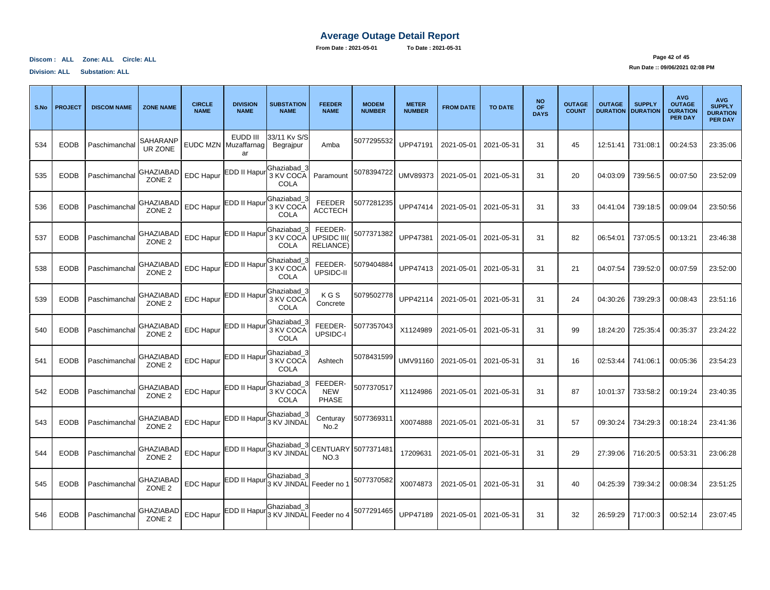# Average Outage Detail Report

**From Date : 2021-05-01** **To Date : 2021-05-31**

**Discom : ALL Zone: ALL Circle: ALL**

**Division: ALL Substation: ALL**

**Run Date :: 09/06/2021 02:08 PM**

| S.No | PROJECT | DISCOM NAME | ZONE NAME | CIRCLE NAME | DIVISION NAME | SUBSTATION NAME | FEEDER NAME | MODEM NUMBER | METER NUMBER | FROM DATE | TO DATE | NO OF DAYS | OUTAGE COUNT | OUTAGE DURATION | SUPPLY DURATION | AVG OUTAGE DURATION PER DAY | AVG SUPPLY DURATION PER DAY |
|---|---|---|---|---|---|---|---|---|---|---|---|---|---|---|---|---|---|
| 534 | EODB | Paschimanchal | SAHARANPUR ZONE | EUDC MZN | EUDD III Muzaffarnagar | 33/11 Kv S/S Begrajpur | Amba | 5077295532 | UPP47191 | 2021-05-01 | 2021-05-31 | 31 | 45 | 12:51:41 | 731:08:1 | 00:24:53 | 23:35:06 |
| 535 | EODB | Paschimanchal | GHAZIABAD ZONE 2 | EDC Hapur | EDD II Hapur | Ghaziabad_33 KV COCA COLA | Paramount | 5078394722 | UMV89373 | 2021-05-01 | 2021-05-31 | 31 | 20 | 04:03:09 | 739:56:5 | 00:07:50 | 23:52:09 |
| 536 | EODB | Paschimanchal | GHAZIABAD ZONE 2 | EDC Hapur | EDD II Hapur | Ghaziabad_33 KV COCA COLA | FEEDER ACCTECH | 5077281235 | UPP47414 | 2021-05-01 | 2021-05-31 | 31 | 33 | 04:41:04 | 739:18:5 | 00:09:04 | 23:50:56 |
| 537 | EODB | Paschimanchal | GHAZIABAD ZONE 2 | EDC Hapur | EDD II Hapur | Ghaziabad_33 KV COCA COLA | FEEDER-UPSIDC III(RELIANCE) | 5077371382 | UPP47381 | 2021-05-01 | 2021-05-31 | 31 | 82 | 06:54:01 | 737:05:5 | 00:13:21 | 23:46:38 |
| 538 | EODB | Paschimanchal | GHAZIABAD ZONE 2 | EDC Hapur | EDD II Hapur | Ghaziabad_33 KV COCA COLA | FEEDER-UPSIDC-II | 5079404884 | UPP47413 | 2021-05-01 | 2021-05-31 | 31 | 21 | 04:07:54 | 739:52:0 | 00:07:59 | 23:52:00 |
| 539 | EODB | Paschimanchal | GHAZIABAD ZONE 2 | EDC Hapur | EDD II Hapur | Ghaziabad_33 KV COCA COLA | K G S Concrete | 5079502778 | UPP42114 | 2021-05-01 | 2021-05-31 | 31 | 24 | 04:30:26 | 739:29:3 | 00:08:43 | 23:51:16 |
| 540 | EODB | Paschimanchal | GHAZIABAD ZONE 2 | EDC Hapur | EDD II Hapur | Ghaziabad_33 KV COCA COLA | FEEDER-UPSIDC-I | 5077357043 | X1124989 | 2021-05-01 | 2021-05-31 | 31 | 99 | 18:24:20 | 725:35:4 | 00:35:37 | 23:24:22 |
| 541 | EODB | Paschimanchal | GHAZIABAD ZONE 2 | EDC Hapur | EDD II Hapur | Ghaziabad_33 KV COCA COLA | Ashtech | 5078431599 | UMV91160 | 2021-05-01 | 2021-05-31 | 31 | 16 | 02:53:44 | 741:06:1 | 00:05:36 | 23:54:23 |
| 542 | EODB | Paschimanchal | GHAZIABAD ZONE 2 | EDC Hapur | EDD II Hapur | Ghaziabad_33 KV COCA COLA | FEEDER-NEW PHASE | 5077370517 | X1124986 | 2021-05-01 | 2021-05-31 | 31 | 87 | 10:01:37 | 733:58:2 | 00:19:24 | 23:40:35 |
| 543 | EODB | Paschimanchal | GHAZIABAD ZONE 2 | EDC Hapur | EDD II Hapur | Ghaziabad_33 KV JINDAL | Centuray No.2 | 5077369311 | X0074888 | 2021-05-01 | 2021-05-31 | 31 | 57 | 09:30:24 | 734:29:3 | 00:18:24 | 23:41:36 |
| 544 | EODB | Paschimanchal | GHAZIABAD ZONE 2 | EDC Hapur | EDD II Hapur | Ghaziabad_33 KV JINDAL | CENTUARY NO.3 | 5077371481 | 17209631 | 2021-05-01 | 2021-05-31 | 31 | 29 | 27:39:06 | 716:20:5 | 00:53:31 | 23:06:28 |
| 545 | EODB | Paschimanchal | GHAZIABAD ZONE 2 | EDC Hapur | EDD II Hapur | Ghaziabad_33 KV JINDAL | Feeder no 1 | 5077370582 | X0074873 | 2021-05-01 | 2021-05-31 | 31 | 40 | 04:25:39 | 739:34:2 | 00:08:34 | 23:51:25 |
| 546 | EODB | Paschimanchal | GHAZIABAD ZONE 2 | EDC Hapur | EDD II Hapur | Ghaziabad_33 KV JINDAL | Feeder no 4 | 5077291465 | UPP47189 | 2021-05-01 | 2021-05-31 | 31 | 32 | 26:59:29 | 717:00:3 | 00:52:14 | 23:07:45 |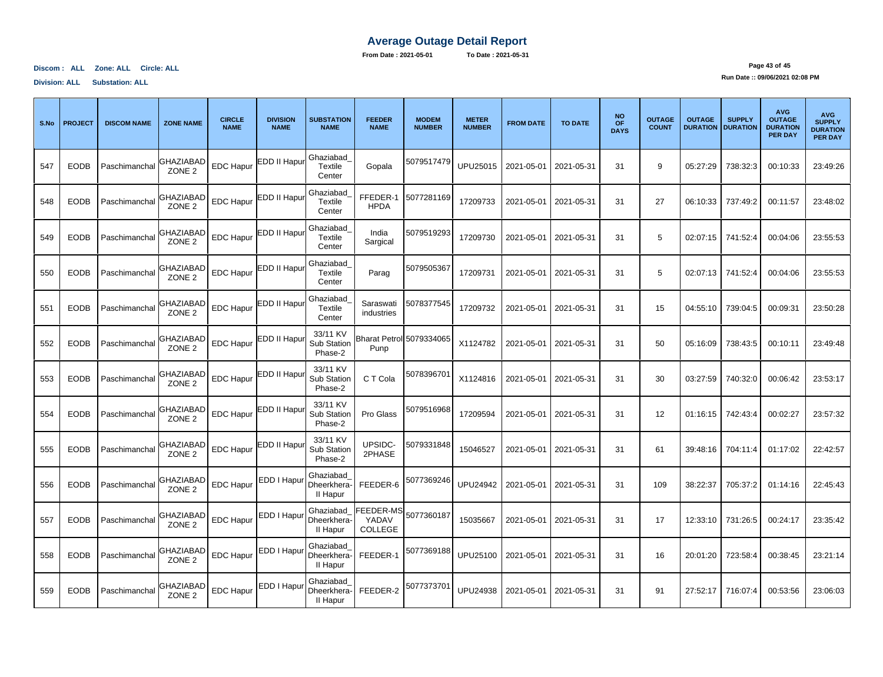# Average Outage Detail Report

**From Date : 2021-05-01** **To Date : 2021-05-31**

**Discom : ALL Zone: ALL Circle: ALL**

**Division: ALL Substation: ALL**

**Run Date :: 09/06/2021 02:08 PM**

| S.No | PROJECT | DISCOM NAME | ZONE NAME | CIRCLE NAME | DIVISION NAME | SUBSTATION NAME | FEEDER NAME | MODEM NUMBER | METER NUMBER | FROM DATE | TO DATE | NO OF DAYS | OUTAGE COUNT | OUTAGE DURATION | SUPPLY DURATION | AVG OUTAGE DURATION PER DAY | AVG SUPPLY DURATION PER DAY |
|---|---|---|---|---|---|---|---|---|---|---|---|---|---|---|---|---|---|
| 547 | EODB | Paschimanchal | GHAZIABAD ZONE 2 | EDC Hapur | EDD II Hapur | Ghaziabad_ Textile Center | Gopala | 5079517479 | UPU25015 | 2021-05-01 | 2021-05-31 | 31 | 9 | 05:27:29 | 738:32:3 | 00:10:33 | 23:49:26 |
| 548 | EODB | Paschimanchal | GHAZIABAD ZONE 2 | EDC Hapur | EDD II Hapur | Ghaziabad_ Textile Center | FFEDER-1 HPDA | 5077281169 | 17209733 | 2021-05-01 | 2021-05-31 | 31 | 27 | 06:10:33 | 737:49:2 | 00:11:57 | 23:48:02 |
| 549 | EODB | Paschimanchal | GHAZIABAD ZONE 2 | EDC Hapur | EDD II Hapur | Ghaziabad_ Textile Center | India Sargical | 5079519293 | 17209730 | 2021-05-01 | 2021-05-31 | 31 | 5 | 02:07:15 | 741:52:4 | 00:04:06 | 23:55:53 |
| 550 | EODB | Paschimanchal | GHAZIABAD ZONE 2 | EDC Hapur | EDD II Hapur | Ghaziabad_ Textile Center | Parag | 5079505367 | 17209731 | 2021-05-01 | 2021-05-31 | 31 | 5 | 02:07:13 | 741:52:4 | 00:04:06 | 23:55:53 |
| 551 | EODB | Paschimanchal | GHAZIABAD ZONE 2 | EDC Hapur | EDD II Hapur | Ghaziabad_ Textile Center | Saraswati industries | 5078377545 | 17209732 | 2021-05-01 | 2021-05-31 | 31 | 15 | 04:55:10 | 739:04:5 | 00:09:31 | 23:50:28 |
| 552 | EODB | Paschimanchal | GHAZIABAD ZONE 2 | EDC Hapur | EDD II Hapur | 33/11 KV Sub Station Phase-2 | Bharat Petrol Punp | 5079334065 | X1124782 | 2021-05-01 | 2021-05-31 | 31 | 50 | 05:16:09 | 738:43:5 | 00:10:11 | 23:49:48 |
| 553 | EODB | Paschimanchal | GHAZIABAD ZONE 2 | EDC Hapur | EDD II Hapur | 33/11 KV Sub Station Phase-2 | C T Cola | 5078396701 | X1124816 | 2021-05-01 | 2021-05-31 | 31 | 30 | 03:27:59 | 740:32:0 | 00:06:42 | 23:53:17 |
| 554 | EODB | Paschimanchal | GHAZIABAD ZONE 2 | EDC Hapur | EDD II Hapur | 33/11 KV Sub Station Phase-2 | Pro Glass | 5079516968 | 17209594 | 2021-05-01 | 2021-05-31 | 31 | 12 | 01:16:15 | 742:43:4 | 00:02:27 | 23:57:32 |
| 555 | EODB | Paschimanchal | GHAZIABAD ZONE 2 | EDC Hapur | EDD II Hapur | 33/11 KV Sub Station Phase-2 | UPSIDC-2PHASE | 5079331848 | 15046527 | 2021-05-01 | 2021-05-31 | 31 | 61 | 39:48:16 | 704:11:4 | 01:17:02 | 22:42:57 |
| 556 | EODB | Paschimanchal | GHAZIABAD ZONE 2 | EDC Hapur | EDD I Hapur | Ghaziabad_ Dheerkhera-II Hapur | FEEDER-6 | 5077369246 | UPU24942 | 2021-05-01 | 2021-05-31 | 31 | 109 | 38:22:37 | 705:37:2 | 01:14:16 | 22:45:43 |
| 557 | EODB | Paschimanchal | GHAZIABAD ZONE 2 | EDC Hapur | EDD I Hapur | Ghaziabad_ Dheerkhera-II Hapur | FEEDER-MS YADAV COLLEGE | 5077360187 | 15035667 | 2021-05-01 | 2021-05-31 | 31 | 17 | 12:33:10 | 731:26:5 | 00:24:17 | 23:35:42 |
| 558 | EODB | Paschimanchal | GHAZIABAD ZONE 2 | EDC Hapur | EDD I Hapur | Ghaziabad_ Dheerkhera-II Hapur | FEEDER-1 | 5077369188 | UPU25100 | 2021-05-01 | 2021-05-31 | 31 | 16 | 20:01:20 | 723:58:4 | 00:38:45 | 23:21:14 |
| 559 | EODB | Paschimanchal | GHAZIABAD ZONE 2 | EDC Hapur | EDD I Hapur | Ghaziabad_ Dheerkhera-II Hapur | FEEDER-2 | 5077373701 | UPU24938 | 2021-05-01 | 2021-05-31 | 31 | 91 | 27:52:17 | 716:07:4 | 00:53:56 | 23:06:03 |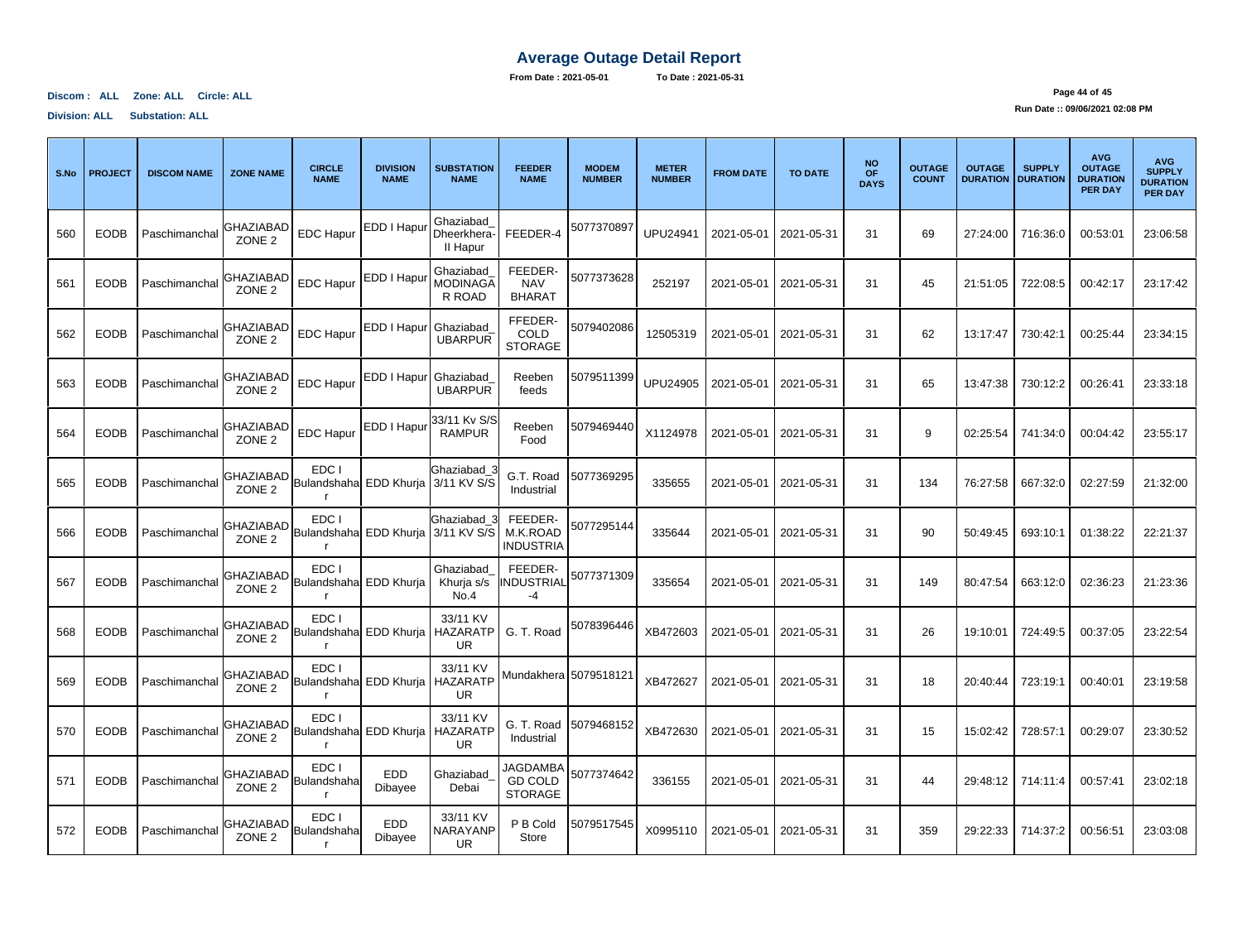# Average Outage Detail Report

**From Date : 2021-05-01** **To Date : 2021-05-31**

**Discom : ALL Zone: ALL Circle: ALL**

**Division: ALL Substation: ALL**

**Run Date :: 09/06/2021 02:08 PM**

| S.No | PROJECT | DISCOM NAME | ZONE NAME | CIRCLE NAME | DIVISION NAME | SUBSTATION NAME | FEEDER NAME | MODEM NUMBER | METER NUMBER | FROM DATE | TO DATE | NO OF DAYS | OUTAGE COUNT | OUTAGE DURATION | SUPPLY DURATION | AVG OUTAGE DURATION PER DAY | AVG SUPPLY DURATION PER DAY |
|---|---|---|---|---|---|---|---|---|---|---|---|---|---|---|---|---|---|
| 560 | EODB | Paschimanchal | GHAZIABAD ZONE 2 | EDC Hapur | EDD I Hapur | Ghaziabad_Dheerkhera-II Hapur | FEEDER-4 | 5077370897 | UPU24941 | 2021-05-01 | 2021-05-31 | 31 | 69 | 27:24:00 | 716:36:0 | 00:53:01 | 23:06:58 |
| 561 | EODB | Paschimanchal | GHAZIABAD ZONE 2 | EDC Hapur | EDD I Hapur | Ghaziabad_MODINAGAR ROAD | FEEDER-NAV BHARAT | 5077373628 | 252197 | 2021-05-01 | 2021-05-31 | 31 | 45 | 21:51:05 | 722:08:5 | 00:42:17 | 23:17:42 |
| 562 | EODB | Paschimanchal | GHAZIABAD ZONE 2 | EDC Hapur | EDD I Hapur | Ghaziabad_UBARPUR | FFEDER-COLD STORAGE | 5079402086 | 12505319 | 2021-05-01 | 2021-05-31 | 31 | 62 | 13:17:47 | 730:42:1 | 00:25:44 | 23:34:15 |
| 563 | EODB | Paschimanchal | GHAZIABAD ZONE 2 | EDC Hapur | EDD I Hapur | Ghaziabad_UBARPUR | Reeben feeds | 5079511399 | UPU24905 | 2021-05-01 | 2021-05-31 | 31 | 65 | 13:47:38 | 730:12:2 | 00:26:41 | 23:33:18 |
| 564 | EODB | Paschimanchal | GHAZIABAD ZONE 2 | EDC Hapur | EDD I Hapur | 33/11 Kv S/S RAMPUR | Reeben Food | 5079469440 | X1124978 | 2021-05-01 | 2021-05-31 | 31 | 9 | 02:25:54 | 741:34:0 | 00:04:42 | 23:55:17 |
| 565 | EODB | Paschimanchal | GHAZIABAD ZONE 2 | EDC I Bulandshahar | EDD Khurja | Ghaziabad_33/11 KV S/S | G.T. Road Industrial | 5077369295 | 335655 | 2021-05-01 | 2021-05-31 | 31 | 134 | 76:27:58 | 667:32:0 | 02:27:59 | 21:32:00 |
| 566 | EODB | Paschimanchal | GHAZIABAD ZONE 2 | EDC I Bulandshahar | EDD Khurja | Ghaziabad_33/11 KV S/S | FEEDER-M.K.ROAD INDUSTRIA | 5077295144 | 335644 | 2021-05-01 | 2021-05-31 | 31 | 90 | 50:49:45 | 693:10:1 | 01:38:22 | 22:21:37 |
| 567 | EODB | Paschimanchal | GHAZIABAD ZONE 2 | EDC I Bulandshahar | EDD Khurja | Ghaziabad_Khurja s/s No.4 | FEEDER-INDUSTRIAL-4 | 5077371309 | 335654 | 2021-05-01 | 2021-05-31 | 31 | 149 | 80:47:54 | 663:12:0 | 02:36:23 | 21:23:36 |
| 568 | EODB | Paschimanchal | GHAZIABAD ZONE 2 | EDC I Bulandshahar | EDD Khurja | 33/11 KV HAZARATPUR | G. T. Road | 5078396446 | XB472603 | 2021-05-01 | 2021-05-31 | 31 | 26 | 19:10:01 | 724:49:5 | 00:37:05 | 23:22:54 |
| 569 | EODB | Paschimanchal | GHAZIABAD ZONE 2 | EDC I Bulandshahar | EDD Khurja | 33/11 KV HAZARATPUR | Mundakhera | 5079518121 | XB472627 | 2021-05-01 | 2021-05-31 | 31 | 18 | 20:40:44 | 723:19:1 | 00:40:01 | 23:19:58 |
| 570 | EODB | Paschimanchal | GHAZIABAD ZONE 2 | EDC I Bulandshahar | EDD Khurja | 33/11 KV HAZARATPUR | G. T. Road Industrial | 5079468152 | XB472630 | 2021-05-01 | 2021-05-31 | 31 | 15 | 15:02:42 | 728:57:1 | 00:29:07 | 23:30:52 |
| 571 | EODB | Paschimanchal | GHAZIABAD ZONE 2 | EDC I Bulandshahar | EDD Dibayee | Ghaziabad_Debai | JAGDAMBA GD COLD STORAGE | 5077374642 | 336155 | 2021-05-01 | 2021-05-31 | 31 | 44 | 29:48:12 | 714:11:4 | 00:57:41 | 23:02:18 |
| 572 | EODB | Paschimanchal | GHAZIABAD ZONE 2 | EDC I Bulandshahar | EDD Dibayee | 33/11 KV NARAYANPUR | P B Cold Store | 5079517545 | X0995110 | 2021-05-01 | 2021-05-31 | 31 | 359 | 29:22:33 | 714:37:2 | 00:56:51 | 23:03:08 |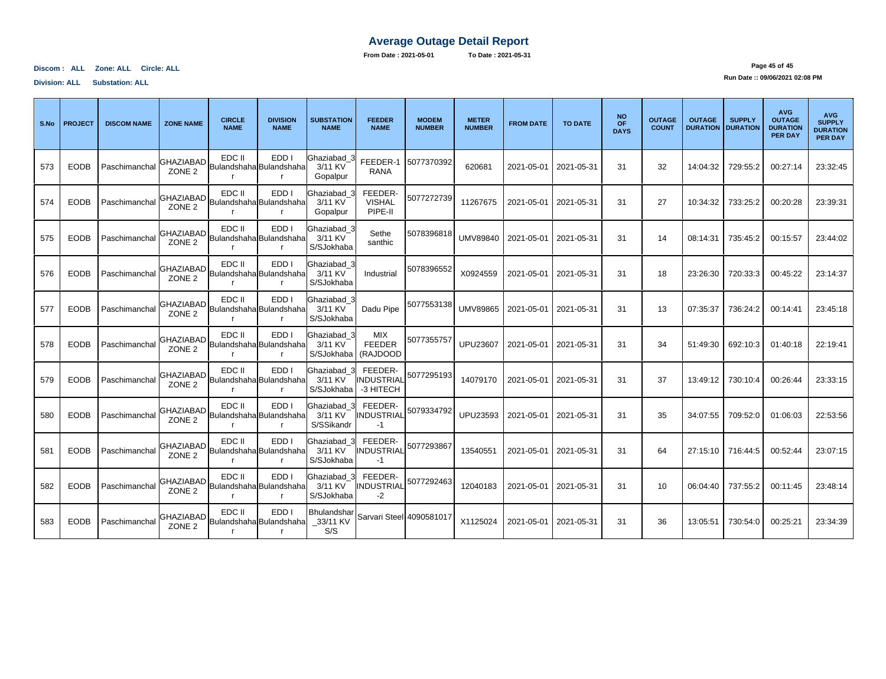# Average Outage Detail Report

**From Date : 2021-05-01** **To Date : 2021-05-31**

**Discom : ALL Zone: ALL Circle: ALL**

**Division: ALL Substation: ALL**

**Run Date :: 09/06/2021 02:08 PM**

| S.No | PROJECT | DISCOM NAME | ZONE NAME | CIRCLE NAME | DIVISION NAME | SUBSTATION NAME | FEEDER NAME | MODEM NUMBER | METER NUMBER | FROM DATE | TO DATE | NO OF DAYS | OUTAGE COUNT | OUTAGE DURATION | SUPPLY DURATION | AVG OUTAGE DURATION PER DAY | AVG SUPPLY DURATION PER DAY |
|---|---|---|---|---|---|---|---|---|---|---|---|---|---|---|---|---|---|
| 573 | EODB | Paschimanchal | GHAZIABAD ZONE 2 | EDC II Bulandshahar | EDD I Bulandshahar | Ghaziabad_3 3/11 KV Gopalpur | FEEDER-1 RANA | 5077370392 | 620681 | 2021-05-01 | 2021-05-31 | 31 | 32 | 14:04:32 | 729:55:2 | 00:27:14 | 23:32:45 |
| 574 | EODB | Paschimanchal | GHAZIABAD ZONE 2 | EDC II Bulandshahar | EDD I Bulandshahar | Ghaziabad_3 3/11 KV Gopalpur | FEEDER-VISHAL PIPE-II | 5077272739 | 11267675 | 2021-05-01 | 2021-05-31 | 31 | 27 | 10:34:32 | 733:25:2 | 00:20:28 | 23:39:31 |
| 575 | EODB | Paschimanchal | GHAZIABAD ZONE 2 | EDC II Bulandshahar | EDD I Bulandshahar | Ghaziabad_3 3/11 KV S/SJokhaba | Sethe santhic | 5078396818 | UMV89840 | 2021-05-01 | 2021-05-31 | 31 | 14 | 08:14:31 | 735:45:2 | 00:15:57 | 23:44:02 |
| 576 | EODB | Paschimanchal | GHAZIABAD ZONE 2 | EDC II Bulandshahar | EDD I Bulandshahar | Ghaziabad_3 3/11 KV S/SJokhaba | Industrial | 5078396552 | X0924559 | 2021-05-01 | 2021-05-31 | 31 | 18 | 23:26:30 | 720:33:3 | 00:45:22 | 23:14:37 |
| 577 | EODB | Paschimanchal | GHAZIABAD ZONE 2 | EDC II Bulandshahar | EDD I Bulandshahar | Ghaziabad_3 3/11 KV S/SJokhaba | Dadu Pipe | 5077553138 | UMV89865 | 2021-05-01 | 2021-05-31 | 31 | 13 | 07:35:37 | 736:24:2 | 00:14:41 | 23:45:18 |
| 578 | EODB | Paschimanchal | GHAZIABAD ZONE 2 | EDC II Bulandshahar | EDD I Bulandshahar | Ghaziabad_3 3/11 KV S/SJokhaba | MIX FEEDER (RAJDOOD | 5077355757 | UPU23607 | 2021-05-01 | 2021-05-31 | 31 | 34 | 51:49:30 | 692:10:3 | 01:40:18 | 22:19:41 |
| 579 | EODB | Paschimanchal | GHAZIABAD ZONE 2 | EDC II Bulandshahar | EDD I Bulandshahar | Ghaziabad_3 3/11 KV S/SJokhaba | FEEDER-INDUSTRIAL -3 HITECH | 5077295193 | 14079170 | 2021-05-01 | 2021-05-31 | 31 | 37 | 13:49:12 | 730:10:4 | 00:26:44 | 23:33:15 |
| 580 | EODB | Paschimanchal | GHAZIABAD ZONE 2 | EDC II Bulandshahar | EDD I Bulandshahar | Ghaziabad_3 3/11 KV S/SSikandr | FEEDER-INDUSTRIAL -1 | 5079334792 | UPU23593 | 2021-05-01 | 2021-05-31 | 31 | 35 | 34:07:55 | 709:52:0 | 01:06:03 | 22:53:56 |
| 581 | EODB | Paschimanchal | GHAZIABAD ZONE 2 | EDC II Bulandshahar | EDD I Bulandshahar | Ghaziabad_3 3/11 KV S/SJokhaba | FEEDER-INDUSTRIAL -1 | 5077293867 | 13540551 | 2021-05-01 | 2021-05-31 | 31 | 64 | 27:15:10 | 716:44:5 | 00:52:44 | 23:07:15 |
| 582 | EODB | Paschimanchal | GHAZIABAD ZONE 2 | EDC II Bulandshahar | EDD I Bulandshahar | Ghaziabad_3 3/11 KV S/SJokhaba | FEEDER-INDUSTRIAL -2 | 5077292463 | 12040183 | 2021-05-01 | 2021-05-31 | 31 | 10 | 06:04:40 | 737:55:2 | 00:11:45 | 23:48:14 |
| 583 | EODB | Paschimanchal | GHAZIABAD ZONE 2 | EDC II Bulandshahar | EDD I Bulandshahar | Bhulandshar_33/11 KV S/S | Sarvari Steel | 4090581017 | X1125024 | 2021-05-01 | 2021-05-31 | 31 | 36 | 13:05:51 | 730:54:0 | 00:25:21 | 23:34:39 |